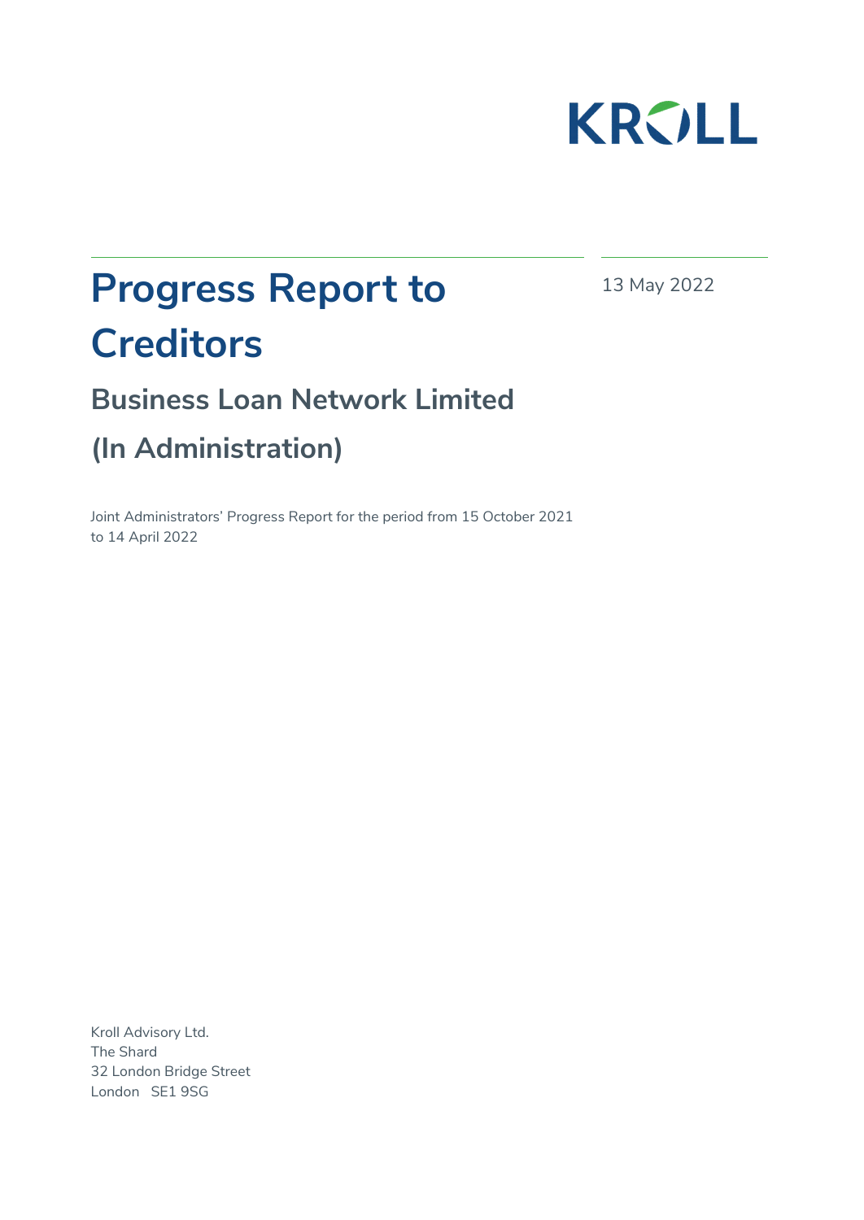KROLL

# Progress Report to Creditors

13 May 2022

## Business Loan Network Limited

## (In Administration)

Joint Administrators' Progress Report for the period from 15 October 2021 to 14 April 2022

Kroll Advisory Ltd.
The Shard
32 London Bridge Street
London SE1 9SG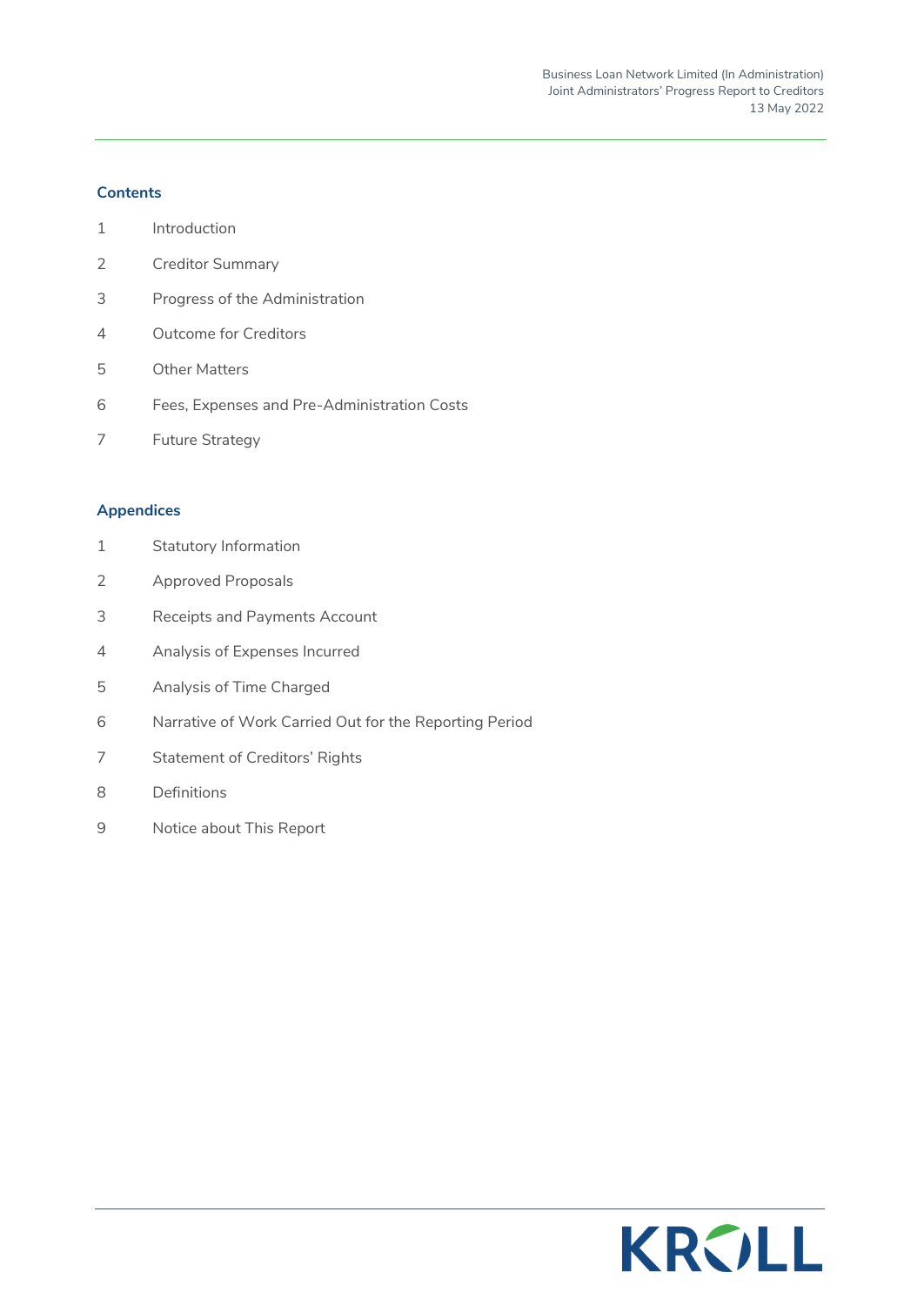## Contents

| | |
|---|---|
| 1 | Introduction |
| 2 | Creditor Summary |
| 3 | Progress of the Administration |
| 4 | Outcome for Creditors |
| 5 | Other Matters |
| 6 | Fees, Expenses and Pre-Administration Costs |
| 7 | Future Strategy |

## Appendices

| | |
|---|---|
| 1 | Statutory Information |
| 2 | Approved Proposals |
| 3 | Receipts and Payments Account |
| 4 | Analysis of Expenses Incurred |
| 5 | Analysis of Time Charged |
| 6 | Narrative of Work Carried Out for the Reporting Period |
| 7 | Statement of Creditors' Rights |
| 8 | Definitions |
| 9 | Notice about This Report |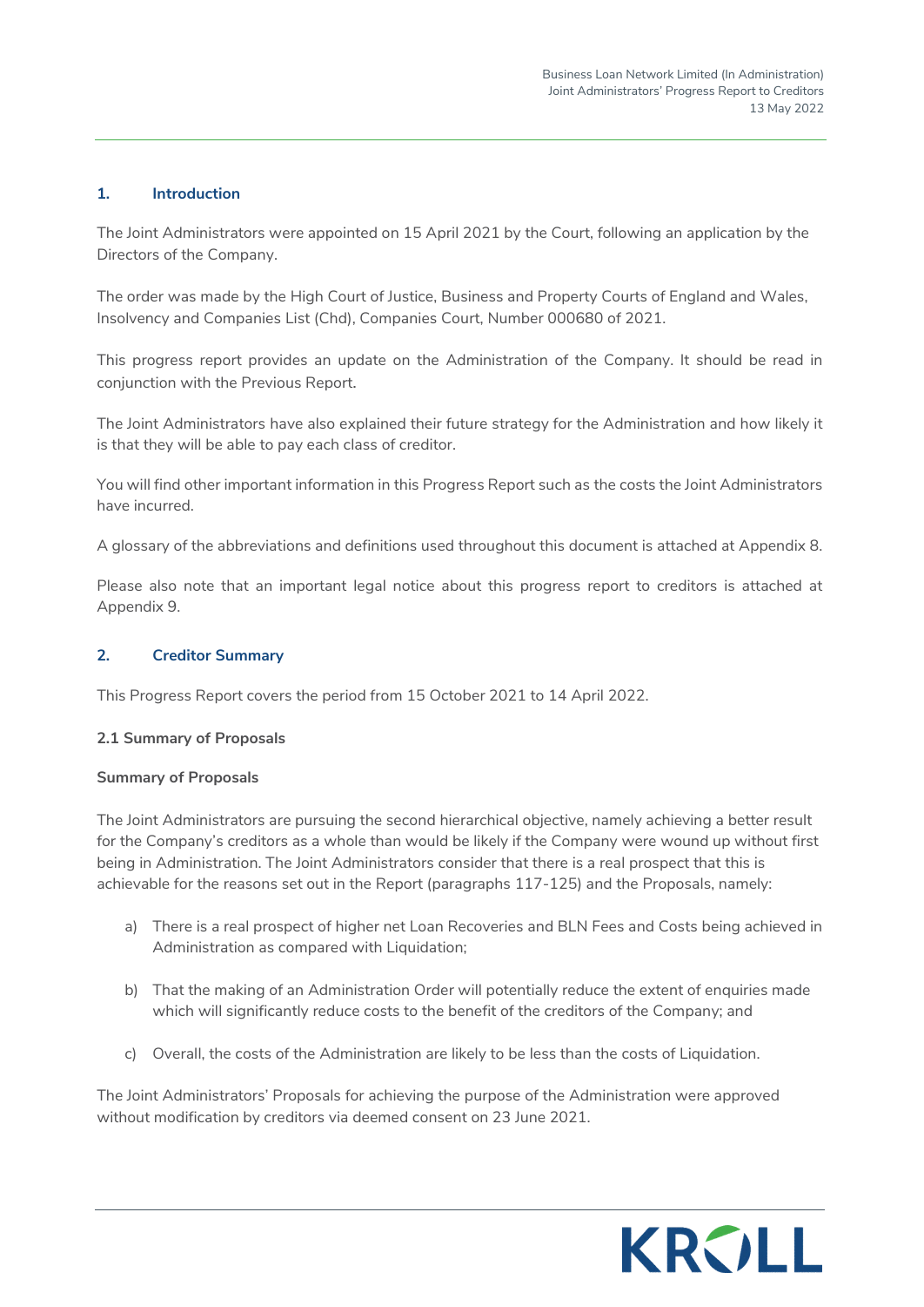## 1. Introduction

The Joint Administrators were appointed on 15 April 2021 by the Court, following an application by the Directors of the Company.

The order was made by the High Court of Justice, Business and Property Courts of England and Wales, Insolvency and Companies List (Chd), Companies Court, Number 000680 of 2021.

This progress report provides an update on the Administration of the Company. It should be read in conjunction with the Previous Report.

The Joint Administrators have also explained their future strategy for the Administration and how likely it is that they will be able to pay each class of creditor.

You will find other important information in this Progress Report such as the costs the Joint Administrators have incurred.

A glossary of the abbreviations and definitions used throughout this document is attached at Appendix 8.

Please also note that an important legal notice about this progress report to creditors is attached at Appendix 9.

## 2. Creditor Summary

This Progress Report covers the period from 15 October 2021 to 14 April 2022.

### 2.1 Summary of Proposals

**Summary of Proposals**

The Joint Administrators are pursuing the second hierarchical objective, namely achieving a better result for the Company's creditors as a whole than would be likely if the Company were wound up without first being in Administration. The Joint Administrators consider that there is a real prospect that this is achievable for the reasons set out in the Report (paragraphs 117-125) and the Proposals, namely:

a) There is a real prospect of higher net Loan Recoveries and BLN Fees and Costs being achieved in Administration as compared with Liquidation;

b) That the making of an Administration Order will potentially reduce the extent of enquiries made which will significantly reduce costs to the benefit of the creditors of the Company; and

c) Overall, the costs of the Administration are likely to be less than the costs of Liquidation.

The Joint Administrators' Proposals for achieving the purpose of the Administration were approved without modification by creditors via deemed consent on 23 June 2021.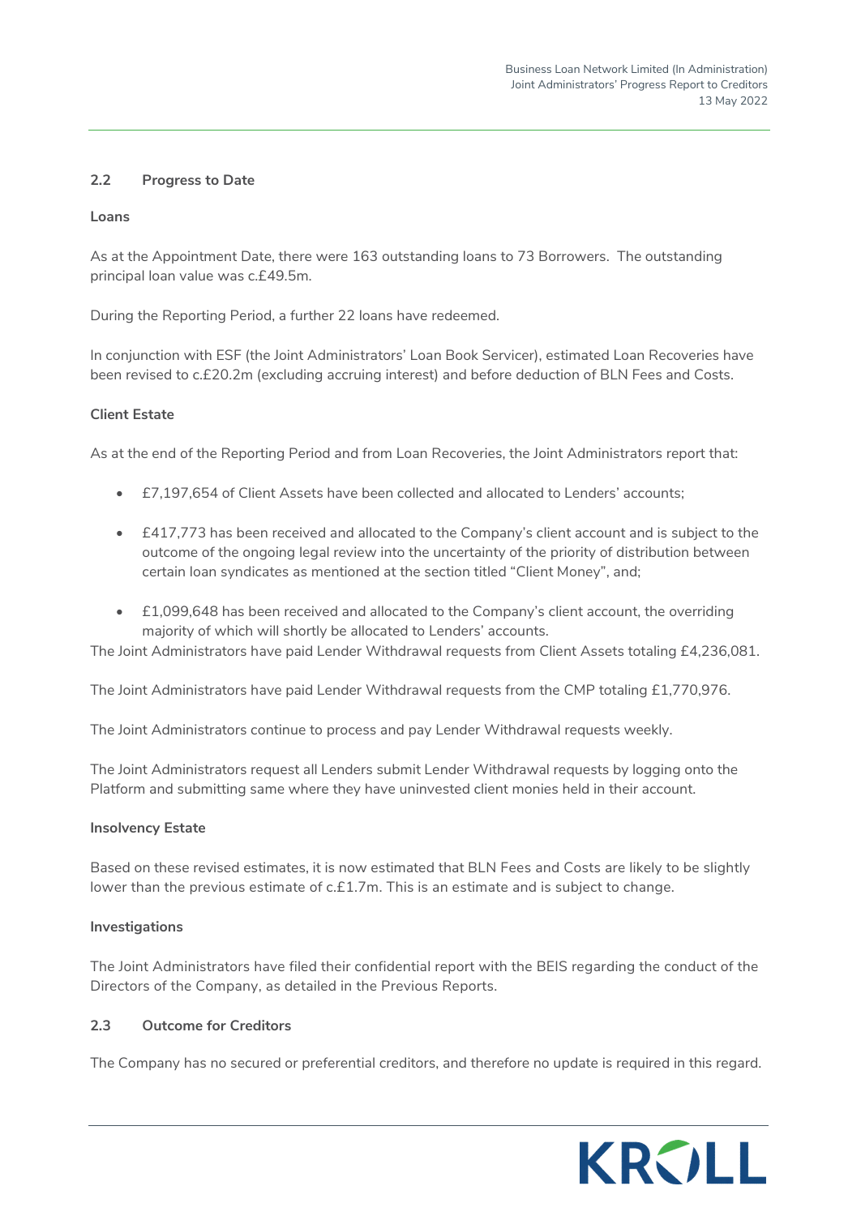### 2.2 Progress to Date

**Loans**

As at the Appointment Date, there were 163 outstanding loans to 73 Borrowers. The outstanding principal loan value was c.£49.5m.

During the Reporting Period, a further 22 loans have redeemed.

In conjunction with ESF (the Joint Administrators' Loan Book Servicer), estimated Loan Recoveries have been revised to c.£20.2m (excluding accruing interest) and before deduction of BLN Fees and Costs.

**Client Estate**

As at the end of the Reporting Period and from Loan Recoveries, the Joint Administrators report that:

- £7,197,654 of Client Assets have been collected and allocated to Lenders' accounts;
- £417,773 has been received and allocated to the Company's client account and is subject to the outcome of the ongoing legal review into the uncertainty of the priority of distribution between certain loan syndicates as mentioned at the section titled "Client Money", and;
- £1,099,648 has been received and allocated to the Company's client account, the overriding majority of which will shortly be allocated to Lenders' accounts.

The Joint Administrators have paid Lender Withdrawal requests from Client Assets totaling £4,236,081.

The Joint Administrators have paid Lender Withdrawal requests from the CMP totaling £1,770,976.

The Joint Administrators continue to process and pay Lender Withdrawal requests weekly.

The Joint Administrators request all Lenders submit Lender Withdrawal requests by logging onto the Platform and submitting same where they have uninvested client monies held in their account.

**Insolvency Estate**

Based on these revised estimates, it is now estimated that BLN Fees and Costs are likely to be slightly lower than the previous estimate of c.£1.7m. This is an estimate and is subject to change.

**Investigations**

The Joint Administrators have filed their confidential report with the BEIS regarding the conduct of the Directors of the Company, as detailed in the Previous Reports.

### 2.3 Outcome for Creditors

The Company has no secured or preferential creditors, and therefore no update is required in this regard.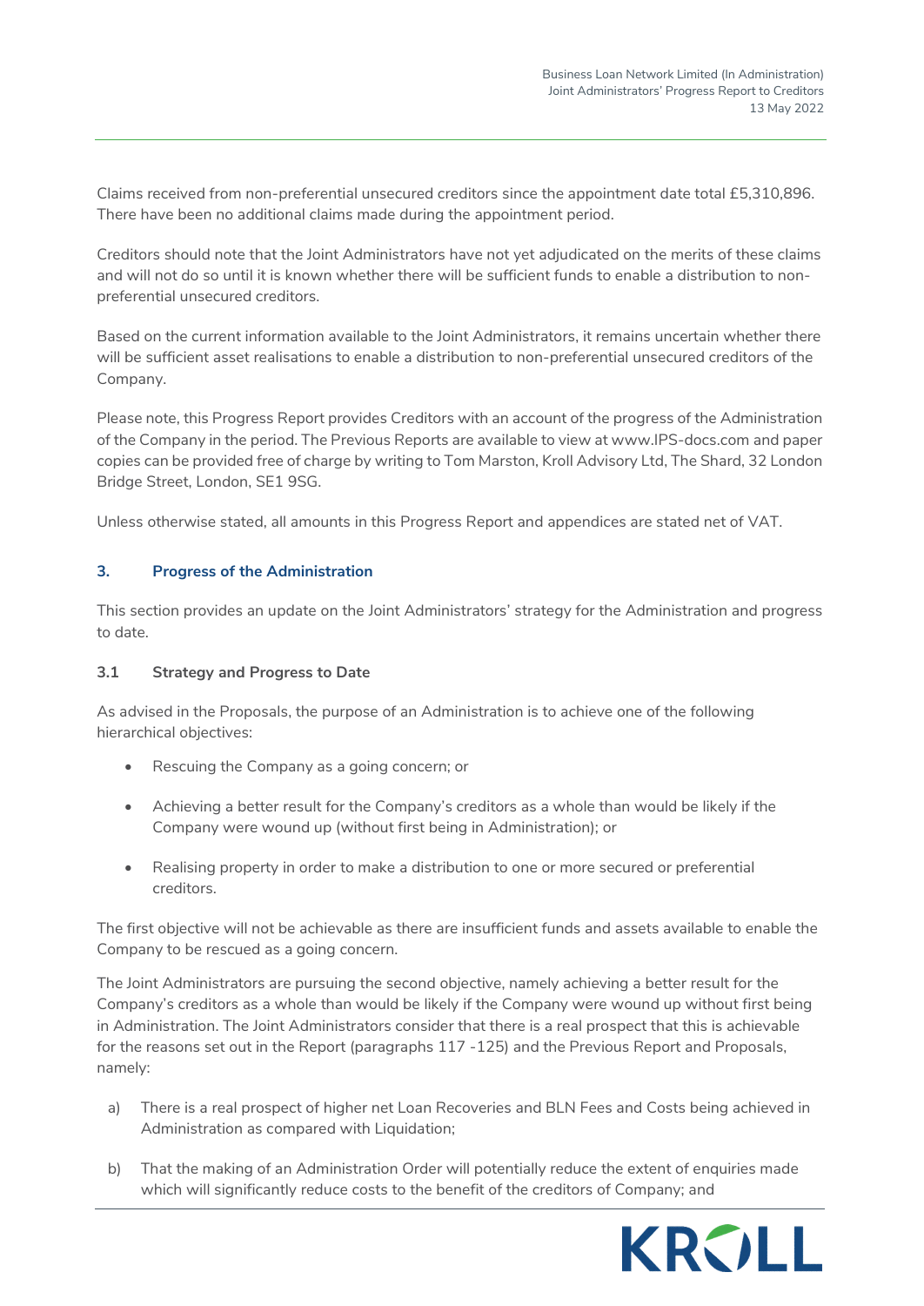Claims received from non-preferential unsecured creditors since the appointment date total £5,310,896. There have been no additional claims made during the appointment period.

Creditors should note that the Joint Administrators have not yet adjudicated on the merits of these claims and will not do so until it is known whether there will be sufficient funds to enable a distribution to non-preferential unsecured creditors.

Based on the current information available to the Joint Administrators, it remains uncertain whether there will be sufficient asset realisations to enable a distribution to non-preferential unsecured creditors of the Company.

Please note, this Progress Report provides Creditors with an account of the progress of the Administration of the Company in the period. The Previous Reports are available to view at www.IPS-docs.com and paper copies can be provided free of charge by writing to Tom Marston, Kroll Advisory Ltd, The Shard, 32 London Bridge Street, London, SE1 9SG.

Unless otherwise stated, all amounts in this Progress Report and appendices are stated net of VAT.

## 3. Progress of the Administration

This section provides an update on the Joint Administrators' strategy for the Administration and progress to date.

### 3.1 Strategy and Progress to Date

As advised in the Proposals, the purpose of an Administration is to achieve one of the following hierarchical objectives:

- Rescuing the Company as a going concern; or
- Achieving a better result for the Company's creditors as a whole than would be likely if the Company were wound up (without first being in Administration); or
- Realising property in order to make a distribution to one or more secured or preferential creditors.

The first objective will not be achievable as there are insufficient funds and assets available to enable the Company to be rescued as a going concern.

The Joint Administrators are pursuing the second objective, namely achieving a better result for the Company's creditors as a whole than would be likely if the Company were wound up without first being in Administration. The Joint Administrators consider that there is a real prospect that this is achievable for the reasons set out in the Report (paragraphs 117 -125) and the Previous Report and Proposals, namely:

a) There is a real prospect of higher net Loan Recoveries and BLN Fees and Costs being achieved in Administration as compared with Liquidation;

b) That the making of an Administration Order will potentially reduce the extent of enquiries made which will significantly reduce costs to the benefit of the creditors of Company; and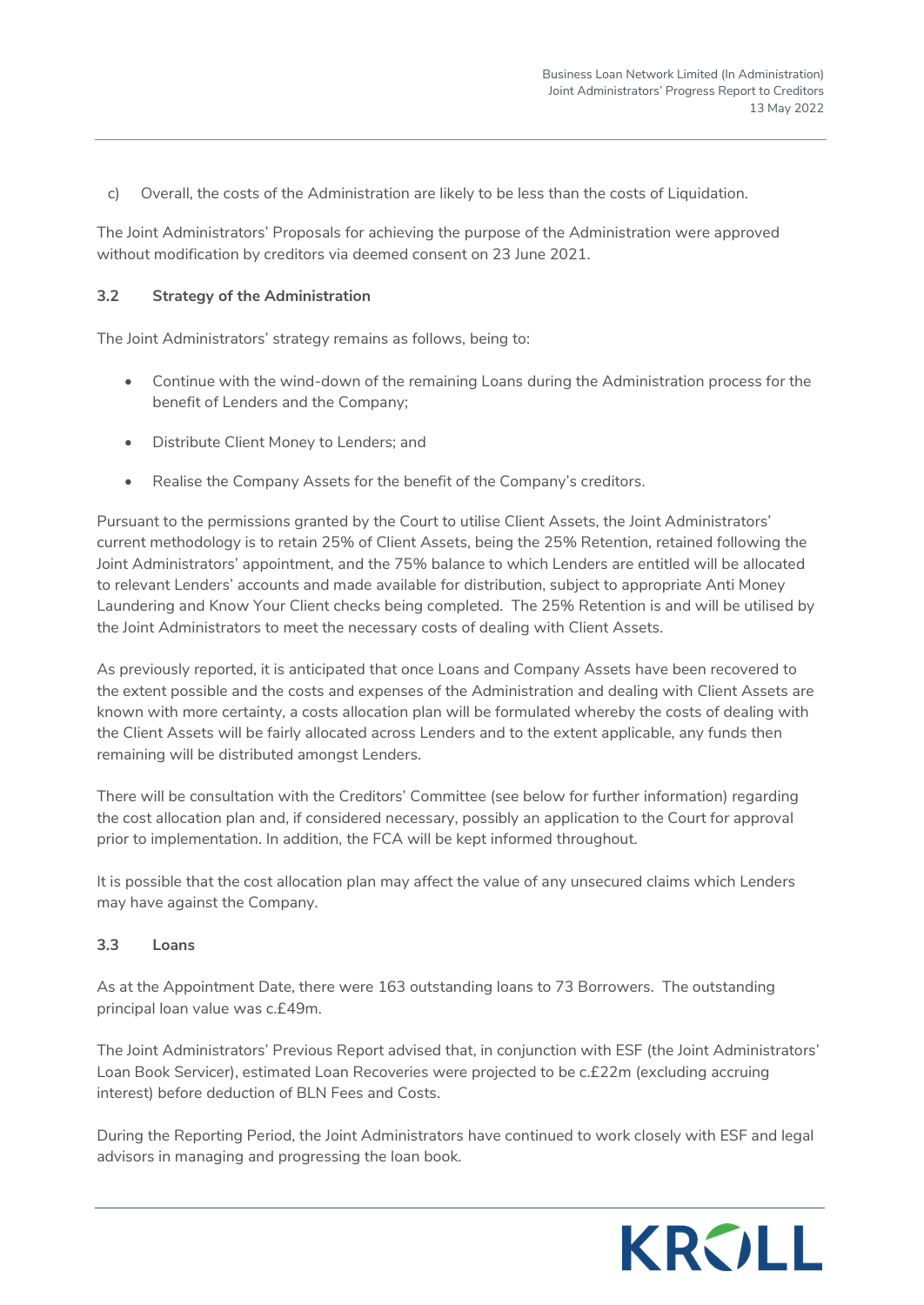c) Overall, the costs of the Administration are likely to be less than the costs of Liquidation.

The Joint Administrators' Proposals for achieving the purpose of the Administration were approved without modification by creditors via deemed consent on 23 June 2021.

### 3.2 Strategy of the Administration

The Joint Administrators' strategy remains as follows, being to:

- Continue with the wind-down of the remaining Loans during the Administration process for the benefit of Lenders and the Company;
- Distribute Client Money to Lenders; and
- Realise the Company Assets for the benefit of the Company's creditors.

Pursuant to the permissions granted by the Court to utilise Client Assets, the Joint Administrators' current methodology is to retain 25% of Client Assets, being the 25% Retention, retained following the Joint Administrators' appointment, and the 75% balance to which Lenders are entitled will be allocated to relevant Lenders' accounts and made available for distribution, subject to appropriate Anti Money Laundering and Know Your Client checks being completed. The 25% Retention is and will be utilised by the Joint Administrators to meet the necessary costs of dealing with Client Assets.

As previously reported, it is anticipated that once Loans and Company Assets have been recovered to the extent possible and the costs and expenses of the Administration and dealing with Client Assets are known with more certainty, a costs allocation plan will be formulated whereby the costs of dealing with the Client Assets will be fairly allocated across Lenders and to the extent applicable, any funds then remaining will be distributed amongst Lenders.

There will be consultation with the Creditors' Committee (see below for further information) regarding the cost allocation plan and, if considered necessary, possibly an application to the Court for approval prior to implementation. In addition, the FCA will be kept informed throughout.

It is possible that the cost allocation plan may affect the value of any unsecured claims which Lenders may have against the Company.

### 3.3 Loans

As at the Appointment Date, there were 163 outstanding loans to 73 Borrowers. The outstanding principal loan value was c.£49m.

The Joint Administrators' Previous Report advised that, in conjunction with ESF (the Joint Administrators' Loan Book Servicer), estimated Loan Recoveries were projected to be c.£22m (excluding accruing interest) before deduction of BLN Fees and Costs.

During the Reporting Period, the Joint Administrators have continued to work closely with ESF and legal advisors in managing and progressing the loan book.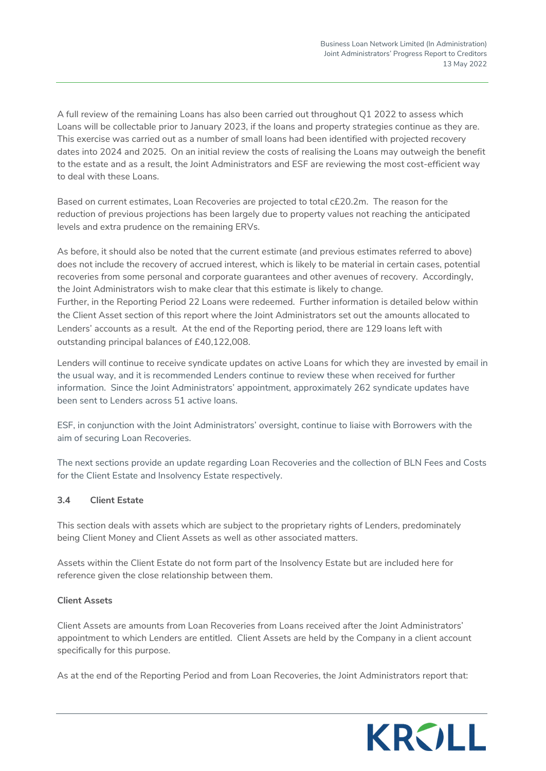A full review of the remaining Loans has also been carried out throughout Q1 2022 to assess which Loans will be collectable prior to January 2023, if the loans and property strategies continue as they are. This exercise was carried out as a number of small loans had been identified with projected recovery dates into 2024 and 2025. On an initial review the costs of realising the Loans may outweigh the benefit to the estate and as a result, the Joint Administrators and ESF are reviewing the most cost-efficient way to deal with these Loans.

Based on current estimates, Loan Recoveries are projected to total c£20.2m. The reason for the reduction of previous projections has been largely due to property values not reaching the anticipated levels and extra prudence on the remaining ERVs.

As before, it should also be noted that the current estimate (and previous estimates referred to above) does not include the recovery of accrued interest, which is likely to be material in certain cases, potential recoveries from some personal and corporate guarantees and other avenues of recovery. Accordingly, the Joint Administrators wish to make clear that this estimate is likely to change.
Further, in the Reporting Period 22 Loans were redeemed. Further information is detailed below within the Client Asset section of this report where the Joint Administrators set out the amounts allocated to Lenders' accounts as a result. At the end of the Reporting period, there are 129 loans left with outstanding principal balances of £40,122,008.

Lenders will continue to receive syndicate updates on active Loans for which they are invested by email in the usual way, and it is recommended Lenders continue to review these when received for further information. Since the Joint Administrators' appointment, approximately 262 syndicate updates have been sent to Lenders across 51 active loans.

ESF, in conjunction with the Joint Administrators' oversight, continue to liaise with Borrowers with the aim of securing Loan Recoveries.

The next sections provide an update regarding Loan Recoveries and the collection of BLN Fees and Costs for the Client Estate and Insolvency Estate respectively.

### 3.4 Client Estate

This section deals with assets which are subject to the proprietary rights of Lenders, predominately being Client Money and Client Assets as well as other associated matters.

Assets within the Client Estate do not form part of the Insolvency Estate but are included here for reference given the close relationship between them.

**Client Assets**

Client Assets are amounts from Loan Recoveries from Loans received after the Joint Administrators' appointment to which Lenders are entitled. Client Assets are held by the Company in a client account specifically for this purpose.

As at the end of the Reporting Period and from Loan Recoveries, the Joint Administrators report that: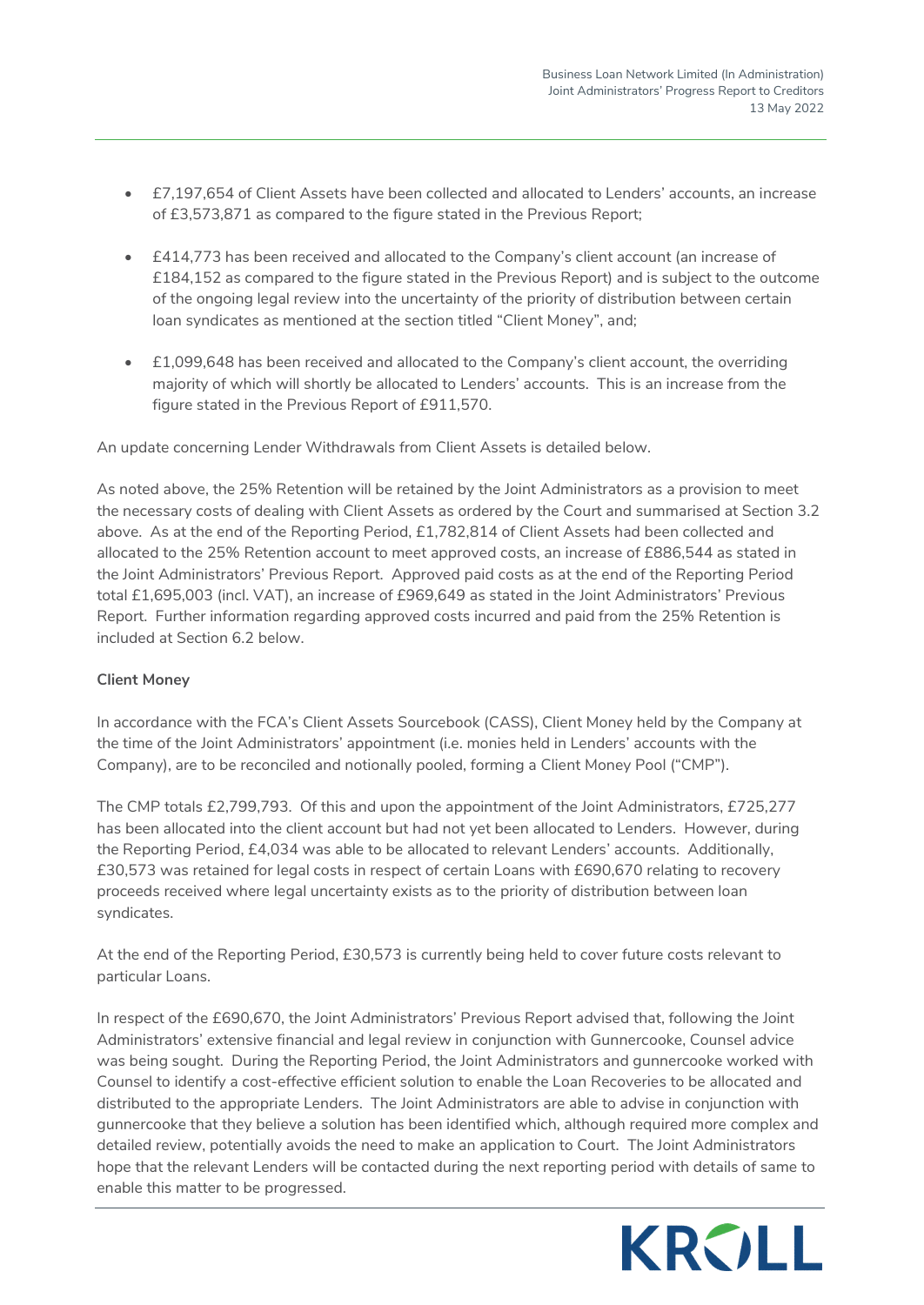- £7,197,654 of Client Assets have been collected and allocated to Lenders' accounts, an increase of £3,573,871 as compared to the figure stated in the Previous Report;

- £414,773 has been received and allocated to the Company's client account (an increase of £184,152 as compared to the figure stated in the Previous Report) and is subject to the outcome of the ongoing legal review into the uncertainty of the priority of distribution between certain loan syndicates as mentioned at the section titled "Client Money", and;

- £1,099,648 has been received and allocated to the Company's client account, the overriding majority of which will shortly be allocated to Lenders' accounts. This is an increase from the figure stated in the Previous Report of £911,570.

An update concerning Lender Withdrawals from Client Assets is detailed below.

As noted above, the 25% Retention will be retained by the Joint Administrators as a provision to meet the necessary costs of dealing with Client Assets as ordered by the Court and summarised at Section 3.2 above. As at the end of the Reporting Period, £1,782,814 of Client Assets had been collected and allocated to the 25% Retention account to meet approved costs, an increase of £886,544 as stated in the Joint Administrators' Previous Report. Approved paid costs as at the end of the Reporting Period total £1,695,003 (incl. VAT), an increase of £969,649 as stated in the Joint Administrators' Previous Report. Further information regarding approved costs incurred and paid from the 25% Retention is included at Section 6.2 below.

**Client Money**

In accordance with the FCA's Client Assets Sourcebook (CASS), Client Money held by the Company at the time of the Joint Administrators' appointment (i.e. monies held in Lenders' accounts with the Company), are to be reconciled and notionally pooled, forming a Client Money Pool ("CMP").

The CMP totals £2,799,793. Of this and upon the appointment of the Joint Administrators, £725,277 has been allocated into the client account but had not yet been allocated to Lenders. However, during the Reporting Period, £4,034 was able to be allocated to relevant Lenders' accounts. Additionally, £30,573 was retained for legal costs in respect of certain Loans with £690,670 relating to recovery proceeds received where legal uncertainty exists as to the priority of distribution between loan syndicates.

At the end of the Reporting Period, £30,573 is currently being held to cover future costs relevant to particular Loans.

In respect of the £690,670, the Joint Administrators' Previous Report advised that, following the Joint Administrators' extensive financial and legal review in conjunction with Gunnercooke, Counsel advice was being sought. During the Reporting Period, the Joint Administrators and gunnercooke worked with Counsel to identify a cost-effective efficient solution to enable the Loan Recoveries to be allocated and distributed to the appropriate Lenders. The Joint Administrators are able to advise in conjunction with gunnercooke that they believe a solution has been identified which, although required more complex and detailed review, potentially avoids the need to make an application to Court. The Joint Administrators hope that the relevant Lenders will be contacted during the next reporting period with details of same to enable this matter to be progressed.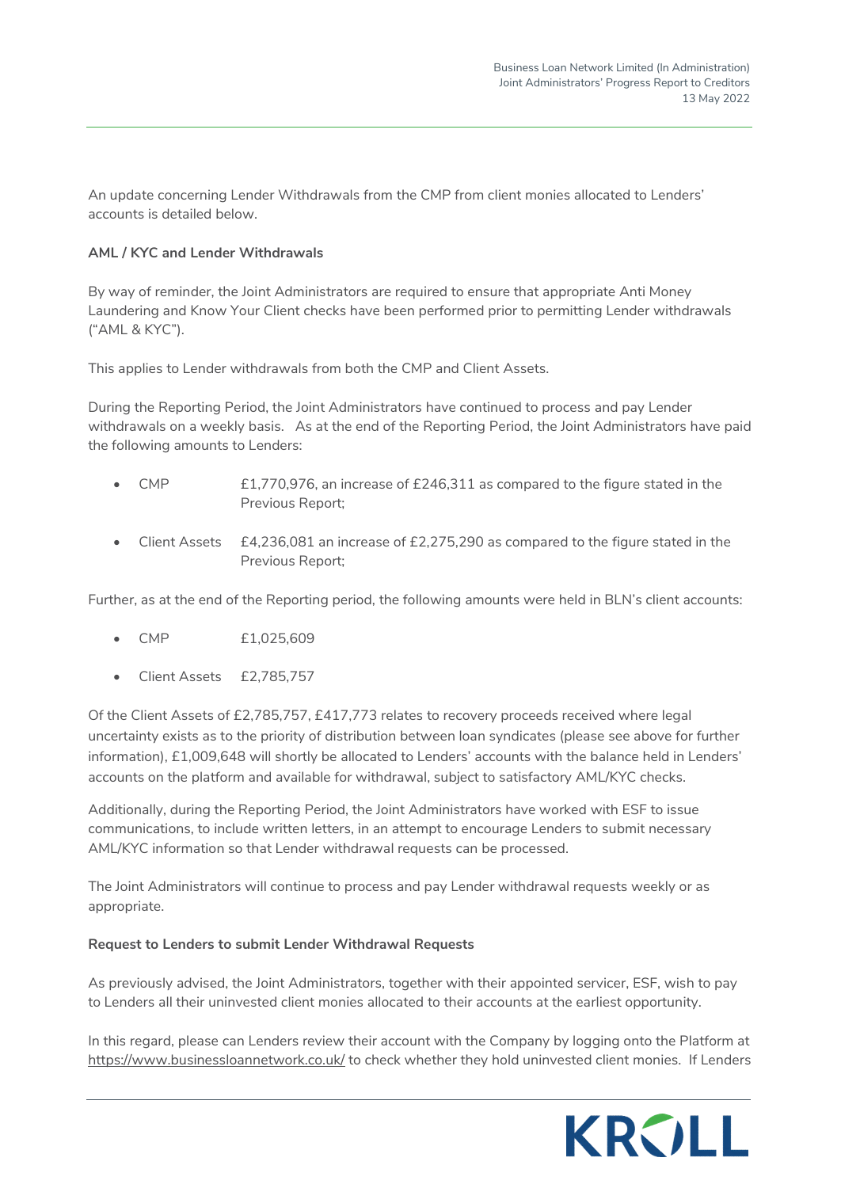An update concerning Lender Withdrawals from the CMP from client monies allocated to Lenders' accounts is detailed below.

**AML / KYC and Lender Withdrawals**

By way of reminder, the Joint Administrators are required to ensure that appropriate Anti Money Laundering and Know Your Client checks have been performed prior to permitting Lender withdrawals ("AML & KYC").

This applies to Lender withdrawals from both the CMP and Client Assets.

During the Reporting Period, the Joint Administrators have continued to process and pay Lender withdrawals on a weekly basis. As at the end of the Reporting Period, the Joint Administrators have paid the following amounts to Lenders:

- CMP £1,770,976, an increase of £246,311 as compared to the figure stated in the Previous Report;
- Client Assets £4,236,081 an increase of £2,275,290 as compared to the figure stated in the Previous Report;

Further, as at the end of the Reporting period, the following amounts were held in BLN's client accounts:

- CMP £1,025,609
- Client Assets £2,785,757

Of the Client Assets of £2,785,757, £417,773 relates to recovery proceeds received where legal uncertainty exists as to the priority of distribution between loan syndicates (please see above for further information), £1,009,648 will shortly be allocated to Lenders' accounts with the balance held in Lenders' accounts on the platform and available for withdrawal, subject to satisfactory AML/KYC checks.

Additionally, during the Reporting Period, the Joint Administrators have worked with ESF to issue communications, to include written letters, in an attempt to encourage Lenders to submit necessary AML/KYC information so that Lender withdrawal requests can be processed.

The Joint Administrators will continue to process and pay Lender withdrawal requests weekly or as appropriate.

**Request to Lenders to submit Lender Withdrawal Requests**

As previously advised, the Joint Administrators, together with their appointed servicer, ESF, wish to pay to Lenders all their uninvested client monies allocated to their accounts at the earliest opportunity.

In this regard, please can Lenders review their account with the Company by logging onto the Platform at https://www.businessloannetwork.co.uk/ to check whether they hold uninvested client monies. If Lenders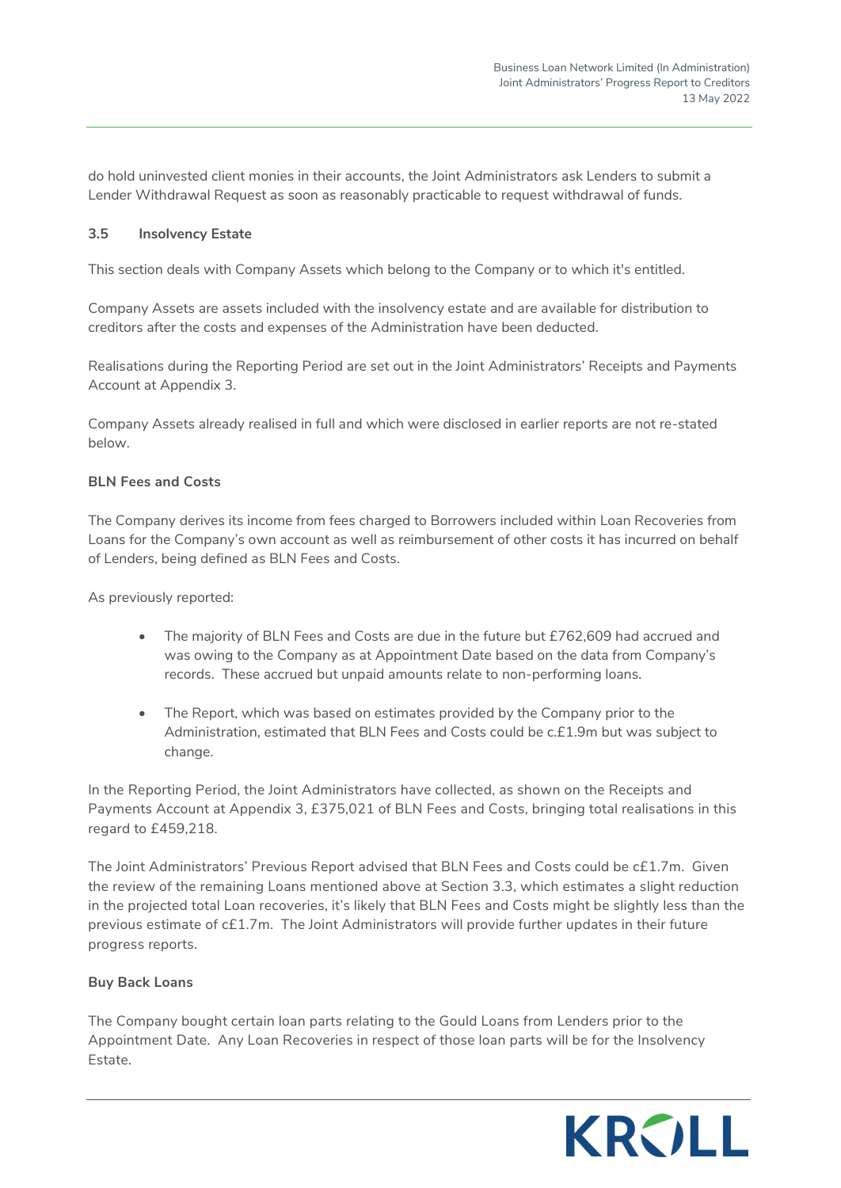do hold uninvested client monies in their accounts, the Joint Administrators ask Lenders to submit a Lender Withdrawal Request as soon as reasonably practicable to request withdrawal of funds.

### 3.5 Insolvency Estate

This section deals with Company Assets which belong to the Company or to which it's entitled.

Company Assets are assets included with the insolvency estate and are available for distribution to creditors after the costs and expenses of the Administration have been deducted.

Realisations during the Reporting Period are set out in the Joint Administrators' Receipts and Payments Account at Appendix 3.

Company Assets already realised in full and which were disclosed in earlier reports are not re-stated below.

**BLN Fees and Costs**

The Company derives its income from fees charged to Borrowers included within Loan Recoveries from Loans for the Company's own account as well as reimbursement of other costs it has incurred on behalf of Lenders, being defined as BLN Fees and Costs.

As previously reported:

- The majority of BLN Fees and Costs are due in the future but £762,609 had accrued and was owing to the Company as at Appointment Date based on the data from Company's records. These accrued but unpaid amounts relate to non-performing loans.
- The Report, which was based on estimates provided by the Company prior to the Administration, estimated that BLN Fees and Costs could be c.£1.9m but was subject to change.

In the Reporting Period, the Joint Administrators have collected, as shown on the Receipts and Payments Account at Appendix 3, £375,021 of BLN Fees and Costs, bringing total realisations in this regard to £459,218.

The Joint Administrators' Previous Report advised that BLN Fees and Costs could be c£1.7m. Given the review of the remaining Loans mentioned above at Section 3.3, which estimates a slight reduction in the projected total Loan recoveries, it's likely that BLN Fees and Costs might be slightly less than the previous estimate of c£1.7m. The Joint Administrators will provide further updates in their future progress reports.

**Buy Back Loans**

The Company bought certain loan parts relating to the Gould Loans from Lenders prior to the Appointment Date. Any Loan Recoveries in respect of those loan parts will be for the Insolvency Estate.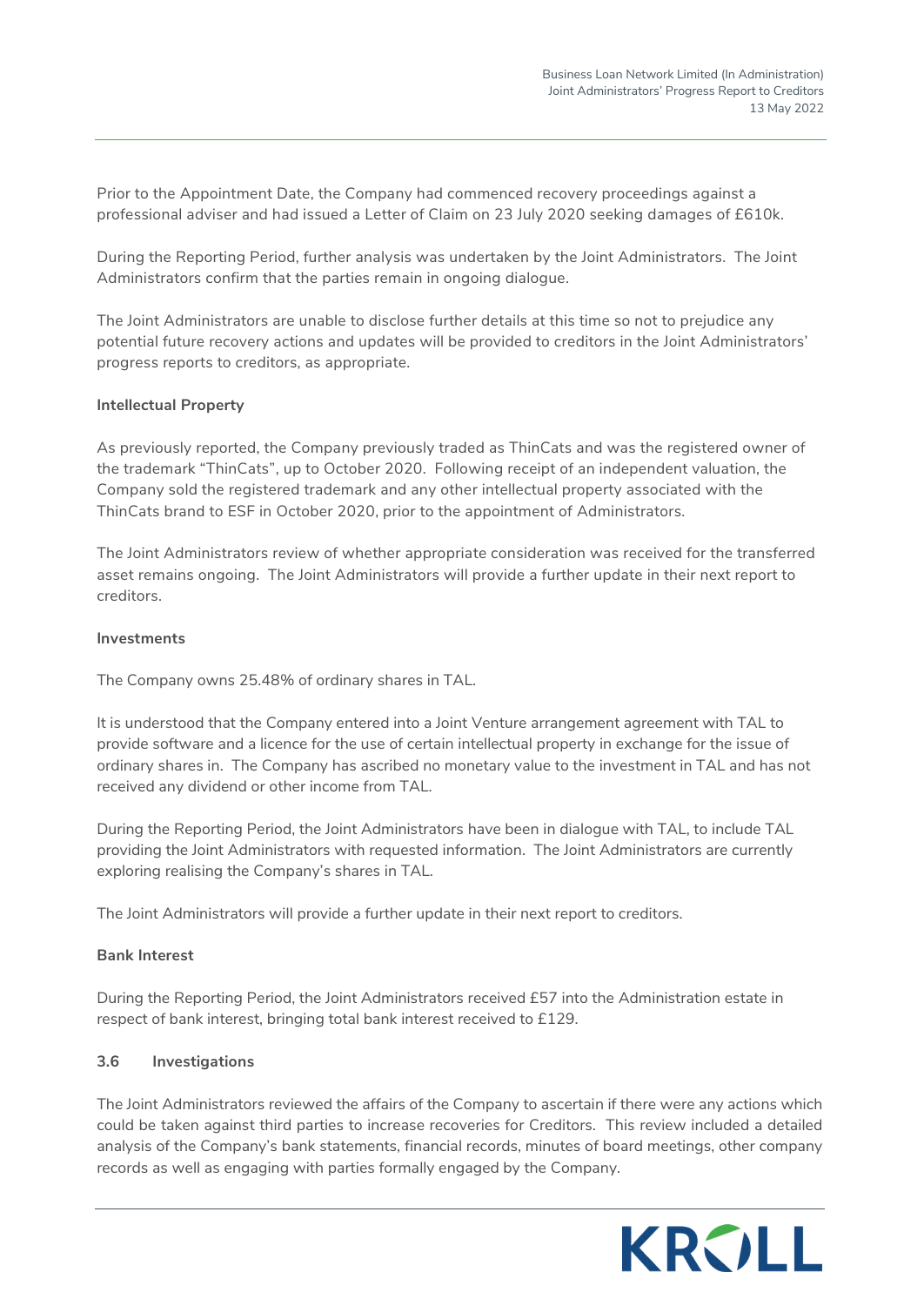Prior to the Appointment Date, the Company had commenced recovery proceedings against a professional adviser and had issued a Letter of Claim on 23 July 2020 seeking damages of £610k.

During the Reporting Period, further analysis was undertaken by the Joint Administrators. The Joint Administrators confirm that the parties remain in ongoing dialogue.

The Joint Administrators are unable to disclose further details at this time so not to prejudice any potential future recovery actions and updates will be provided to creditors in the Joint Administrators' progress reports to creditors, as appropriate.

**Intellectual Property**

As previously reported, the Company previously traded as ThinCats and was the registered owner of the trademark "ThinCats", up to October 2020. Following receipt of an independent valuation, the Company sold the registered trademark and any other intellectual property associated with the ThinCats brand to ESF in October 2020, prior to the appointment of Administrators.

The Joint Administrators review of whether appropriate consideration was received for the transferred asset remains ongoing. The Joint Administrators will provide a further update in their next report to creditors.

**Investments**

The Company owns 25.48% of ordinary shares in TAL.

It is understood that the Company entered into a Joint Venture arrangement agreement with TAL to provide software and a licence for the use of certain intellectual property in exchange for the issue of ordinary shares in. The Company has ascribed no monetary value to the investment in TAL and has not received any dividend or other income from TAL.

During the Reporting Period, the Joint Administrators have been in dialogue with TAL, to include TAL providing the Joint Administrators with requested information. The Joint Administrators are currently exploring realising the Company's shares in TAL.

The Joint Administrators will provide a further update in their next report to creditors.

**Bank Interest**

During the Reporting Period, the Joint Administrators received £57 into the Administration estate in respect of bank interest, bringing total bank interest received to £129.

### 3.6 Investigations

The Joint Administrators reviewed the affairs of the Company to ascertain if there were any actions which could be taken against third parties to increase recoveries for Creditors. This review included a detailed analysis of the Company's bank statements, financial records, minutes of board meetings, other company records as well as engaging with parties formally engaged by the Company.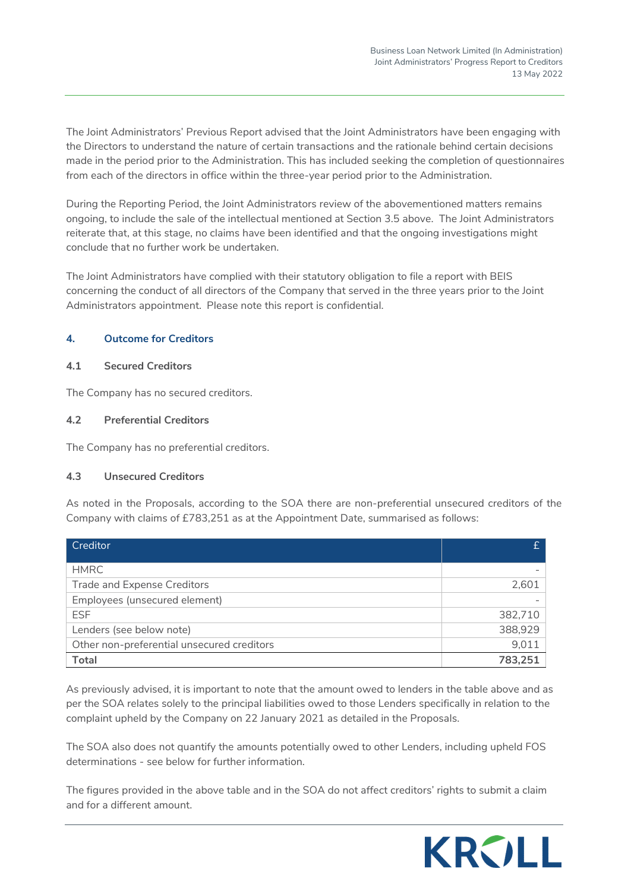The Joint Administrators' Previous Report advised that the Joint Administrators have been engaging with the Directors to understand the nature of certain transactions and the rationale behind certain decisions made in the period prior to the Administration. This has included seeking the completion of questionnaires from each of the directors in office within the three-year period prior to the Administration.

During the Reporting Period, the Joint Administrators review of the abovementioned matters remains ongoing, to include the sale of the intellectual mentioned at Section 3.5 above. The Joint Administrators reiterate that, at this stage, no claims have been identified and that the ongoing investigations might conclude that no further work be undertaken.

The Joint Administrators have complied with their statutory obligation to file a report with BEIS concerning the conduct of all directors of the Company that served in the three years prior to the Joint Administrators appointment. Please note this report is confidential.

## 4. Outcome for Creditors

### 4.1 Secured Creditors

The Company has no secured creditors.

### 4.2 Preferential Creditors

The Company has no preferential creditors.

### 4.3 Unsecured Creditors

As noted in the Proposals, according to the SOA there are non-preferential unsecured creditors of the Company with claims of £783,251 as at the Appointment Date, summarised as follows:

| Creditor | £ |
|---|---|
| HMRC | - |
| Trade and Expense Creditors | 2,601 |
| Employees (unsecured element) | - |
| ESF | 382,710 |
| Lenders (see below note) | 388,929 |
| Other non-preferential unsecured creditors | 9,011 |
| **Total** | **783,251** |

As previously advised, it is important to note that the amount owed to lenders in the table above and as per the SOA relates solely to the principal liabilities owed to those Lenders specifically in relation to the complaint upheld by the Company on 22 January 2021 as detailed in the Proposals.

The SOA also does not quantify the amounts potentially owed to other Lenders, including upheld FOS determinations - see below for further information.

The figures provided in the above table and in the SOA do not affect creditors' rights to submit a claim and for a different amount.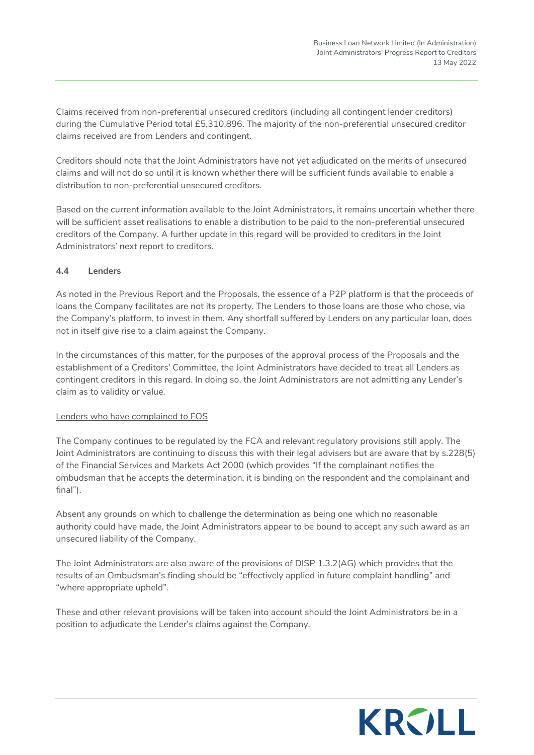Claims received from non-preferential unsecured creditors (including all contingent lender creditors) during the Cumulative Period total £5,310,896. The majority of the non-preferential unsecured creditor claims received are from Lenders and contingent.

Creditors should note that the Joint Administrators have not yet adjudicated on the merits of unsecured claims and will not do so until it is known whether there will be sufficient funds available to enable a distribution to non-preferential unsecured creditors.

Based on the current information available to the Joint Administrators, it remains uncertain whether there will be sufficient asset realisations to enable a distribution to be paid to the non-preferential unsecured creditors of the Company. A further update in this regard will be provided to creditors in the Joint Administrators' next report to creditors.

### 4.4 Lenders

As noted in the Previous Report and the Proposals, the essence of a P2P platform is that the proceeds of loans the Company facilitates are not its property. The Lenders to those loans are those who chose, via the Company's platform, to invest in them. Any shortfall suffered by Lenders on any particular loan, does not in itself give rise to a claim against the Company.

In the circumstances of this matter, for the purposes of the approval process of the Proposals and the establishment of a Creditors' Committee, the Joint Administrators have decided to treat all Lenders as contingent creditors in this regard. In doing so, the Joint Administrators are not admitting any Lender's claim as to validity or value.

<u>Lenders who have complained to FOS</u>

The Company continues to be regulated by the FCA and relevant regulatory provisions still apply. The Joint Administrators are continuing to discuss this with their legal advisers but are aware that by s.228(5) of the Financial Services and Markets Act 2000 (which provides "If the complainant notifies the ombudsman that he accepts the determination, it is binding on the respondent and the complainant and final").

Absent any grounds on which to challenge the determination as being one which no reasonable authority could have made, the Joint Administrators appear to be bound to accept any such award as an unsecured liability of the Company.

The Joint Administrators are also aware of the provisions of DISP 1.3.2(AG) which provides that the results of an Ombudsman's finding should be "effectively applied in future complaint handling" and "where appropriate upheld".

These and other relevant provisions will be taken into account should the Joint Administrators be in a position to adjudicate the Lender's claims against the Company.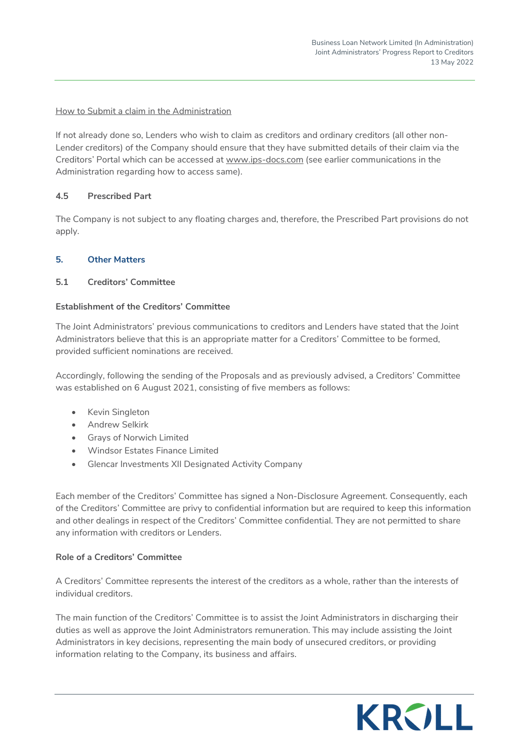How to Submit a claim in the Administration

If not already done so, Lenders who wish to claim as creditors and ordinary creditors (all other non-Lender creditors) of the Company should ensure that they have submitted details of their claim via the Creditors' Portal which can be accessed at www.ips-docs.com (see earlier communications in the Administration regarding how to access same).

### 4.5 Prescribed Part

The Company is not subject to any floating charges and, therefore, the Prescribed Part provisions do not apply.

## 5. Other Matters

### 5.1 Creditors' Committee

**Establishment of the Creditors' Committee**

The Joint Administrators' previous communications to creditors and Lenders have stated that the Joint Administrators believe that this is an appropriate matter for a Creditors' Committee to be formed, provided sufficient nominations are received.

Accordingly, following the sending of the Proposals and as previously advised, a Creditors' Committee was established on 6 August 2021, consisting of five members as follows:

- Kevin Singleton
- Andrew Selkirk
- Grays of Norwich Limited
- Windsor Estates Finance Limited
- Glencar Investments XII Designated Activity Company

Each member of the Creditors' Committee has signed a Non-Disclosure Agreement. Consequently, each of the Creditors' Committee are privy to confidential information but are required to keep this information and other dealings in respect of the Creditors' Committee confidential. They are not permitted to share any information with creditors or Lenders.

**Role of a Creditors' Committee**

A Creditors' Committee represents the interest of the creditors as a whole, rather than the interests of individual creditors.

The main function of the Creditors' Committee is to assist the Joint Administrators in discharging their duties as well as approve the Joint Administrators remuneration. This may include assisting the Joint Administrators in key decisions, representing the main body of unsecured creditors, or providing information relating to the Company, its business and affairs.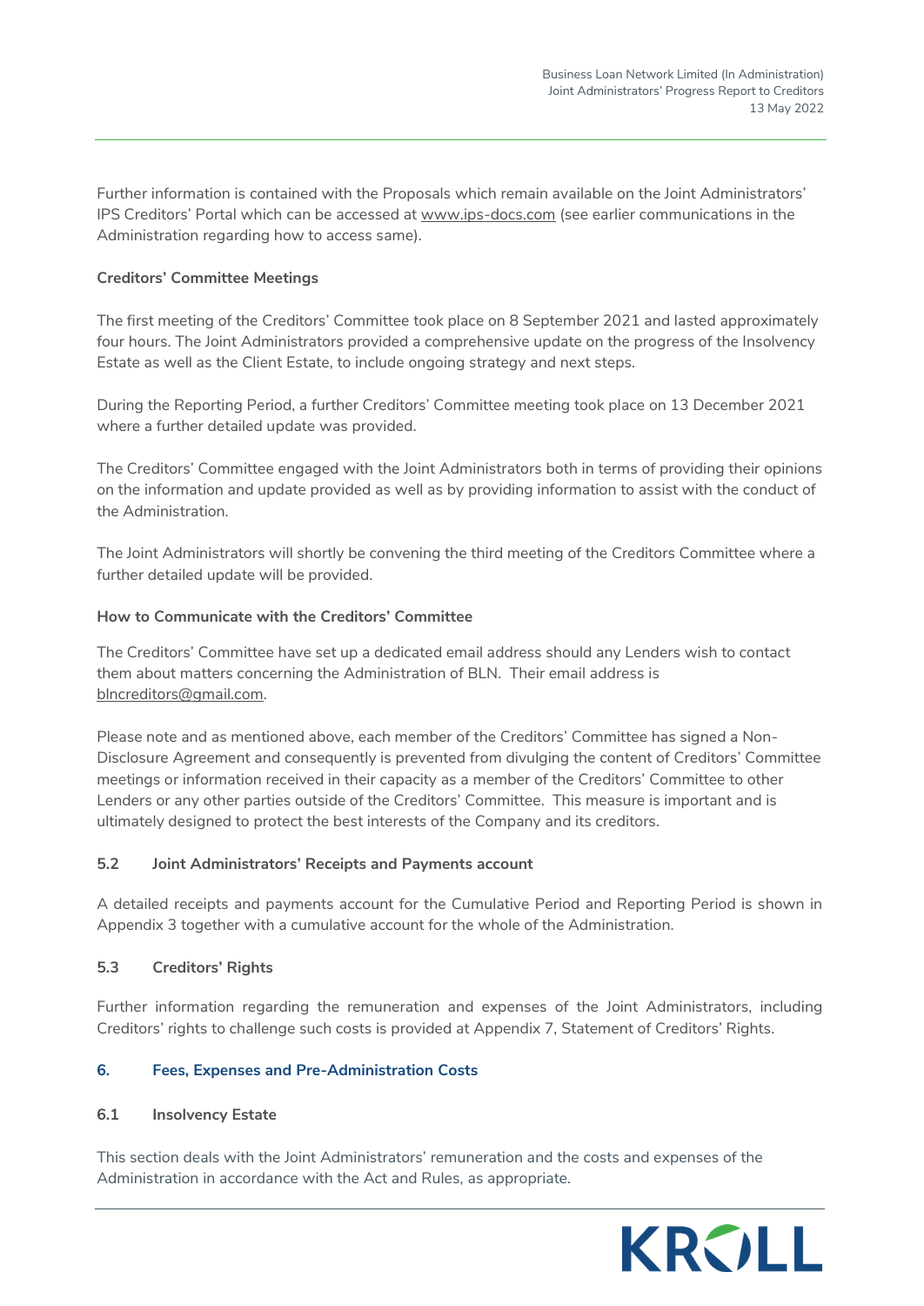Further information is contained with the Proposals which remain available on the Joint Administrators' IPS Creditors' Portal which can be accessed at www.ips-docs.com (see earlier communications in the Administration regarding how to access same).

**Creditors' Committee Meetings**

The first meeting of the Creditors' Committee took place on 8 September 2021 and lasted approximately four hours. The Joint Administrators provided a comprehensive update on the progress of the Insolvency Estate as well as the Client Estate, to include ongoing strategy and next steps.

During the Reporting Period, a further Creditors' Committee meeting took place on 13 December 2021 where a further detailed update was provided.

The Creditors' Committee engaged with the Joint Administrators both in terms of providing their opinions on the information and update provided as well as by providing information to assist with the conduct of the Administration.

The Joint Administrators will shortly be convening the third meeting of the Creditors Committee where a further detailed update will be provided.

**How to Communicate with the Creditors' Committee**

The Creditors' Committee have set up a dedicated email address should any Lenders wish to contact them about matters concerning the Administration of BLN. Their email address is blncreditors@gmail.com.

Please note and as mentioned above, each member of the Creditors' Committee has signed a Non-Disclosure Agreement and consequently is prevented from divulging the content of Creditors' Committee meetings or information received in their capacity as a member of the Creditors' Committee to other Lenders or any other parties outside of the Creditors' Committee. This measure is important and is ultimately designed to protect the best interests of the Company and its creditors.

### 5.2 Joint Administrators' Receipts and Payments account

A detailed receipts and payments account for the Cumulative Period and Reporting Period is shown in Appendix 3 together with a cumulative account for the whole of the Administration.

### 5.3 Creditors' Rights

Further information regarding the remuneration and expenses of the Joint Administrators, including Creditors' rights to challenge such costs is provided at Appendix 7, Statement of Creditors' Rights.

## 6. Fees, Expenses and Pre-Administration Costs

### 6.1 Insolvency Estate

This section deals with the Joint Administrators' remuneration and the costs and expenses of the Administration in accordance with the Act and Rules, as appropriate.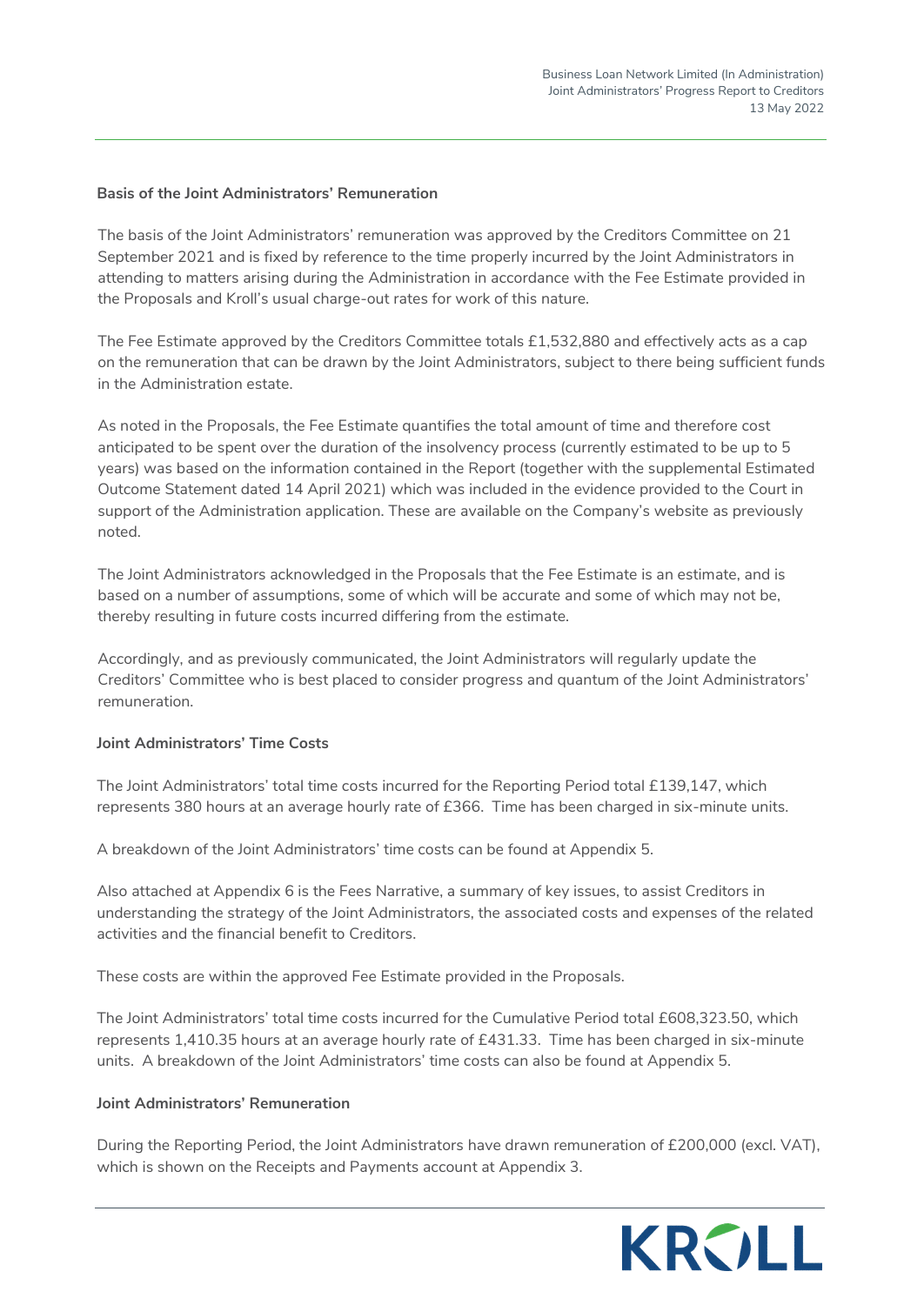**Basis of the Joint Administrators' Remuneration**

The basis of the Joint Administrators' remuneration was approved by the Creditors Committee on 21 September 2021 and is fixed by reference to the time properly incurred by the Joint Administrators in attending to matters arising during the Administration in accordance with the Fee Estimate provided in the Proposals and Kroll's usual charge-out rates for work of this nature.

The Fee Estimate approved by the Creditors Committee totals £1,532,880 and effectively acts as a cap on the remuneration that can be drawn by the Joint Administrators, subject to there being sufficient funds in the Administration estate.

As noted in the Proposals, the Fee Estimate quantifies the total amount of time and therefore cost anticipated to be spent over the duration of the insolvency process (currently estimated to be up to 5 years) was based on the information contained in the Report (together with the supplemental Estimated Outcome Statement dated 14 April 2021) which was included in the evidence provided to the Court in support of the Administration application. These are available on the Company's website as previously noted.

The Joint Administrators acknowledged in the Proposals that the Fee Estimate is an estimate, and is based on a number of assumptions, some of which will be accurate and some of which may not be, thereby resulting in future costs incurred differing from the estimate.

Accordingly, and as previously communicated, the Joint Administrators will regularly update the Creditors' Committee who is best placed to consider progress and quantum of the Joint Administrators' remuneration.

**Joint Administrators' Time Costs**

The Joint Administrators' total time costs incurred for the Reporting Period total £139,147, which represents 380 hours at an average hourly rate of £366. Time has been charged in six-minute units.

A breakdown of the Joint Administrators' time costs can be found at Appendix 5.

Also attached at Appendix 6 is the Fees Narrative, a summary of key issues, to assist Creditors in understanding the strategy of the Joint Administrators, the associated costs and expenses of the related activities and the financial benefit to Creditors.

These costs are within the approved Fee Estimate provided in the Proposals.

The Joint Administrators' total time costs incurred for the Cumulative Period total £608,323.50, which represents 1,410.35 hours at an average hourly rate of £431.33. Time has been charged in six-minute units. A breakdown of the Joint Administrators' time costs can also be found at Appendix 5.

**Joint Administrators' Remuneration**

During the Reporting Period, the Joint Administrators have drawn remuneration of £200,000 (excl. VAT), which is shown on the Receipts and Payments account at Appendix 3.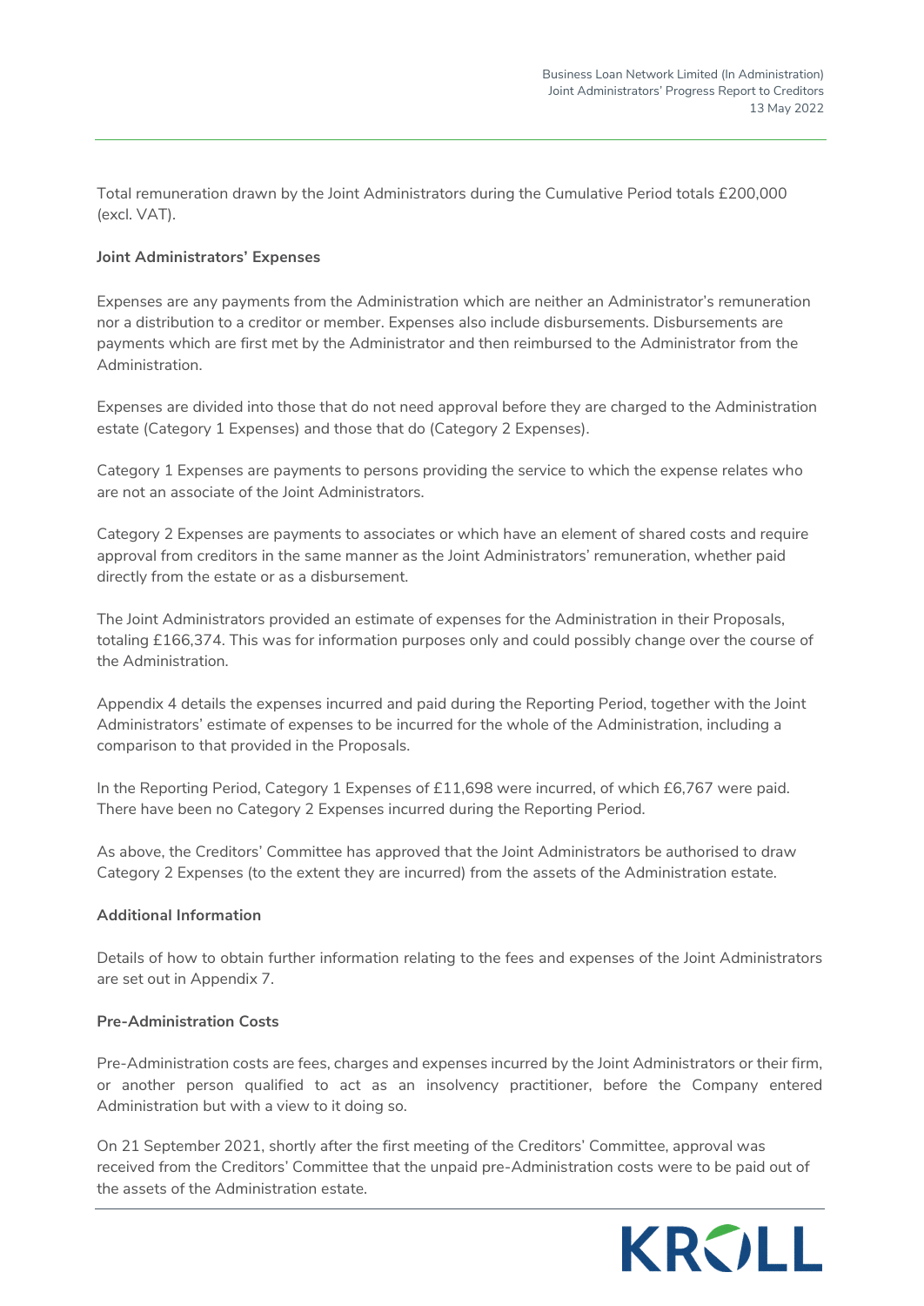Total remuneration drawn by the Joint Administrators during the Cumulative Period totals £200,000 (excl. VAT).

**Joint Administrators' Expenses**

Expenses are any payments from the Administration which are neither an Administrator's remuneration nor a distribution to a creditor or member. Expenses also include disbursements. Disbursements are payments which are first met by the Administrator and then reimbursed to the Administrator from the Administration.

Expenses are divided into those that do not need approval before they are charged to the Administration estate (Category 1 Expenses) and those that do (Category 2 Expenses).

Category 1 Expenses are payments to persons providing the service to which the expense relates who are not an associate of the Joint Administrators.

Category 2 Expenses are payments to associates or which have an element of shared costs and require approval from creditors in the same manner as the Joint Administrators' remuneration, whether paid directly from the estate or as a disbursement.

The Joint Administrators provided an estimate of expenses for the Administration in their Proposals, totaling £166,374. This was for information purposes only and could possibly change over the course of the Administration.

Appendix 4 details the expenses incurred and paid during the Reporting Period, together with the Joint Administrators' estimate of expenses to be incurred for the whole of the Administration, including a comparison to that provided in the Proposals.

In the Reporting Period, Category 1 Expenses of £11,698 were incurred, of which £6,767 were paid. There have been no Category 2 Expenses incurred during the Reporting Period.

As above, the Creditors' Committee has approved that the Joint Administrators be authorised to draw Category 2 Expenses (to the extent they are incurred) from the assets of the Administration estate.

**Additional Information**

Details of how to obtain further information relating to the fees and expenses of the Joint Administrators are set out in Appendix 7.

**Pre-Administration Costs**

Pre-Administration costs are fees, charges and expenses incurred by the Joint Administrators or their firm, or another person qualified to act as an insolvency practitioner, before the Company entered Administration but with a view to it doing so.

On 21 September 2021, shortly after the first meeting of the Creditors' Committee, approval was received from the Creditors' Committee that the unpaid pre-Administration costs were to be paid out of the assets of the Administration estate.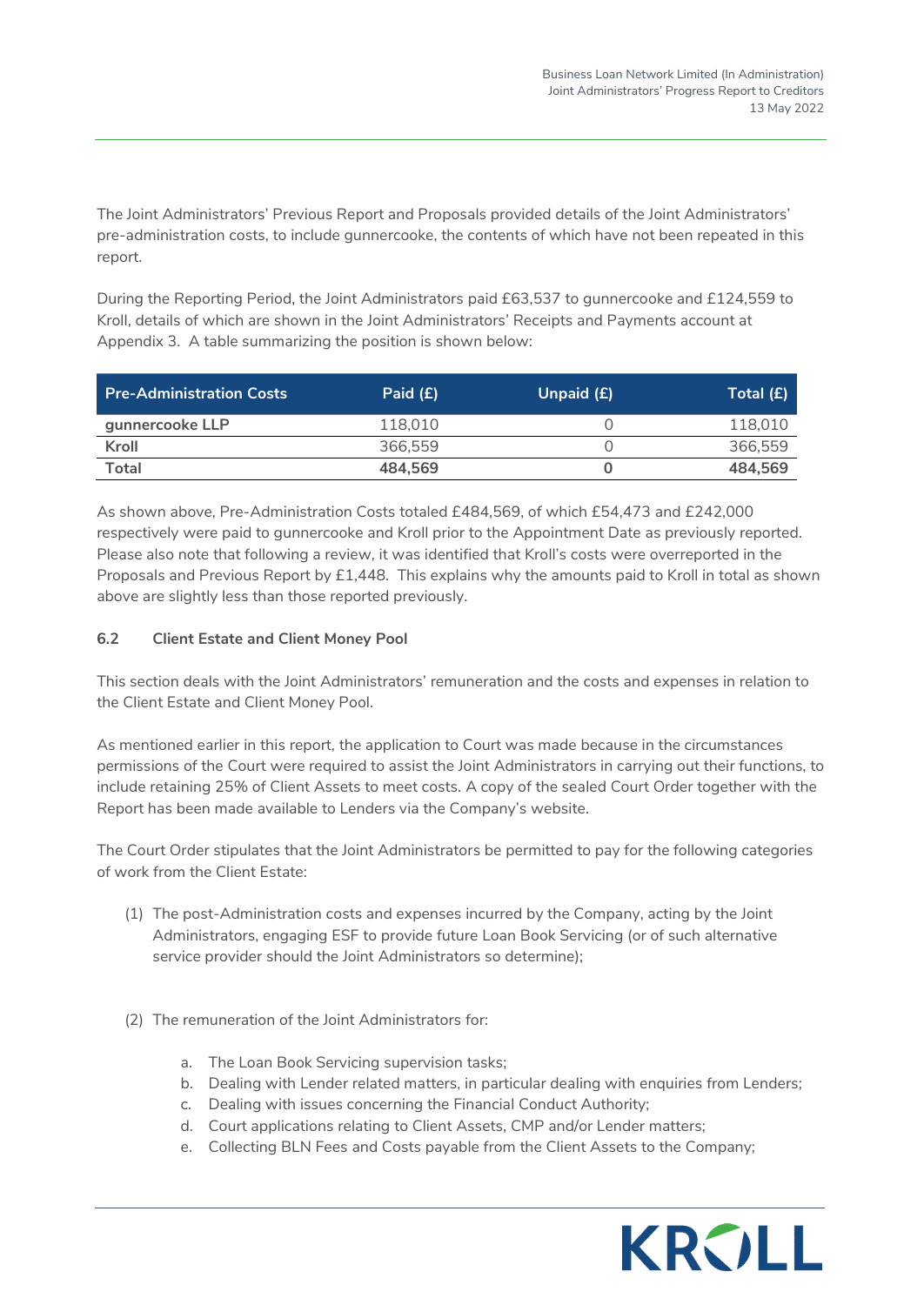The Joint Administrators' Previous Report and Proposals provided details of the Joint Administrators' pre-administration costs, to include gunnercooke, the contents of which have not been repeated in this report.

During the Reporting Period, the Joint Administrators paid £63,537 to gunnercooke and £124,559 to Kroll, details of which are shown in the Joint Administrators' Receipts and Payments account at Appendix 3. A table summarizing the position is shown below:

| Pre-Administration Costs | Paid (£) | Unpaid (£) | Total (£) |
|---|---|---|---|
| **gunnercooke LLP** | 118,010 | 0 | 118,010 |
| **Kroll** | 366,559 | 0 | 366,559 |
| **Total** | **484,569** | **0** | **484,569** |

As shown above, Pre-Administration Costs totaled £484,569, of which £54,473 and £242,000 respectively were paid to gunnercooke and Kroll prior to the Appointment Date as previously reported. Please also note that following a review, it was identified that Kroll's costs were overreported in the Proposals and Previous Report by £1,448. This explains why the amounts paid to Kroll in total as shown above are slightly less than those reported previously.

### 6.2 Client Estate and Client Money Pool

This section deals with the Joint Administrators' remuneration and the costs and expenses in relation to the Client Estate and Client Money Pool.

As mentioned earlier in this report, the application to Court was made because in the circumstances permissions of the Court were required to assist the Joint Administrators in carrying out their functions, to include retaining 25% of Client Assets to meet costs. A copy of the sealed Court Order together with the Report has been made available to Lenders via the Company's website.

The Court Order stipulates that the Joint Administrators be permitted to pay for the following categories of work from the Client Estate:

(1) The post-Administration costs and expenses incurred by the Company, acting by the Joint Administrators, engaging ESF to provide future Loan Book Servicing (or of such alternative service provider should the Joint Administrators so determine);

(2) The remuneration of the Joint Administrators for:

   a. The Loan Book Servicing supervision tasks;
   b. Dealing with Lender related matters, in particular dealing with enquiries from Lenders;
   c. Dealing with issues concerning the Financial Conduct Authority;
   d. Court applications relating to Client Assets, CMP and/or Lender matters;
   e. Collecting BLN Fees and Costs payable from the Client Assets to the Company;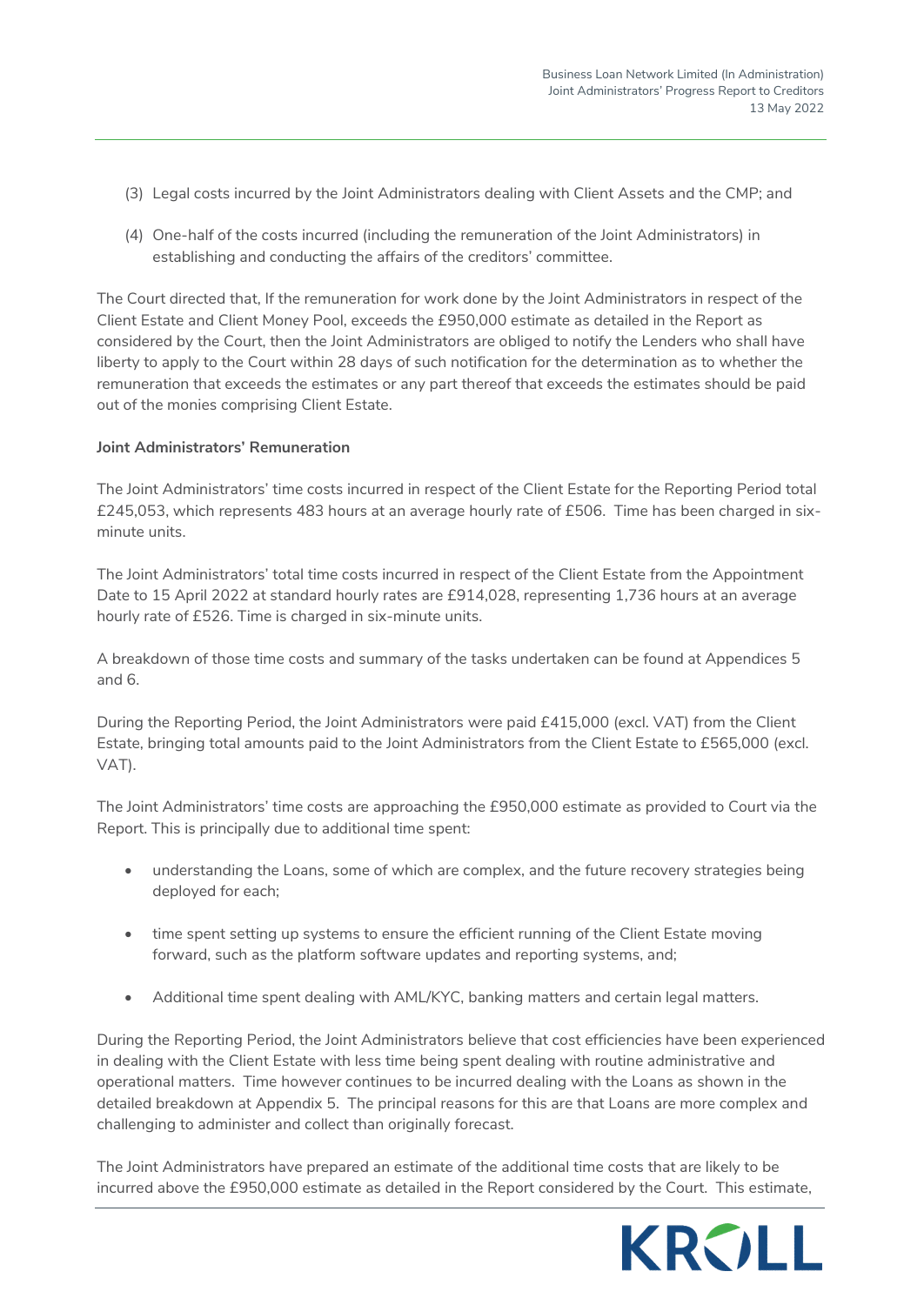(3) Legal costs incurred by the Joint Administrators dealing with Client Assets and the CMP; and

(4) One-half of the costs incurred (including the remuneration of the Joint Administrators) in establishing and conducting the affairs of the creditors' committee.

The Court directed that, If the remuneration for work done by the Joint Administrators in respect of the Client Estate and Client Money Pool, exceeds the £950,000 estimate as detailed in the Report as considered by the Court, then the Joint Administrators are obliged to notify the Lenders who shall have liberty to apply to the Court within 28 days of such notification for the determination as to whether the remuneration that exceeds the estimates or any part thereof that exceeds the estimates should be paid out of the monies comprising Client Estate.

**Joint Administrators' Remuneration**

The Joint Administrators' time costs incurred in respect of the Client Estate for the Reporting Period total £245,053, which represents 483 hours at an average hourly rate of £506. Time has been charged in six-minute units.

The Joint Administrators' total time costs incurred in respect of the Client Estate from the Appointment Date to 15 April 2022 at standard hourly rates are £914,028, representing 1,736 hours at an average hourly rate of £526. Time is charged in six-minute units.

A breakdown of those time costs and summary of the tasks undertaken can be found at Appendices 5 and 6.

During the Reporting Period, the Joint Administrators were paid £415,000 (excl. VAT) from the Client Estate, bringing total amounts paid to the Joint Administrators from the Client Estate to £565,000 (excl. VAT).

The Joint Administrators' time costs are approaching the £950,000 estimate as provided to Court via the Report. This is principally due to additional time spent:

- understanding the Loans, some of which are complex, and the future recovery strategies being deployed for each;
- time spent setting up systems to ensure the efficient running of the Client Estate moving forward, such as the platform software updates and reporting systems, and;
- Additional time spent dealing with AML/KYC, banking matters and certain legal matters.

During the Reporting Period, the Joint Administrators believe that cost efficiencies have been experienced in dealing with the Client Estate with less time being spent dealing with routine administrative and operational matters. Time however continues to be incurred dealing with the Loans as shown in the detailed breakdown at Appendix 5. The principal reasons for this are that Loans are more complex and challenging to administer and collect than originally forecast.

The Joint Administrators have prepared an estimate of the additional time costs that are likely to be incurred above the £950,000 estimate as detailed in the Report considered by the Court. This estimate,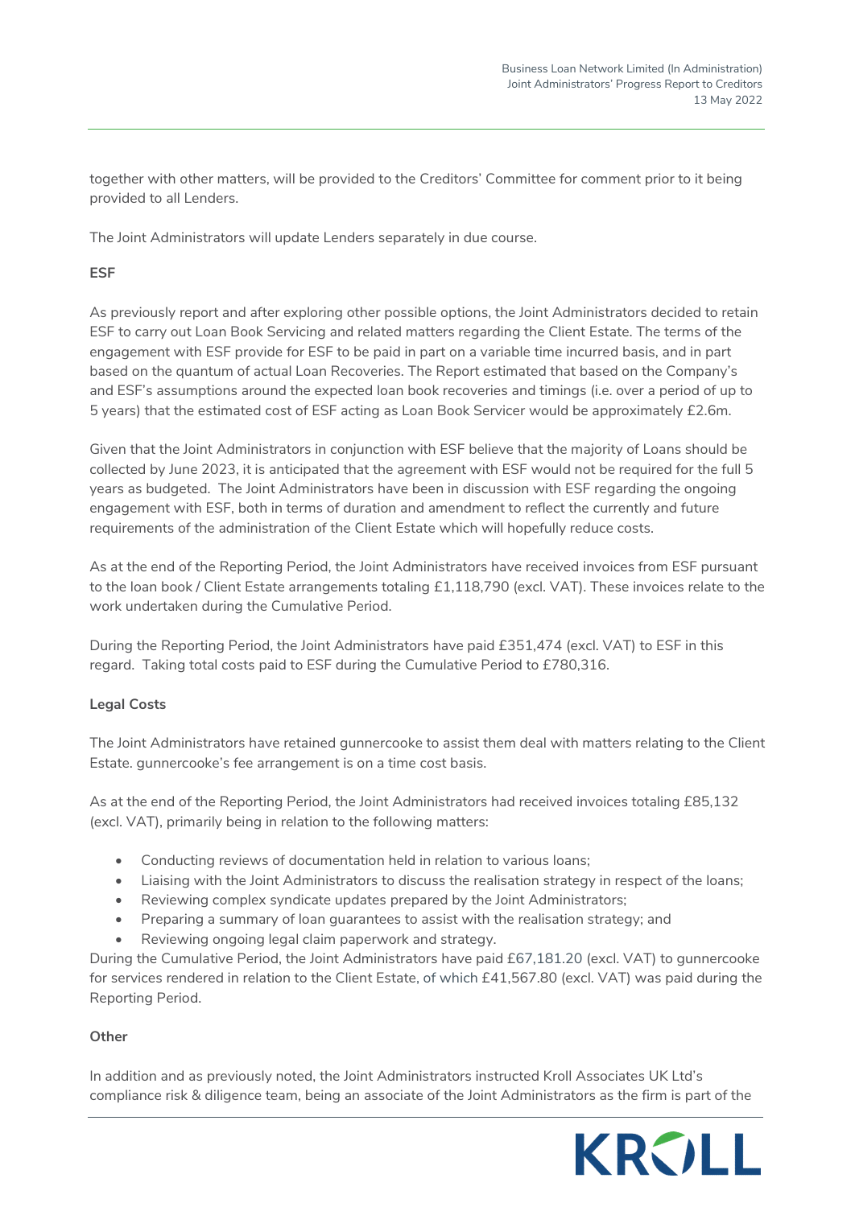together with other matters, will be provided to the Creditors' Committee for comment prior to it being provided to all Lenders.

The Joint Administrators will update Lenders separately in due course.

**ESF**

As previously report and after exploring other possible options, the Joint Administrators decided to retain ESF to carry out Loan Book Servicing and related matters regarding the Client Estate. The terms of the engagement with ESF provide for ESF to be paid in part on a variable time incurred basis, and in part based on the quantum of actual Loan Recoveries. The Report estimated that based on the Company's and ESF's assumptions around the expected loan book recoveries and timings (i.e. over a period of up to 5 years) that the estimated cost of ESF acting as Loan Book Servicer would be approximately £2.6m.

Given that the Joint Administrators in conjunction with ESF believe that the majority of Loans should be collected by June 2023, it is anticipated that the agreement with ESF would not be required for the full 5 years as budgeted. The Joint Administrators have been in discussion with ESF regarding the ongoing engagement with ESF, both in terms of duration and amendment to reflect the currently and future requirements of the administration of the Client Estate which will hopefully reduce costs.

As at the end of the Reporting Period, the Joint Administrators have received invoices from ESF pursuant to the loan book / Client Estate arrangements totaling £1,118,790 (excl. VAT). These invoices relate to the work undertaken during the Cumulative Period.

During the Reporting Period, the Joint Administrators have paid £351,474 (excl. VAT) to ESF in this regard. Taking total costs paid to ESF during the Cumulative Period to £780,316.

**Legal Costs**

The Joint Administrators have retained gunnercooke to assist them deal with matters relating to the Client Estate. gunnercooke's fee arrangement is on a time cost basis.

As at the end of the Reporting Period, the Joint Administrators had received invoices totaling £85,132 (excl. VAT), primarily being in relation to the following matters:

- Conducting reviews of documentation held in relation to various loans;
- Liaising with the Joint Administrators to discuss the realisation strategy in respect of the loans;
- Reviewing complex syndicate updates prepared by the Joint Administrators;
- Preparing a summary of loan guarantees to assist with the realisation strategy; and
- Reviewing ongoing legal claim paperwork and strategy.

During the Cumulative Period, the Joint Administrators have paid £67,181.20 (excl. VAT) to gunnercooke for services rendered in relation to the Client Estate, of which £41,567.80 (excl. VAT) was paid during the Reporting Period.

**Other**

In addition and as previously noted, the Joint Administrators instructed Kroll Associates UK Ltd's compliance risk & diligence team, being an associate of the Joint Administrators as the firm is part of the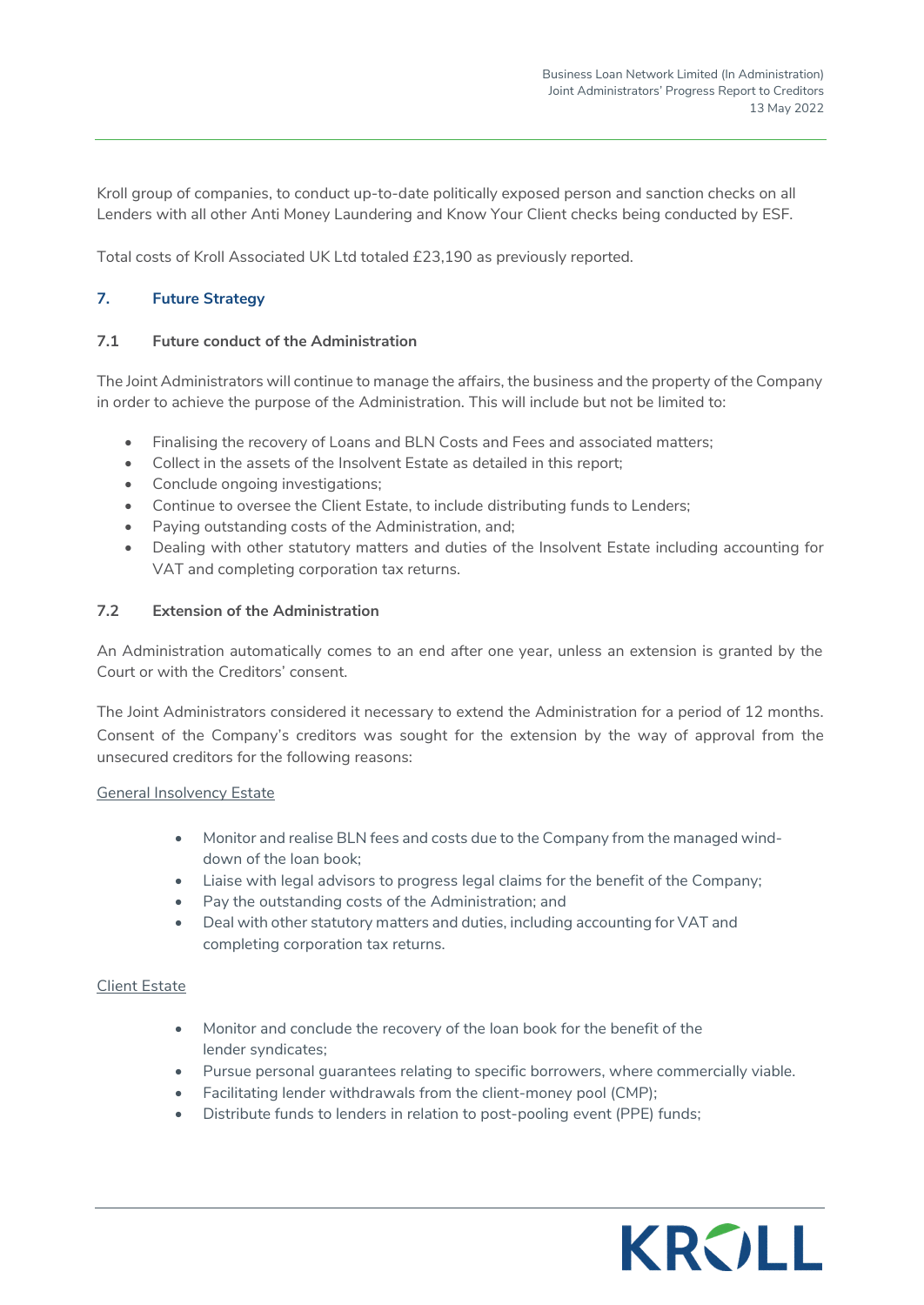Kroll group of companies, to conduct up-to-date politically exposed person and sanction checks on all Lenders with all other Anti Money Laundering and Know Your Client checks being conducted by ESF.

Total costs of Kroll Associated UK Ltd totaled £23,190 as previously reported.

## 7. Future Strategy

### 7.1 Future conduct of the Administration

The Joint Administrators will continue to manage the affairs, the business and the property of the Company in order to achieve the purpose of the Administration. This will include but not be limited to:

- Finalising the recovery of Loans and BLN Costs and Fees and associated matters;
- Collect in the assets of the Insolvent Estate as detailed in this report;
- Conclude ongoing investigations;
- Continue to oversee the Client Estate, to include distributing funds to Lenders;
- Paying outstanding costs of the Administration, and;
- Dealing with other statutory matters and duties of the Insolvent Estate including accounting for VAT and completing corporation tax returns.

### 7.2 Extension of the Administration

An Administration automatically comes to an end after one year, unless an extension is granted by the Court or with the Creditors' consent.

The Joint Administrators considered it necessary to extend the Administration for a period of 12 months. Consent of the Company's creditors was sought for the extension by the way of approval from the unsecured creditors for the following reasons:

General Insolvency Estate

- Monitor and realise BLN fees and costs due to the Company from the managed wind-down of the loan book;
- Liaise with legal advisors to progress legal claims for the benefit of the Company;
- Pay the outstanding costs of the Administration; and
- Deal with other statutory matters and duties, including accounting for VAT and completing corporation tax returns.

Client Estate

- Monitor and conclude the recovery of the loan book for the benefit of the lender syndicates;
- Pursue personal guarantees relating to specific borrowers, where commercially viable.
- Facilitating lender withdrawals from the client-money pool (CMP);
- Distribute funds to lenders in relation to post-pooling event (PPE) funds;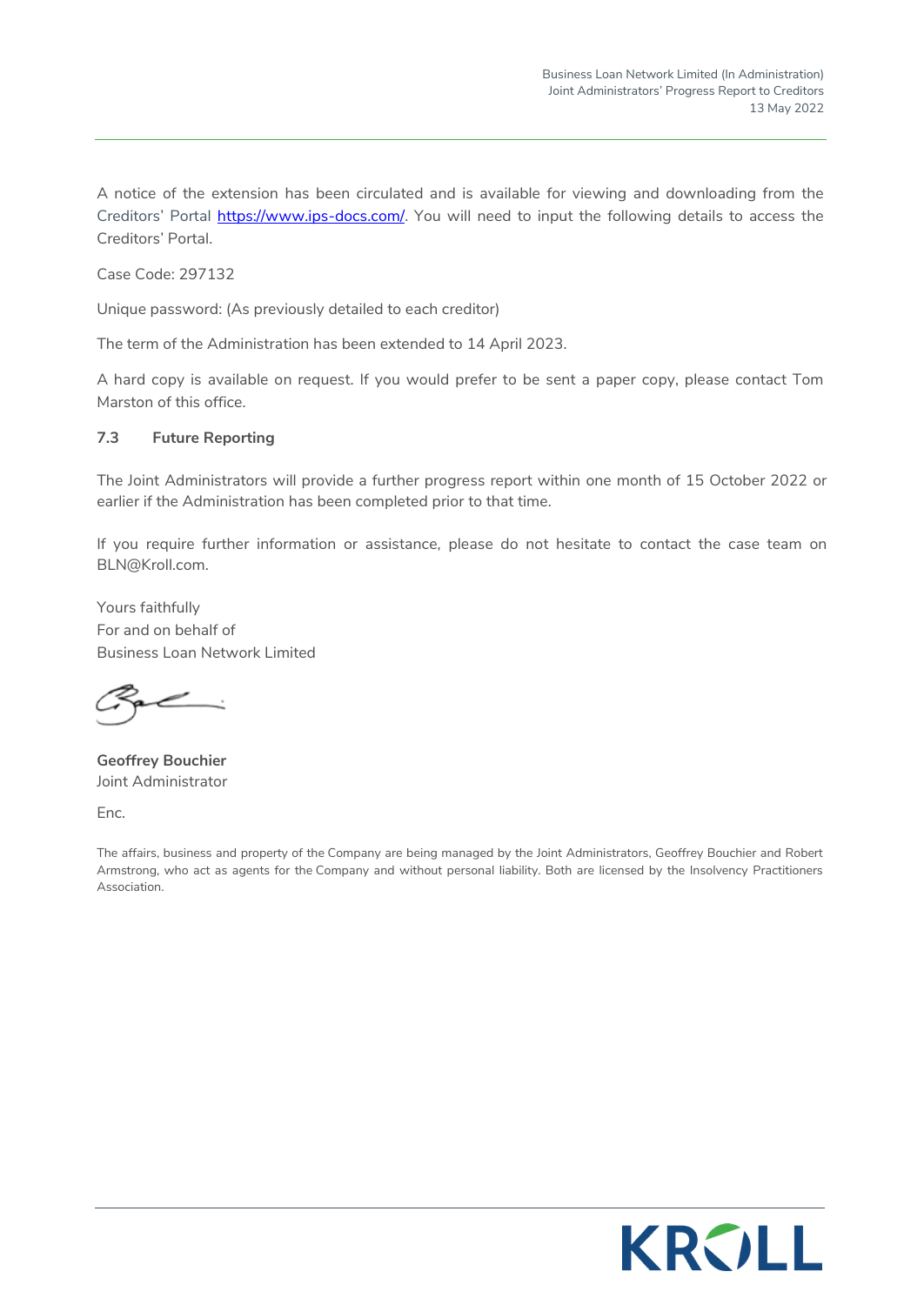A notice of the extension has been circulated and is available for viewing and downloading from the Creditors' Portal https://www.ips-docs.com/. You will need to input the following details to access the Creditors' Portal.

Case Code: 297132

Unique password: (As previously detailed to each creditor)

The term of the Administration has been extended to 14 April 2023.

A hard copy is available on request. If you would prefer to be sent a paper copy, please contact Tom Marston of this office.

### 7.3 Future Reporting

The Joint Administrators will provide a further progress report within one month of 15 October 2022 or earlier if the Administration has been completed prior to that time.

If you require further information or assistance, please do not hesitate to contact the case team on BLN@Kroll.com.

Yours faithfully
For and on behalf of
Business Loan Network Limited

**Geoffrey Bouchier**
Joint Administrator

Enc.

The affairs, business and property of the Company are being managed by the Joint Administrators, Geoffrey Bouchier and Robert Armstrong, who act as agents for the Company and without personal liability. Both are licensed by the Insolvency Practitioners Association.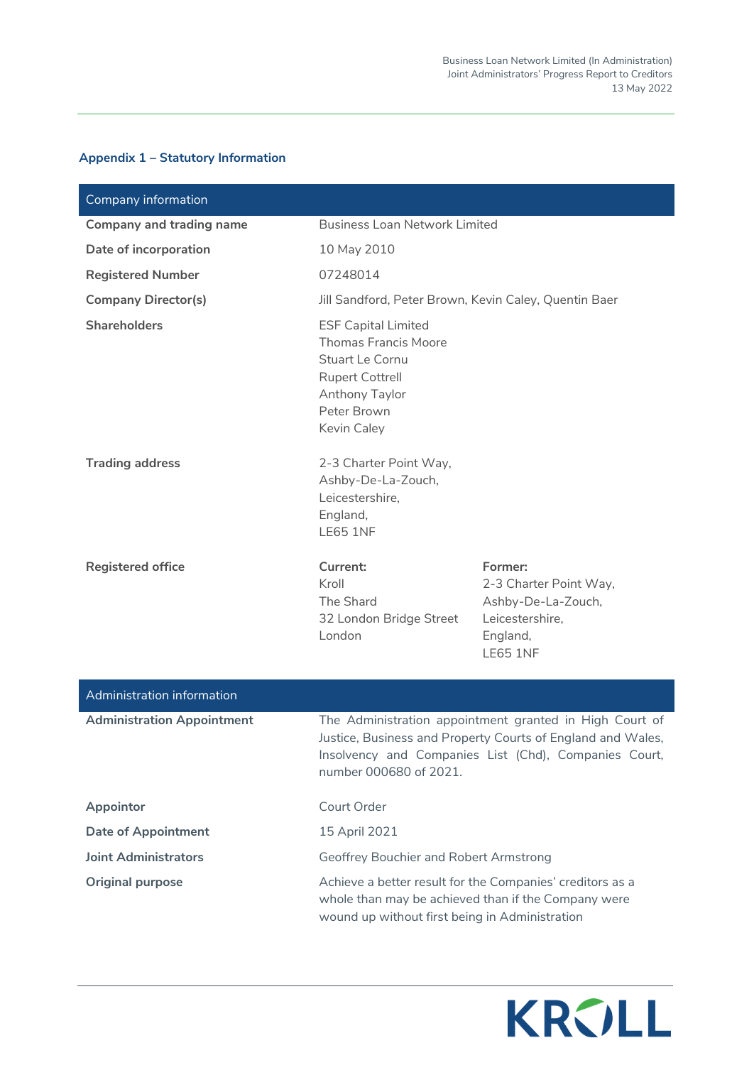## Appendix 1 – Statutory Information

| Company information | | |
|---|---|---|
| **Company and trading name** | Business Loan Network Limited | |
| **Date of incorporation** | 10 May 2010 | |
| **Registered Number** | 07248014 | |
| **Company Director(s)** | Jill Sandford, Peter Brown, Kevin Caley, Quentin Baer | |
| **Shareholders** | ESF Capital Limited<br>Thomas Francis Moore<br>Stuart Le Cornu<br>Rupert Cottrell<br>Anthony Taylor<br>Peter Brown<br>Kevin Caley | |
| **Trading address** | 2-3 Charter Point Way,<br>Ashby-De-La-Zouch,<br>Leicestershire,<br>England,<br>LE65 1NF | |
| **Registered office** | **Current:**<br>Kroll<br>The Shard<br>32 London Bridge Street<br>London | **Former:**<br>2-3 Charter Point Way,<br>Ashby-De-La-Zouch,<br>Leicestershire,<br>England,<br>LE65 1NF |

| Administration information | |
|---|---|
| **Administration Appointment** | The Administration appointment granted in High Court of Justice, Business and Property Courts of England and Wales, Insolvency and Companies List (Chd), Companies Court, number 000680 of 2021. |
| **Appointor** | Court Order |
| **Date of Appointment** | 15 April 2021 |
| **Joint Administrators** | Geoffrey Bouchier and Robert Armstrong |
| **Original purpose** | Achieve a better result for the Companies' creditors as a whole than may be achieved than if the Company were wound up without first being in Administration |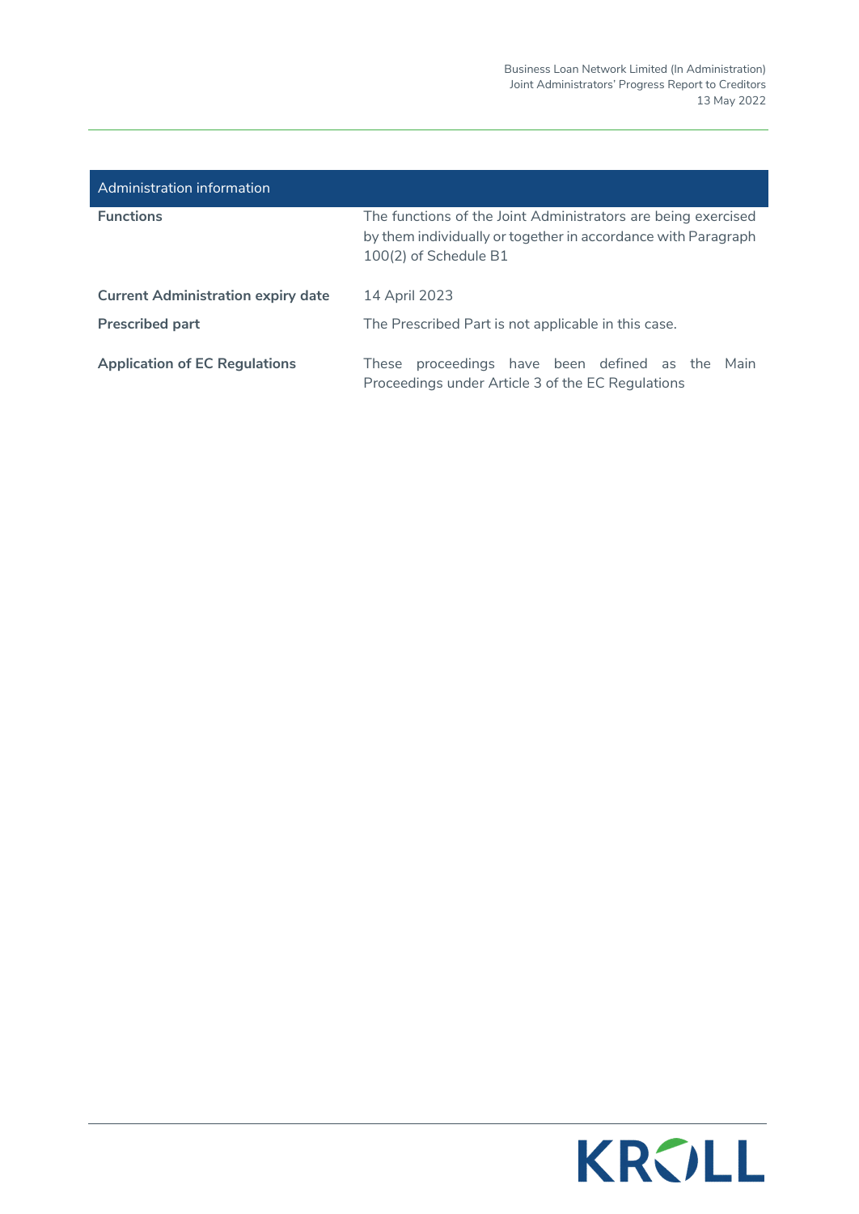| Administration information | |
|---|---|
| **Functions** | The functions of the Joint Administrators are being exercised by them individually or together in accordance with Paragraph 100(2) of Schedule B1 |
| **Current Administration expiry date** | 14 April 2023 |
| **Prescribed part** | The Prescribed Part is not applicable in this case. |
| **Application of EC Regulations** | These proceedings have been defined as the Main Proceedings under Article 3 of the EC Regulations |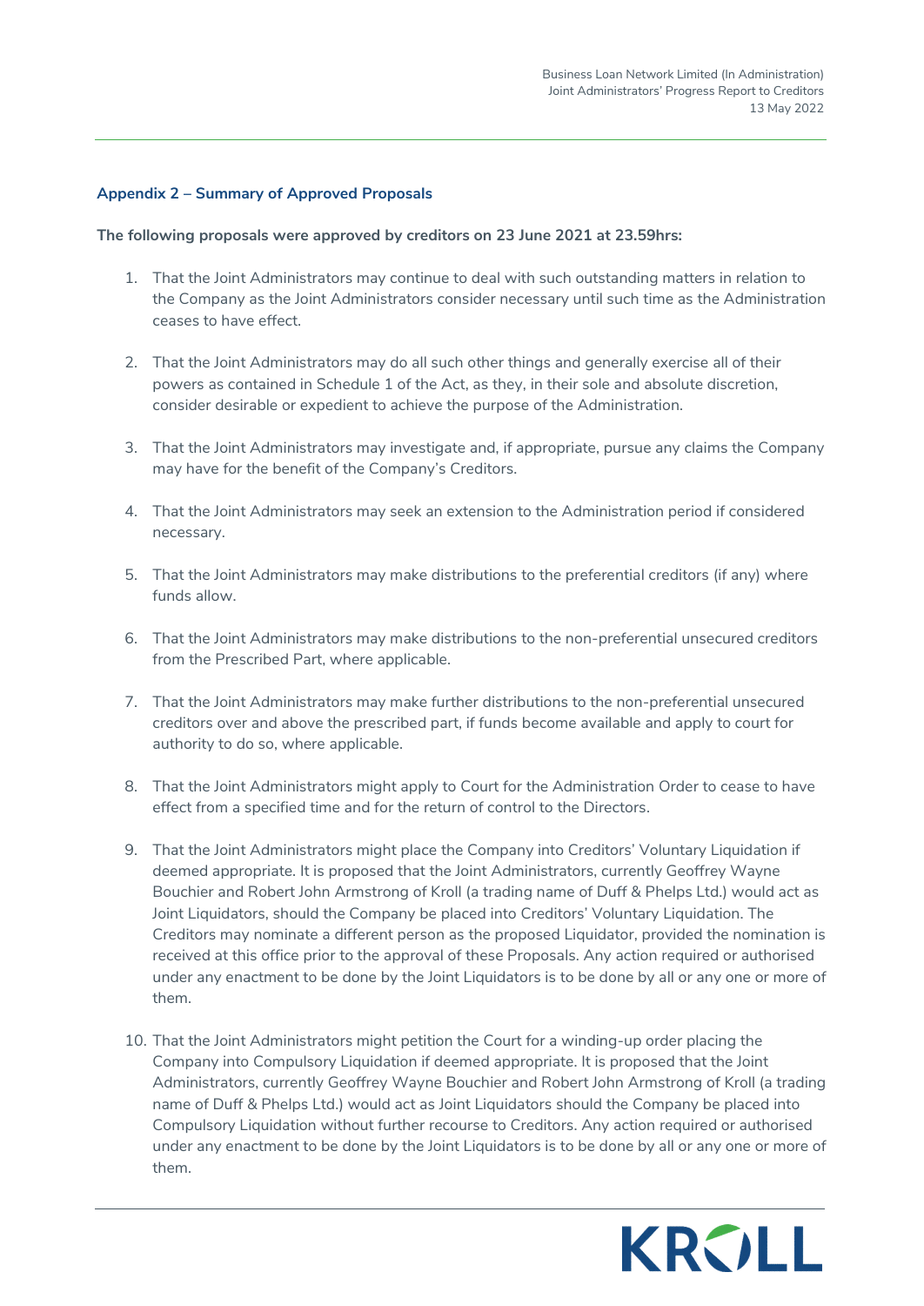### Appendix 2 – Summary of Approved Proposals

**The following proposals were approved by creditors on 23 June 2021 at 23.59hrs:**

1. That the Joint Administrators may continue to deal with such outstanding matters in relation to the Company as the Joint Administrators consider necessary until such time as the Administration ceases to have effect.

2. That the Joint Administrators may do all such other things and generally exercise all of their powers as contained in Schedule 1 of the Act, as they, in their sole and absolute discretion, consider desirable or expedient to achieve the purpose of the Administration.

3. That the Joint Administrators may investigate and, if appropriate, pursue any claims the Company may have for the benefit of the Company's Creditors.

4. That the Joint Administrators may seek an extension to the Administration period if considered necessary.

5. That the Joint Administrators may make distributions to the preferential creditors (if any) where funds allow.

6. That the Joint Administrators may make distributions to the non-preferential unsecured creditors from the Prescribed Part, where applicable.

7. That the Joint Administrators may make further distributions to the non-preferential unsecured creditors over and above the prescribed part, if funds become available and apply to court for authority to do so, where applicable.

8. That the Joint Administrators might apply to Court for the Administration Order to cease to have effect from a specified time and for the return of control to the Directors.

9. That the Joint Administrators might place the Company into Creditors' Voluntary Liquidation if deemed appropriate. It is proposed that the Joint Administrators, currently Geoffrey Wayne Bouchier and Robert John Armstrong of Kroll (a trading name of Duff & Phelps Ltd.) would act as Joint Liquidators, should the Company be placed into Creditors' Voluntary Liquidation. The Creditors may nominate a different person as the proposed Liquidator, provided the nomination is received at this office prior to the approval of these Proposals. Any action required or authorised under any enactment to be done by the Joint Liquidators is to be done by all or any one or more of them.

10. That the Joint Administrators might petition the Court for a winding-up order placing the Company into Compulsory Liquidation if deemed appropriate. It is proposed that the Joint Administrators, currently Geoffrey Wayne Bouchier and Robert John Armstrong of Kroll (a trading name of Duff & Phelps Ltd.) would act as Joint Liquidators should the Company be placed into Compulsory Liquidation without further recourse to Creditors. Any action required or authorised under any enactment to be done by the Joint Liquidators is to be done by all or any one or more of them.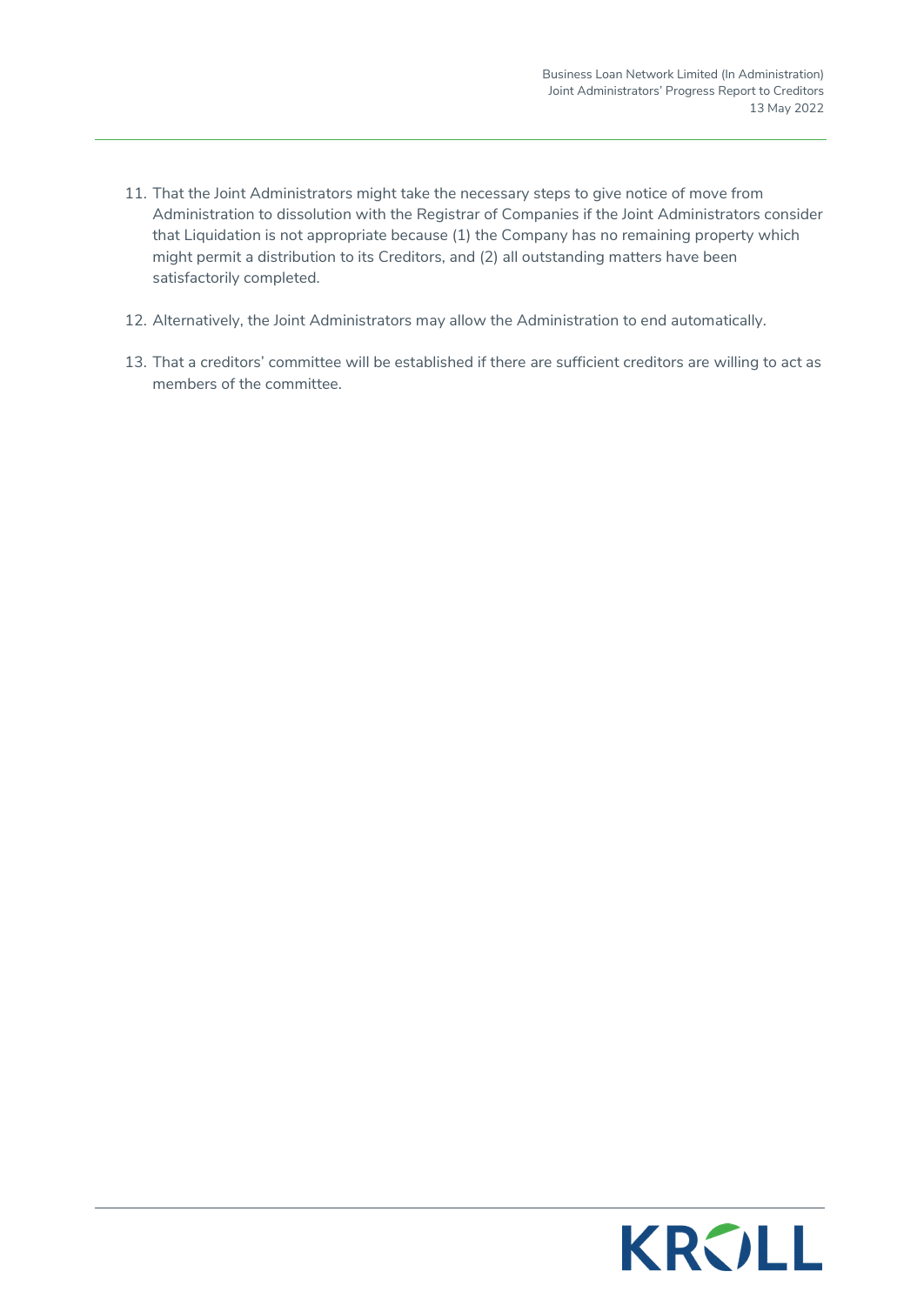11. That the Joint Administrators might take the necessary steps to give notice of move from Administration to dissolution with the Registrar of Companies if the Joint Administrators consider that Liquidation is not appropriate because (1) the Company has no remaining property which might permit a distribution to its Creditors, and (2) all outstanding matters have been satisfactorily completed.

12. Alternatively, the Joint Administrators may allow the Administration to end automatically.

13. That a creditors' committee will be established if there are sufficient creditors are willing to act as members of the committee.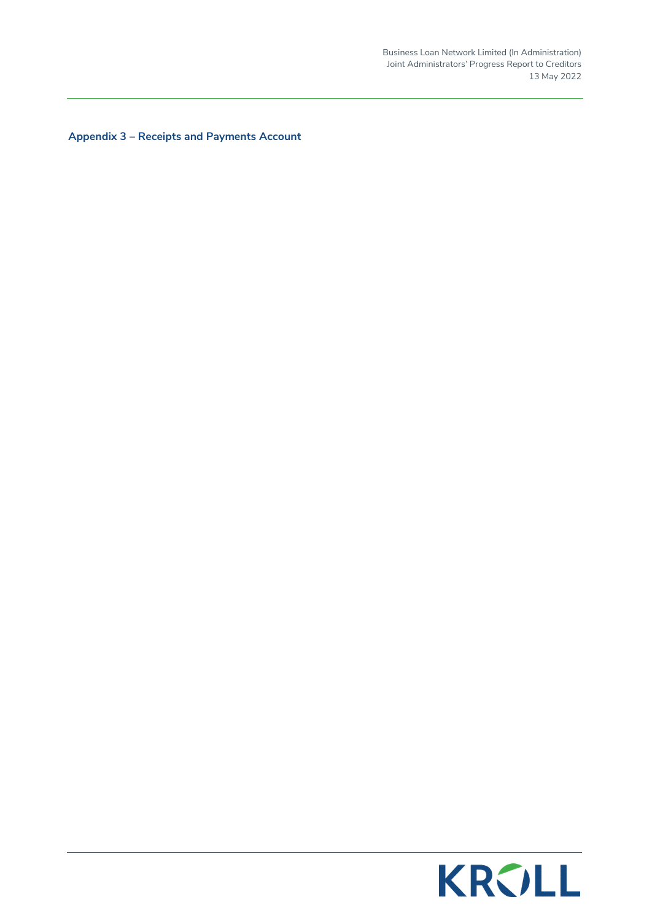**Appendix 3 – Receipts and Payments Account**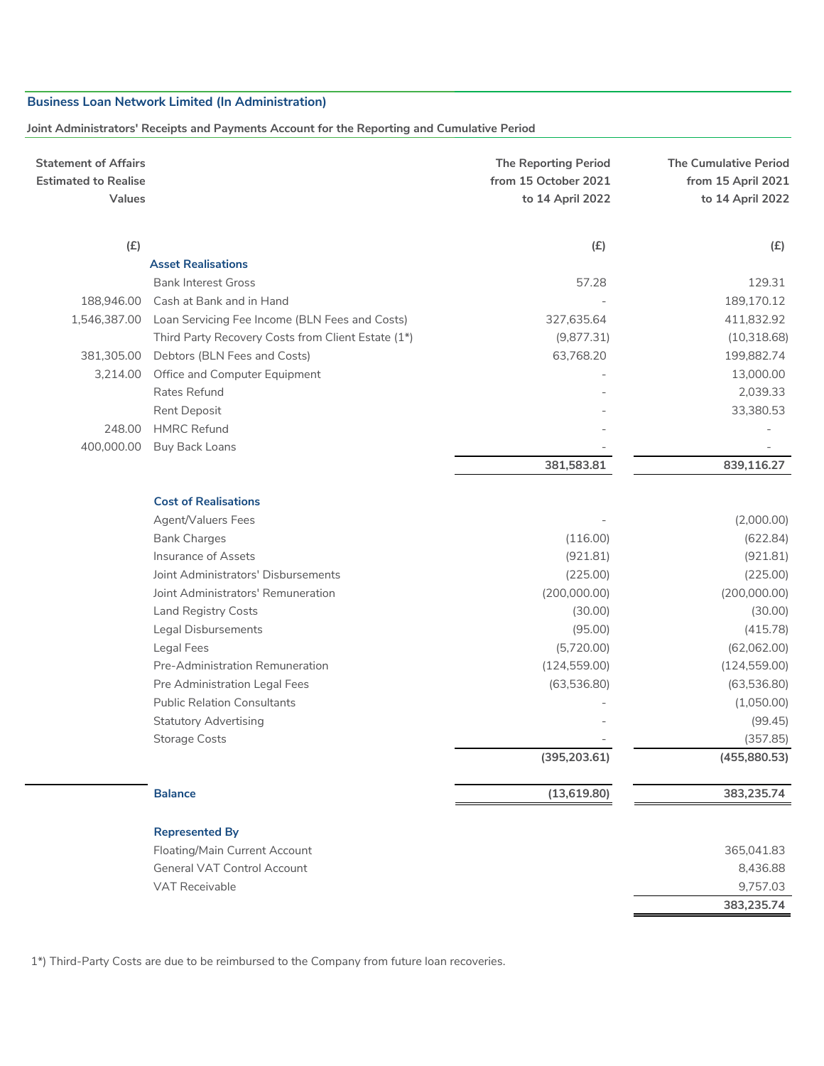**Business Loan Network Limited (In Administration)**

**Joint Administrators' Receipts and Payments Account for the Reporting and Cumulative Period**

| Statement of Affairs Estimated to Realise Values | | The Reporting Period from 15 October 2021 to 14 April 2022 | The Cumulative Period from 15 April 2021 to 14 April 2022 |
|---|---|---|---|
| (£) | | (£) | (£) |
| | **Asset Realisations** | | |
| | Bank Interest Gross | 57.28 | 129.31 |
| 188,946.00 | Cash at Bank and in Hand | - | 189,170.12 |
| 1,546,387.00 | Loan Servicing Fee Income (BLN Fees and Costs) | 327,635.64 | 411,832.92 |
| | Third Party Recovery Costs from Client Estate (1*) | (9,877.31) | (10,318.68) |
| 381,305.00 | Debtors (BLN Fees and Costs) | 63,768.20 | 199,882.74 |
| 3,214.00 | Office and Computer Equipment | - | 13,000.00 |
| | Rates Refund | - | 2,039.33 |
| | Rent Deposit | - | 33,380.53 |
| 248.00 | HMRC Refund | - | - |
| 400,000.00 | Buy Back Loans | - | - |
| | | **381,583.81** | **839,116.27** |
| | **Cost of Realisations** | | |
| | Agent/Valuers Fees | - | (2,000.00) |
| | Bank Charges | (116.00) | (622.84) |
| | Insurance of Assets | (921.81) | (921.81) |
| | Joint Administrators' Disbursements | (225.00) | (225.00) |
| | Joint Administrators' Remuneration | (200,000.00) | (200,000.00) |
| | Land Registry Costs | (30.00) | (30.00) |
| | Legal Disbursements | (95.00) | (415.78) |
| | Legal Fees | (5,720.00) | (62,062.00) |
| | Pre-Administration Remuneration | (124,559.00) | (124,559.00) |
| | Pre Administration Legal Fees | (63,536.80) | (63,536.80) |
| | Public Relation Consultants | - | (1,050.00) |
| | Statutory Advertising | - | (99.45) |
| | Storage Costs | - | (357.85) |
| | | **(395,203.61)** | **(455,880.53)** |
| | **Balance** | **(13,619.80)** | **383,235.74** |
| | **Represented By** | | |
| | Floating/Main Current Account | | 365,041.83 |
| | General VAT Control Account | | 8,436.88 |
| | VAT Receivable | | 9,757.03 |
| | | | **383,235.74** |

1*) Third-Party Costs are due to be reimbursed to the Company from future loan recoveries.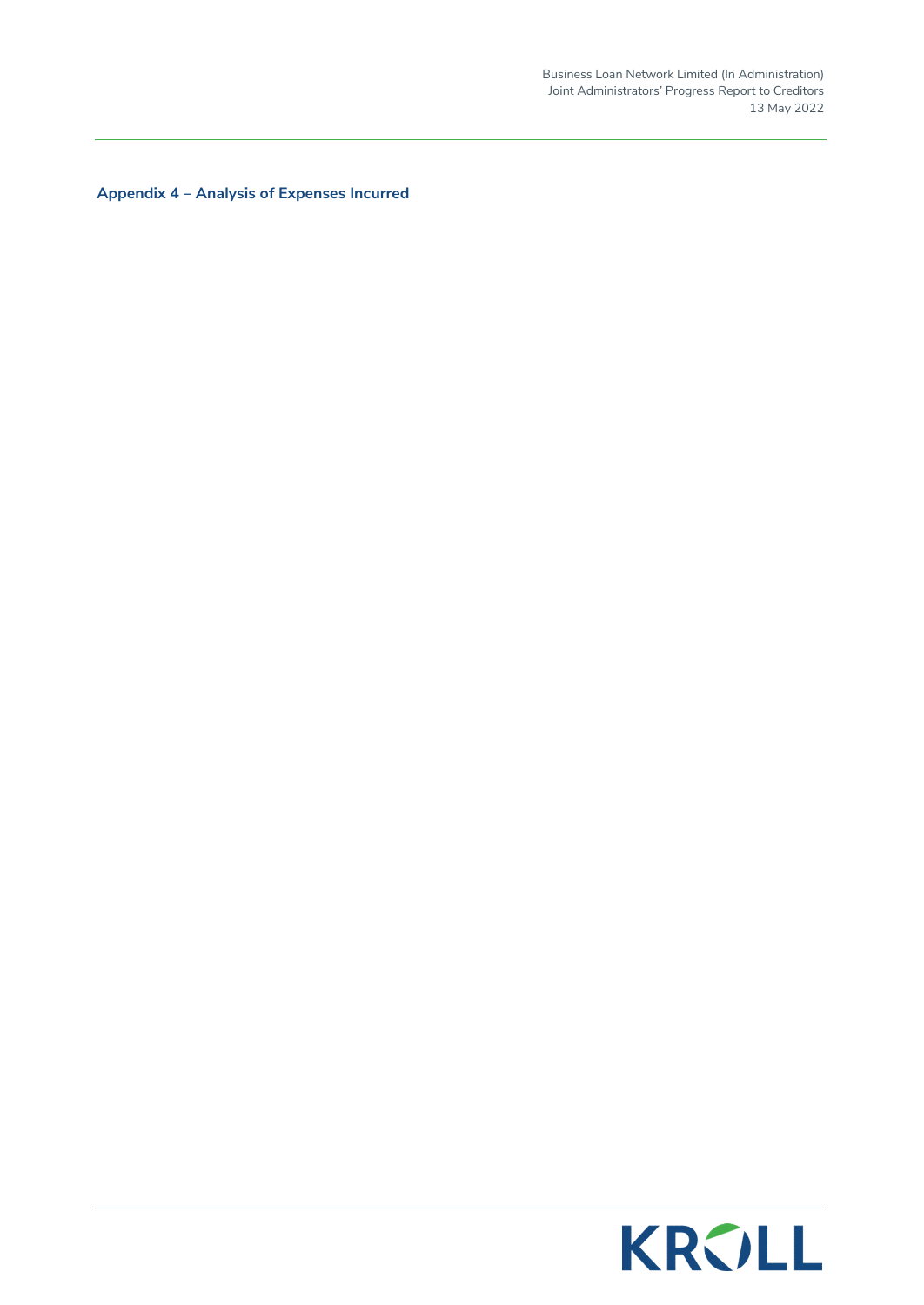**Appendix 4 – Analysis of Expenses Incurred**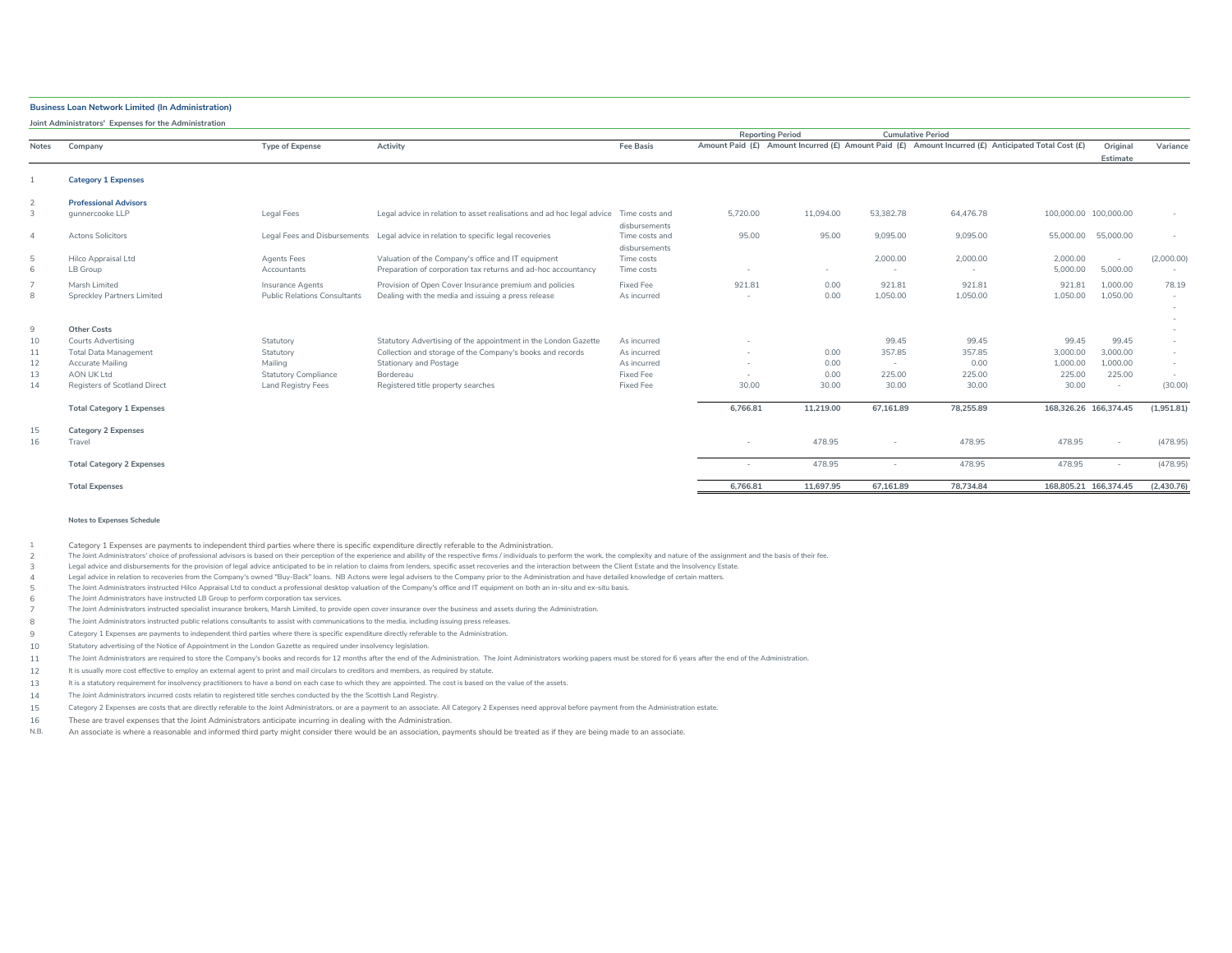**Business Loan Network Limited (In Administration)**

**Joint Administrators' Expenses for the Administration**

| Notes | Company | Type of Expense | Activity | Fee Basis | Reporting Period | | Cumulative Period | | | | |
|---|---|---|---|---|---|---|---|---|---|---|---|
| | | | | | Amount Paid (£) | Amount Incurred (£) | Amount Paid (£) | Amount Incurred (£) | Anticipated Total Cost (£) | Original Estimate | Variance |
| 1 | **Category 1 Expenses** | | | | | | | | | | |
| 2 | **Professional Advisors** | | | | | | | | | | |
| 3 | gunnercooke LLP | Legal Fees | Legal advice in relation to asset realisations and ad hoc legal advice | Time costs and disbursements | 5,720.00 | 11,094.00 | 53,382.78 | 64,476.78 | 100,000.00 | 100,000.00 | - |
| 4 | Actons Solicitors | Legal Fees and Disbursements | Legal advice in relation to specific legal recoveries | Time costs and disbursements | 95.00 | 95.00 | 9,095.00 | 9,095.00 | 55,000.00 | 55,000.00 | - |
| 5 | Hilco Appraisal Ltd | Agents Fees | Valuation of the Company's office and IT equipment | Time costs | | | 2,000.00 | 2,000.00 | 2,000.00 | - | (2,000.00) |
| 6 | LB Group | Accountants | Preparation of corporation tax returns and ad-hoc accountancy | Time costs | - | - | - | - | 5,000.00 | 5,000.00 | - |
| 7 | Marsh Limited | Insurance Agents | Provision of Open Cover Insurance premium and policies | Fixed Fee | 921.81 | 0.00 | 921.81 | 921.81 | 921.81 | 1,000.00 | 78.19 |
| 8 | Spreckley Partners Limited | Public Relations Consultants | Dealing with the media and issuing a press release | As incurred | - | 0.00 | 1,050.00 | 1,050.00 | 1,050.00 | 1,050.00 | - |
| 9 | **Other Costs** | | | | | | | | | | - |
| 10 | Courts Advertising | Statutory | Statutory Advertising of the appointment in the London Gazette | As incurred | - | | 99.45 | 99.45 | 99.45 | 99.45 | - |
| 11 | Total Data Management | Statutory | Collection and storage of the Company's books and records | As incurred | - | 0.00 | 357.85 | 357.85 | 3,000.00 | 3,000.00 | - |
| 12 | Accurate Mailing | Mailing | Stationary and Postage | As incurred | - | 0.00 | - | 0.00 | 1,000.00 | 1,000.00 | - |
| 13 | AON UK Ltd | Statutory Compliance | Bordereau | Fixed Fee | - | 0.00 | 225.00 | 225.00 | 225.00 | 225.00 | - |
| 14 | Registers of Scotland Direct | Land Registry Fees | Registered title property searches | Fixed Fee | 30.00 | 30.00 | 30.00 | 30.00 | 30.00 | - | (30.00) |
| | **Total Category 1 Expenses** | | | | **6,766.81** | **11,219.00** | **67,161.89** | **78,255.89** | **168,326.26** | **166,374.45** | **(1,951.81)** |
| 15 | **Category 2 Expenses** | | | | | | | | | | |
| 16 | Travel | | | | - | 478.95 | - | 478.95 | 478.95 | - | (478.95) |
| | **Total Category 2 Expenses** | | | | - | 478.95 | - | 478.95 | 478.95 | - | (478.95) |
| | **Total Expenses** | | | | **6,766.81** | **11,697.95** | **67,161.89** | **78,734.84** | **168,805.21** | **166,374.45** | **(2,430.76)** |

**Notes to Expenses Schedule**

1. Category 1 Expenses are payments to independent third parties where there is specific expenditure directly referable to the Administration.
2. The Joint Administrators' choice of professional advisors is based on their perception of the experience and ability of the respective firms / individuals to perform the work, the complexity and nature of the assignment and the basis of their fee.
3. Legal advice and disbursements for the provision of legal advice anticipated to be in relation to claims from lenders, specific asset recoveries and the interaction between the Client Estate and the Insolvency Estate.
4. Legal advice in relation to recoveries from the Company's owned "Buy-Back" loans. NB Actons were legal advisers to the Company prior to the Administration and have detailed knowledge of certain matters.
5. The Joint Administrators instructed Hilco Appraisal Ltd to conduct a professional desktop valuation of the Company's office and IT equipment on both an in-situ and ex-situ basis.
6. The Joint Administrators have instructed LB Group to perform corporation tax services.
7. The Joint Administrators instructed specialist insurance brokers, Marsh Limited, to provide open cover insurance over the business and assets during the Administration.
8. The Joint Administrators instructed public relations consultants to assist with communications to the media, including issuing press releases.
9. Category 1 Expenses are payments to independent third parties where there is specific expenditure directly referable to the Administration.
10. Statutory advertising of the Notice of Appointment in the London Gazette as required under insolvency legislation.
11. The Joint Administrators are required to store the Company's books and records for 12 months after the end of the Administration. The Joint Administrators working papers must be stored for 6 years after the end of the Administration.
12. It is usually more cost effective to employ an external agent to print and mail circulars to creditors and members, as required by statute.
13. It is a statutory requirement for insolvency practitioners to have a bond on each case to which they are appointed. The cost is based on the value of the assets.
14. The Joint Administrators incurred costs relatin to registered title serches conducted by the the Scottish Land Registry.
15. Category 2 Expenses are costs that are directly referable to the Joint Administrators, or are a payment to an associate. All Category 2 Expenses need approval before payment from the Administration estate.
16. These are travel expenses that the Joint Administrators anticipate incurring in dealing with the Administration.

N.B. An associate is where a reasonable and informed third party might consider there would be an association, payments should be treated as if they are being made to an associate.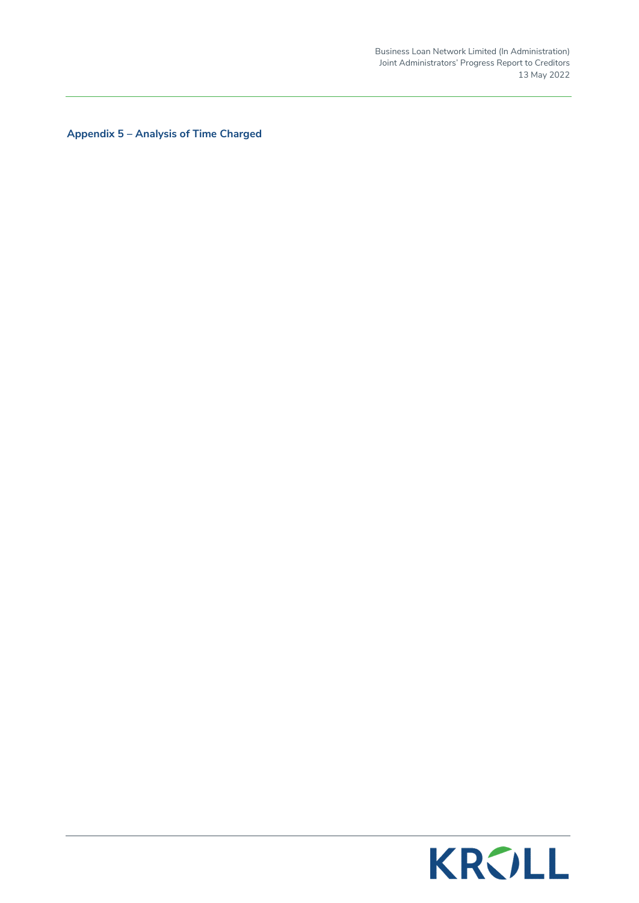## Appendix 5 – Analysis of Time Charged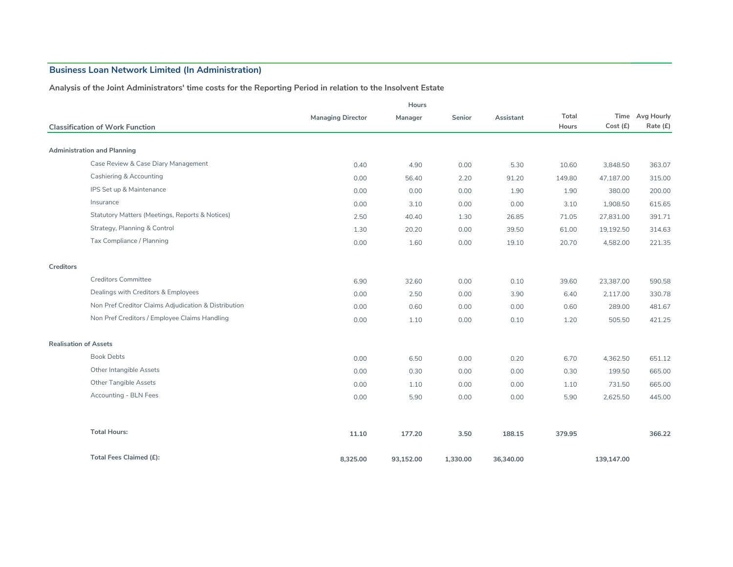## Business Loan Network Limited (In Administration)

### Analysis of the Joint Administrators' time costs for the Reporting Period in relation to the Insolvent Estate

| Classification of Work Function | Managing Director | Manager | Senior | Assistant | Total Hours | Time Cost (£) | Avg Hourly Rate (£) |
|---|---|---|---|---|---|---|---|
| | Hours | | | | | | |
| **Administration and Planning** | | | | | | | |
| Case Review & Case Diary Management | 0.40 | 4.90 | 0.00 | 5.30 | 10.60 | 3,848.50 | 363.07 |
| Cashiering & Accounting | 0.00 | 56.40 | 2.20 | 91.20 | 149.80 | 47,187.00 | 315.00 |
| IPS Set up & Maintenance | 0.00 | 0.00 | 0.00 | 1.90 | 1.90 | 380.00 | 200.00 |
| Insurance | 0.00 | 3.10 | 0.00 | 0.00 | 3.10 | 1,908.50 | 615.65 |
| Statutory Matters (Meetings, Reports & Notices) | 2.50 | 40.40 | 1.30 | 26.85 | 71.05 | 27,831.00 | 391.71 |
| Strategy, Planning & Control | 1.30 | 20.20 | 0.00 | 39.50 | 61.00 | 19,192.50 | 314.63 |
| Tax Compliance / Planning | 0.00 | 1.60 | 0.00 | 19.10 | 20.70 | 4,582.00 | 221.35 |
| **Creditors** | | | | | | | |
| Creditors Committee | 6.90 | 32.60 | 0.00 | 0.10 | 39.60 | 23,387.00 | 590.58 |
| Dealings with Creditors & Employees | 0.00 | 2.50 | 0.00 | 3.90 | 6.40 | 2,117.00 | 330.78 |
| Non Pref Creditor Claims Adjudication & Distribution | 0.00 | 0.60 | 0.00 | 0.00 | 0.60 | 289.00 | 481.67 |
| Non Pref Creditors / Employee Claims Handling | 0.00 | 1.10 | 0.00 | 0.10 | 1.20 | 505.50 | 421.25 |
| **Realisation of Assets** | | | | | | | |
| Book Debts | 0.00 | 6.50 | 0.00 | 0.20 | 6.70 | 4,362.50 | 651.12 |
| Other Intangible Assets | 0.00 | 0.30 | 0.00 | 0.00 | 0.30 | 199.50 | 665.00 |
| Other Tangible Assets | 0.00 | 1.10 | 0.00 | 0.00 | 1.10 | 731.50 | 665.00 |
| Accounting - BLN Fees | 0.00 | 5.90 | 0.00 | 0.00 | 5.90 | 2,625.50 | 445.00 |
| **Total Hours:** | **11.10** | **177.20** | **3.50** | **188.15** | **379.95** | | **366.22** |
| **Total Fees Claimed (£):** | **8,325.00** | **93,152.00** | **1,330.00** | **36,340.00** | | **139,147.00** | |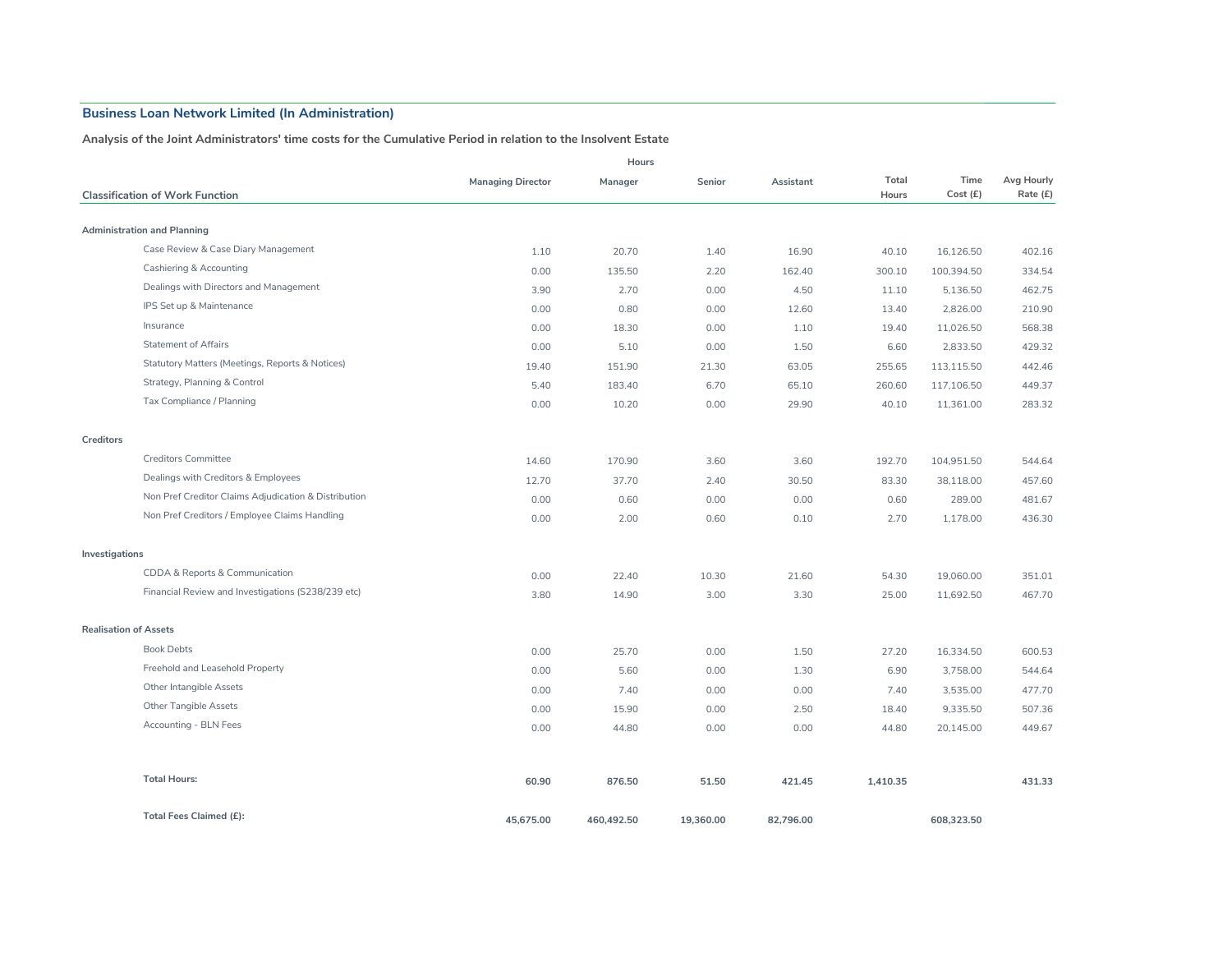## Business Loan Network Limited (In Administration)

**Analysis of the Joint Administrators' time costs for the Cumulative Period in relation to the Insolvent Estate**

| Classification of Work Function | Hours | | | | Total Hours | Time Cost (£) | Avg Hourly Rate (£) |
|---|---|---|---|---|---|---|---|
| | Managing Director | Manager | Senior | Assistant | | | |
| **Administration and Planning** | | | | | | | |
| Case Review & Case Diary Management | 1.10 | 20.70 | 1.40 | 16.90 | 40.10 | 16,126.50 | 402.16 |
| Cashiering & Accounting | 0.00 | 135.50 | 2.20 | 162.40 | 300.10 | 100,394.50 | 334.54 |
| Dealings with Directors and Management | 3.90 | 2.70 | 0.00 | 4.50 | 11.10 | 5,136.50 | 462.75 |
| IPS Set up & Maintenance | 0.00 | 0.80 | 0.00 | 12.60 | 13.40 | 2,826.00 | 210.90 |
| Insurance | 0.00 | 18.30 | 0.00 | 1.10 | 19.40 | 11,026.50 | 568.38 |
| Statement of Affairs | 0.00 | 5.10 | 0.00 | 1.50 | 6.60 | 2,833.50 | 429.32 |
| Statutory Matters (Meetings, Reports & Notices) | 19.40 | 151.90 | 21.30 | 63.05 | 255.65 | 113,115.50 | 442.46 |
| Strategy, Planning & Control | 5.40 | 183.40 | 6.70 | 65.10 | 260.60 | 117,106.50 | 449.37 |
| Tax Compliance / Planning | 0.00 | 10.20 | 0.00 | 29.90 | 40.10 | 11,361.00 | 283.32 |
| **Creditors** | | | | | | | |
| Creditors Committee | 14.60 | 170.90 | 3.60 | 3.60 | 192.70 | 104,951.50 | 544.64 |
| Dealings with Creditors & Employees | 12.70 | 37.70 | 2.40 | 30.50 | 83.30 | 38,118.00 | 457.60 |
| Non Pref Creditor Claims Adjudication & Distribution | 0.00 | 0.60 | 0.00 | 0.00 | 0.60 | 289.00 | 481.67 |
| Non Pref Creditors / Employee Claims Handling | 0.00 | 2.00 | 0.60 | 0.10 | 2.70 | 1,178.00 | 436.30 |
| **Investigations** | | | | | | | |
| CDDA & Reports & Communication | 0.00 | 22.40 | 10.30 | 21.60 | 54.30 | 19,060.00 | 351.01 |
| Financial Review and Investigations (S238/239 etc) | 3.80 | 14.90 | 3.00 | 3.30 | 25.00 | 11,692.50 | 467.70 |
| **Realisation of Assets** | | | | | | | |
| Book Debts | 0.00 | 25.70 | 0.00 | 1.50 | 27.20 | 16,334.50 | 600.53 |
| Freehold and Leasehold Property | 0.00 | 5.60 | 0.00 | 1.30 | 6.90 | 3,758.00 | 544.64 |
| Other Intangible Assets | 0.00 | 7.40 | 0.00 | 0.00 | 7.40 | 3,535.00 | 477.70 |
| Other Tangible Assets | 0.00 | 15.90 | 0.00 | 2.50 | 18.40 | 9,335.50 | 507.36 |
| Accounting - BLN Fees | 0.00 | 44.80 | 0.00 | 0.00 | 44.80 | 20,145.00 | 449.67 |
| **Total Hours:** | **60.90** | **876.50** | **51.50** | **421.45** | **1,410.35** | | **431.33** |
| **Total Fees Claimed (£):** | **45,675.00** | **460,492.50** | **19,360.00** | **82,796.00** | | **608,323.50** | |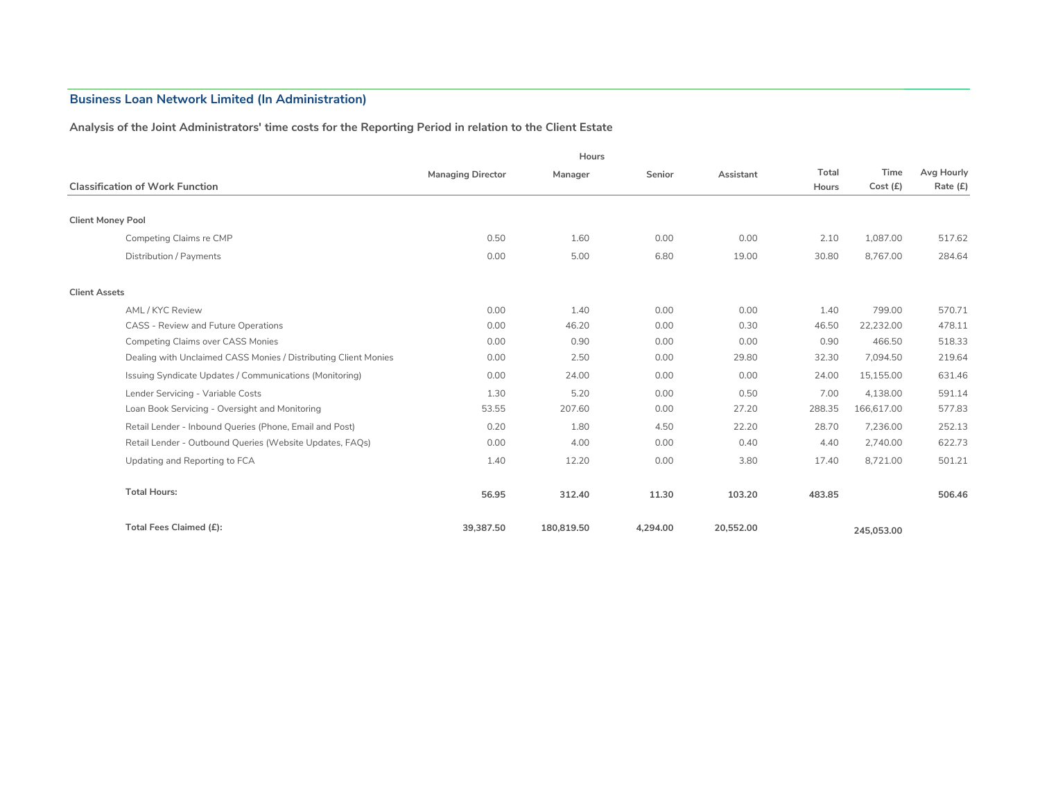## Business Loan Network Limited (In Administration)

**Analysis of the Joint Administrators' time costs for the Reporting Period in relation to the Client Estate**

| Classification of Work Function | Hours | | | | | | |
|---|---|---|---|---|---|---|---|
| | Managing Director | Manager | Senior | Assistant | Total Hours | Time Cost (£) | Avg Hourly Rate (£) |
| **Client Money Pool** | | | | | | | |
| Competing Claims re CMP | 0.50 | 1.60 | 0.00 | 0.00 | 2.10 | 1,087.00 | 517.62 |
| Distribution / Payments | 0.00 | 5.00 | 6.80 | 19.00 | 30.80 | 8,767.00 | 284.64 |
| **Client Assets** | | | | | | | |
| AML / KYC Review | 0.00 | 1.40 | 0.00 | 0.00 | 1.40 | 799.00 | 570.71 |
| CASS - Review and Future Operations | 0.00 | 46.20 | 0.00 | 0.30 | 46.50 | 22,232.00 | 478.11 |
| Competing Claims over CASS Monies | 0.00 | 0.90 | 0.00 | 0.00 | 0.90 | 466.50 | 518.33 |
| Dealing with Unclaimed CASS Monies / Distributing Client Monies | 0.00 | 2.50 | 0.00 | 29.80 | 32.30 | 7,094.50 | 219.64 |
| Issuing Syndicate Updates / Communications (Monitoring) | 0.00 | 24.00 | 0.00 | 0.00 | 24.00 | 15,155.00 | 631.46 |
| Lender Servicing - Variable Costs | 1.30 | 5.20 | 0.00 | 0.50 | 7.00 | 4,138.00 | 591.14 |
| Loan Book Servicing - Oversight and Monitoring | 53.55 | 207.60 | 0.00 | 27.20 | 288.35 | 166,617.00 | 577.83 |
| Retail Lender - Inbound Queries (Phone, Email and Post) | 0.20 | 1.80 | 4.50 | 22.20 | 28.70 | 7,236.00 | 252.13 |
| Retail Lender - Outbound Queries (Website Updates, FAQs) | 0.00 | 4.00 | 0.00 | 0.40 | 4.40 | 2,740.00 | 622.73 |
| Updating and Reporting to FCA | 1.40 | 12.20 | 0.00 | 3.80 | 17.40 | 8,721.00 | 501.21 |
| **Total Hours:** | **56.95** | **312.40** | **11.30** | **103.20** | **483.85** | | **506.46** |
| **Total Fees Claimed (£):** | **39,387.50** | **180,819.50** | **4,294.00** | **20,552.00** | | **245,053.00** | |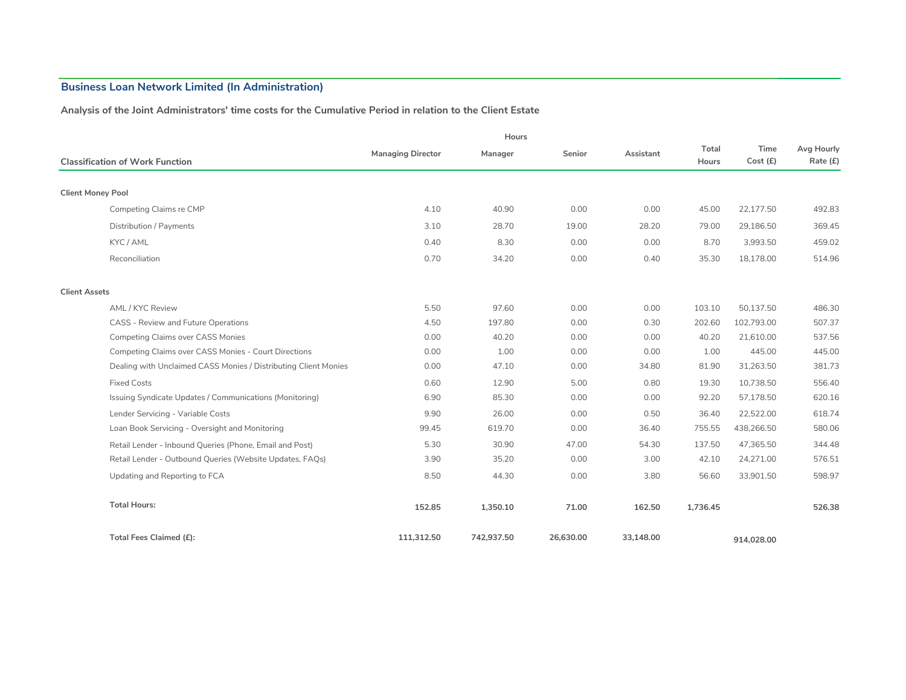## Business Loan Network Limited (In Administration)

**Analysis of the Joint Administrators' time costs for the Cumulative Period in relation to the Client Estate**

| Classification of Work Function | Managing Director | Manager | Senior | Assistant | Total Hours | Time Cost (£) | Avg Hourly Rate (£) |
|---|---|---|---|---|---|---|---|
| | Hours | | | | | | |
| **Client Money Pool** | | | | | | | |
| Competing Claims re CMP | 4.10 | 40.90 | 0.00 | 0.00 | 45.00 | 22,177.50 | 492.83 |
| Distribution / Payments | 3.10 | 28.70 | 19.00 | 28.20 | 79.00 | 29,186.50 | 369.45 |
| KYC / AML | 0.40 | 8.30 | 0.00 | 0.00 | 8.70 | 3,993.50 | 459.02 |
| Reconciliation | 0.70 | 34.20 | 0.00 | 0.40 | 35.30 | 18,178.00 | 514.96 |
| **Client Assets** | | | | | | | |
| AML / KYC Review | 5.50 | 97.60 | 0.00 | 0.00 | 103.10 | 50,137.50 | 486.30 |
| CASS - Review and Future Operations | 4.50 | 197.80 | 0.00 | 0.30 | 202.60 | 102,793.00 | 507.37 |
| Competing Claims over CASS Monies | 0.00 | 40.20 | 0.00 | 0.00 | 40.20 | 21,610.00 | 537.56 |
| Competing Claims over CASS Monies - Court Directions | 0.00 | 1.00 | 0.00 | 0.00 | 1.00 | 445.00 | 445.00 |
| Dealing with Unclaimed CASS Monies / Distributing Client Monies | 0.00 | 47.10 | 0.00 | 34.80 | 81.90 | 31,263.50 | 381.73 |
| Fixed Costs | 0.60 | 12.90 | 5.00 | 0.80 | 19.30 | 10,738.50 | 556.40 |
| Issuing Syndicate Updates / Communications (Monitoring) | 6.90 | 85.30 | 0.00 | 0.00 | 92.20 | 57,178.50 | 620.16 |
| Lender Servicing - Variable Costs | 9.90 | 26.00 | 0.00 | 0.50 | 36.40 | 22,522.00 | 618.74 |
| Loan Book Servicing - Oversight and Monitoring | 99.45 | 619.70 | 0.00 | 36.40 | 755.55 | 438,266.50 | 580.06 |
| Retail Lender - Inbound Queries (Phone, Email and Post) | 5.30 | 30.90 | 47.00 | 54.30 | 137.50 | 47,365.50 | 344.48 |
| Retail Lender - Outbound Queries (Website Updates, FAQs) | 3.90 | 35.20 | 0.00 | 3.00 | 42.10 | 24,271.00 | 576.51 |
| Updating and Reporting to FCA | 8.50 | 44.30 | 0.00 | 3.80 | 56.60 | 33,901.50 | 598.97 |
| **Total Hours:** | **152.85** | **1,350.10** | **71.00** | **162.50** | **1,736.45** | | **526.38** |
| **Total Fees Claimed (£):** | **111,312.50** | **742,937.50** | **26,630.00** | **33,148.00** | | **914,028.00** | |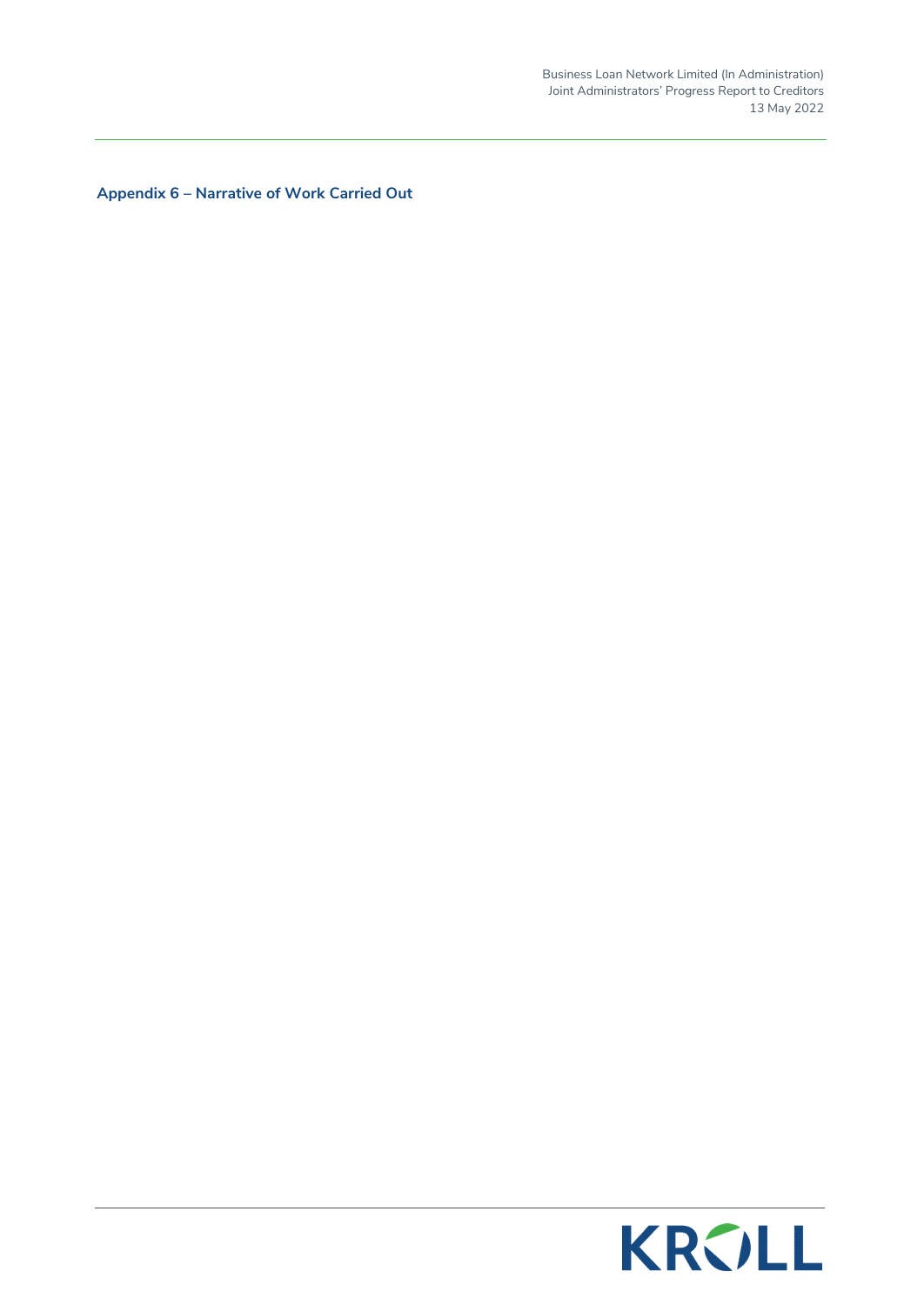## Appendix 6 – Narrative of Work Carried Out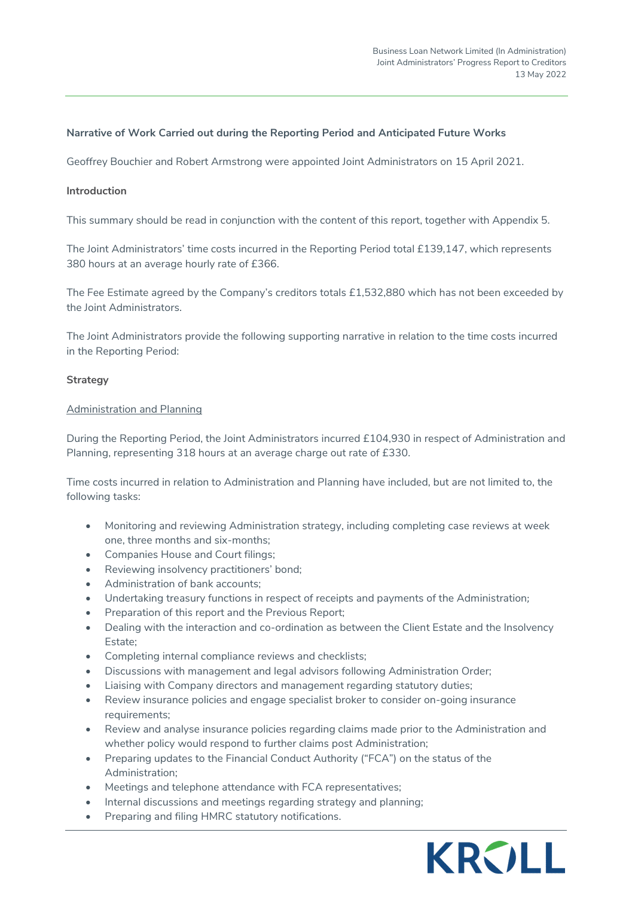**Narrative of Work Carried out during the Reporting Period and Anticipated Future Works**

Geoffrey Bouchier and Robert Armstrong were appointed Joint Administrators on 15 April 2021.

**Introduction**

This summary should be read in conjunction with the content of this report, together with Appendix 5.

The Joint Administrators' time costs incurred in the Reporting Period total £139,147, which represents 380 hours at an average hourly rate of £366.

The Fee Estimate agreed by the Company's creditors totals £1,532,880 which has not been exceeded by the Joint Administrators.

The Joint Administrators provide the following supporting narrative in relation to the time costs incurred in the Reporting Period:

**Strategy**

<u>Administration and Planning</u>

During the Reporting Period, the Joint Administrators incurred £104,930 in respect of Administration and Planning, representing 318 hours at an average charge out rate of £330.

Time costs incurred in relation to Administration and Planning have included, but are not limited to, the following tasks:

- Monitoring and reviewing Administration strategy, including completing case reviews at week one, three months and six-months;
- Companies House and Court filings;
- Reviewing insolvency practitioners' bond;
- Administration of bank accounts;
- Undertaking treasury functions in respect of receipts and payments of the Administration;
- Preparation of this report and the Previous Report;
- Dealing with the interaction and co-ordination as between the Client Estate and the Insolvency Estate;
- Completing internal compliance reviews and checklists;
- Discussions with management and legal advisors following Administration Order;
- Liaising with Company directors and management regarding statutory duties;
- Review insurance policies and engage specialist broker to consider on-going insurance requirements;
- Review and analyse insurance policies regarding claims made prior to the Administration and whether policy would respond to further claims post Administration;
- Preparing updates to the Financial Conduct Authority ("FCA") on the status of the Administration;
- Meetings and telephone attendance with FCA representatives;
- Internal discussions and meetings regarding strategy and planning;
- Preparing and filing HMRC statutory notifications.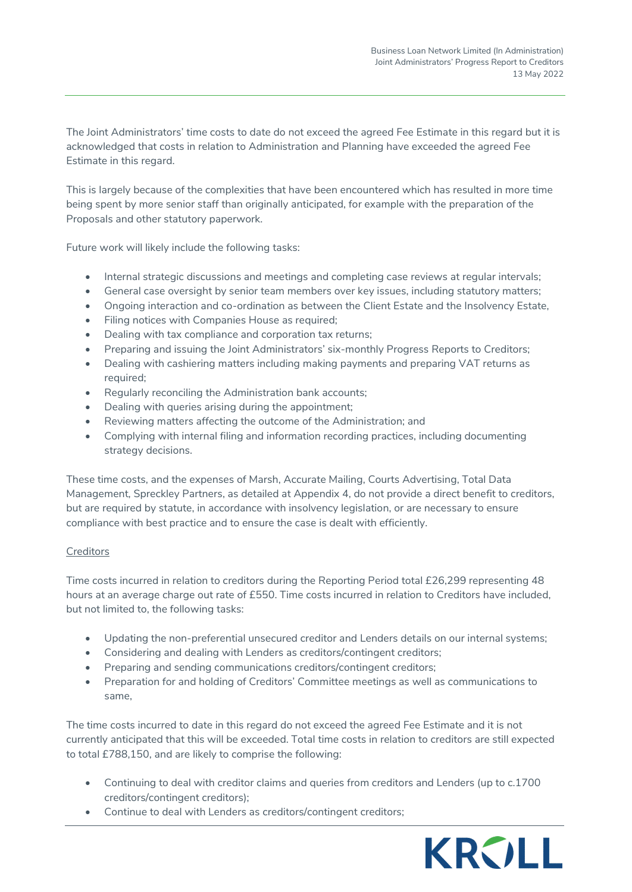The Joint Administrators' time costs to date do not exceed the agreed Fee Estimate in this regard but it is acknowledged that costs in relation to Administration and Planning have exceeded the agreed Fee Estimate in this regard.

This is largely because of the complexities that have been encountered which has resulted in more time being spent by more senior staff than originally anticipated, for example with the preparation of the Proposals and other statutory paperwork.

Future work will likely include the following tasks:

- Internal strategic discussions and meetings and completing case reviews at regular intervals;
- General case oversight by senior team members over key issues, including statutory matters;
- Ongoing interaction and co-ordination as between the Client Estate and the Insolvency Estate,
- Filing notices with Companies House as required;
- Dealing with tax compliance and corporation tax returns;
- Preparing and issuing the Joint Administrators' six-monthly Progress Reports to Creditors;
- Dealing with cashiering matters including making payments and preparing VAT returns as required;
- Regularly reconciling the Administration bank accounts;
- Dealing with queries arising during the appointment;
- Reviewing matters affecting the outcome of the Administration; and
- Complying with internal filing and information recording practices, including documenting strategy decisions.

These time costs, and the expenses of Marsh, Accurate Mailing, Courts Advertising, Total Data Management, Spreckley Partners, as detailed at Appendix 4, do not provide a direct benefit to creditors, but are required by statute, in accordance with insolvency legislation, or are necessary to ensure compliance with best practice and to ensure the case is dealt with efficiently.

<u>Creditors</u>

Time costs incurred in relation to creditors during the Reporting Period total £26,299 representing 48 hours at an average charge out rate of £550. Time costs incurred in relation to Creditors have included, but not limited to, the following tasks:

- Updating the non-preferential unsecured creditor and Lenders details on our internal systems;
- Considering and dealing with Lenders as creditors/contingent creditors;
- Preparing and sending communications creditors/contingent creditors;
- Preparation for and holding of Creditors' Committee meetings as well as communications to same,

The time costs incurred to date in this regard do not exceed the agreed Fee Estimate and it is not currently anticipated that this will be exceeded. Total time costs in relation to creditors are still expected to total £788,150, and are likely to comprise the following:

- Continuing to deal with creditor claims and queries from creditors and Lenders (up to c.1700 creditors/contingent creditors);
- Continue to deal with Lenders as creditors/contingent creditors;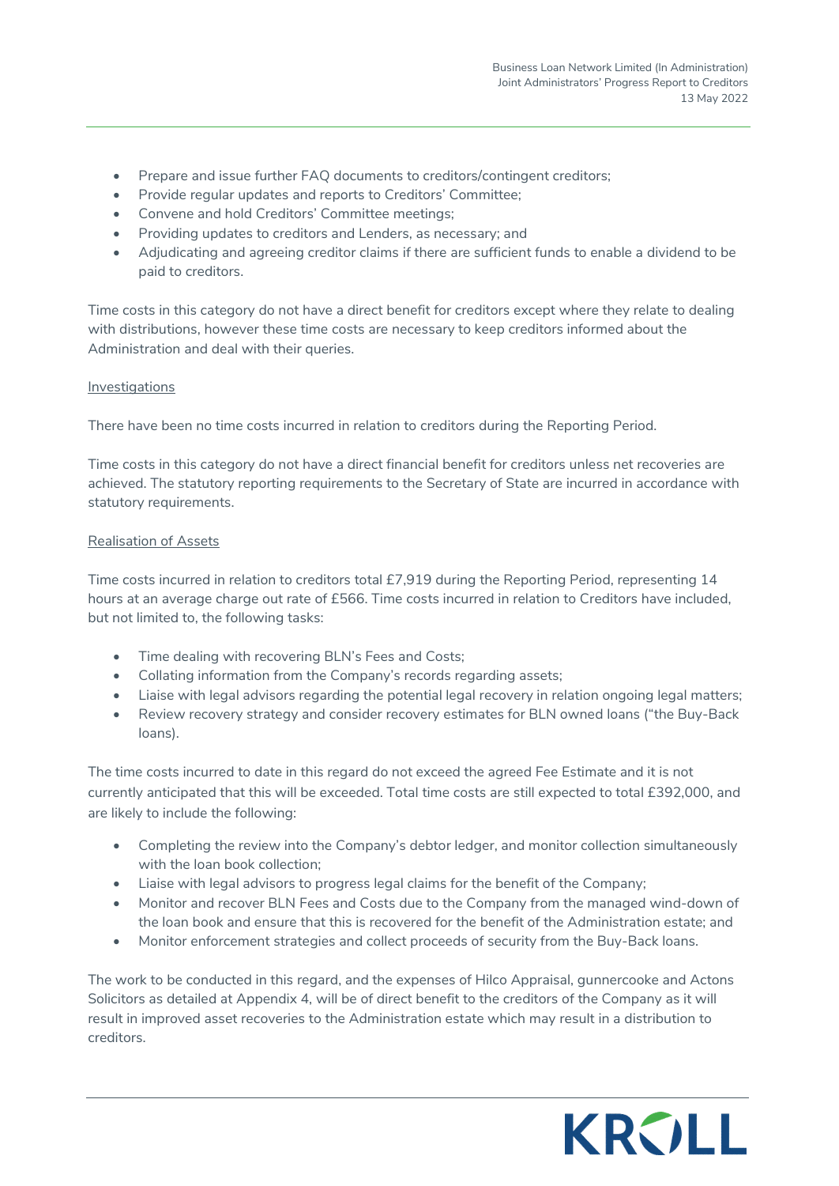- Prepare and issue further FAQ documents to creditors/contingent creditors;
- Provide regular updates and reports to Creditors' Committee;
- Convene and hold Creditors' Committee meetings;
- Providing updates to creditors and Lenders, as necessary; and
- Adjudicating and agreeing creditor claims if there are sufficient funds to enable a dividend to be paid to creditors.

Time costs in this category do not have a direct benefit for creditors except where they relate to dealing with distributions, however these time costs are necessary to keep creditors informed about the Administration and deal with their queries.

Investigations

There have been no time costs incurred in relation to creditors during the Reporting Period.

Time costs in this category do not have a direct financial benefit for creditors unless net recoveries are achieved. The statutory reporting requirements to the Secretary of State are incurred in accordance with statutory requirements.

Realisation of Assets

Time costs incurred in relation to creditors total £7,919 during the Reporting Period, representing 14 hours at an average charge out rate of £566. Time costs incurred in relation to Creditors have included, but not limited to, the following tasks:

- Time dealing with recovering BLN's Fees and Costs;
- Collating information from the Company's records regarding assets;
- Liaise with legal advisors regarding the potential legal recovery in relation ongoing legal matters;
- Review recovery strategy and consider recovery estimates for BLN owned loans ("the Buy-Back loans).

The time costs incurred to date in this regard do not exceed the agreed Fee Estimate and it is not currently anticipated that this will be exceeded. Total time costs are still expected to total £392,000, and are likely to include the following:

- Completing the review into the Company's debtor ledger, and monitor collection simultaneously with the loan book collection;
- Liaise with legal advisors to progress legal claims for the benefit of the Company;
- Monitor and recover BLN Fees and Costs due to the Company from the managed wind-down of the loan book and ensure that this is recovered for the benefit of the Administration estate; and
- Monitor enforcement strategies and collect proceeds of security from the Buy-Back loans.

The work to be conducted in this regard, and the expenses of Hilco Appraisal, gunnercooke and Actons Solicitors as detailed at Appendix 4, will be of direct benefit to the creditors of the Company as it will result in improved asset recoveries to the Administration estate which may result in a distribution to creditors.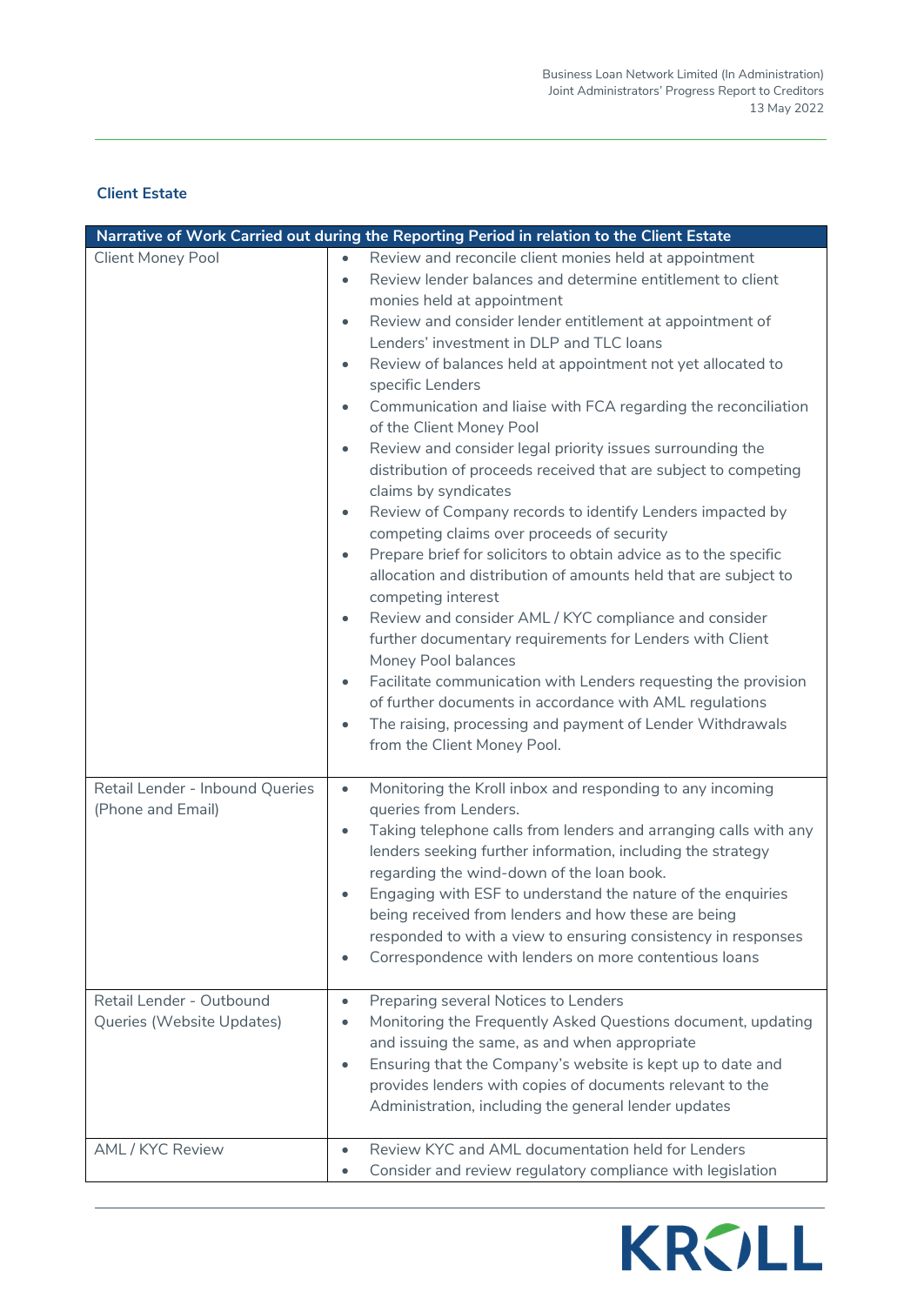## Client Estate

| Narrative of Work Carried out during the Reporting Period in relation to the Client Estate | |
|---|---|
| Client Money Pool | • Review and reconcile client monies held at appointment<br>• Review lender balances and determine entitlement to client monies held at appointment<br>• Review and consider lender entitlement at appointment of Lenders' investment in DLP and TLC loans<br>• Review of balances held at appointment not yet allocated to specific Lenders<br>• Communication and liaise with FCA regarding the reconciliation of the Client Money Pool<br>• Review and consider legal priority issues surrounding the distribution of proceeds received that are subject to competing claims by syndicates<br>• Review of Company records to identify Lenders impacted by competing claims over proceeds of security<br>• Prepare brief for solicitors to obtain advice as to the specific allocation and distribution of amounts held that are subject to competing interest<br>• Review and consider AML / KYC compliance and consider further documentary requirements for Lenders with Client Money Pool balances<br>• Facilitate communication with Lenders requesting the provision of further documents in accordance with AML regulations<br>• The raising, processing and payment of Lender Withdrawals from the Client Money Pool. |
| Retail Lender - Inbound Queries (Phone and Email) | • Monitoring the Kroll inbox and responding to any incoming queries from Lenders.<br>• Taking telephone calls from lenders and arranging calls with any lenders seeking further information, including the strategy regarding the wind-down of the loan book.<br>• Engaging with ESF to understand the nature of the enquiries being received from lenders and how these are being responded to with a view to ensuring consistency in responses<br>• Correspondence with lenders on more contentious loans |
| Retail Lender - Outbound Queries (Website Updates) | • Preparing several Notices to Lenders<br>• Monitoring the Frequently Asked Questions document, updating and issuing the same, as and when appropriate<br>• Ensuring that the Company's website is kept up to date and provides lenders with copies of documents relevant to the Administration, including the general lender updates |
| AML / KYC Review | • Review KYC and AML documentation held for Lenders<br>• Consider and review regulatory compliance with legislation |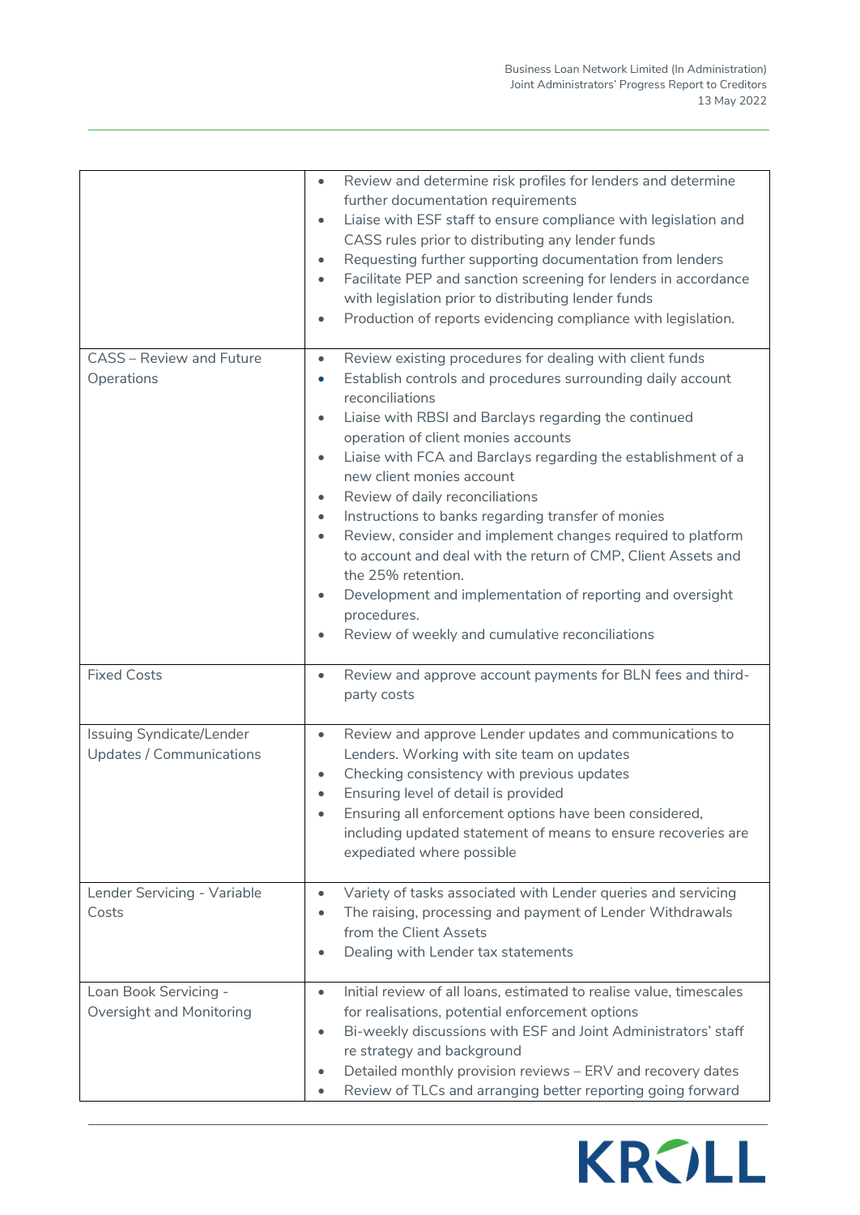| | |
|---|---|
| | • Review and determine risk profiles for lenders and determine further documentation requirements<br>• Liaise with ESF staff to ensure compliance with legislation and CASS rules prior to distributing any lender funds<br>• Requesting further supporting documentation from lenders<br>• Facilitate PEP and sanction screening for lenders in accordance with legislation prior to distributing lender funds<br>• Production of reports evidencing compliance with legislation. |
| CASS – Review and Future Operations | • Review existing procedures for dealing with client funds<br>• Establish controls and procedures surrounding daily account reconciliations<br>• Liaise with RBSI and Barclays regarding the continued operation of client monies accounts<br>• Liaise with FCA and Barclays regarding the establishment of a new client monies account<br>• Review of daily reconciliations<br>• Instructions to banks regarding transfer of monies<br>• Review, consider and implement changes required to platform to account and deal with the return of CMP, Client Assets and the 25% retention.<br>• Development and implementation of reporting and oversight procedures.<br>• Review of weekly and cumulative reconciliations |
| Fixed Costs | • Review and approve account payments for BLN fees and third-party costs |
| Issuing Syndicate/Lender Updates / Communications | • Review and approve Lender updates and communications to Lenders. Working with site team on updates<br>• Checking consistency with previous updates<br>• Ensuring level of detail is provided<br>• Ensuring all enforcement options have been considered, including updated statement of means to ensure recoveries are expediated where possible |
| Lender Servicing - Variable Costs | • Variety of tasks associated with Lender queries and servicing<br>• The raising, processing and payment of Lender Withdrawals from the Client Assets<br>• Dealing with Lender tax statements |
| Loan Book Servicing - Oversight and Monitoring | • Initial review of all loans, estimated to realise value, timescales for realisations, potential enforcement options<br>• Bi-weekly discussions with ESF and Joint Administrators' staff re strategy and background<br>• Detailed monthly provision reviews – ERV and recovery dates<br>• Review of TLCs and arranging better reporting going forward |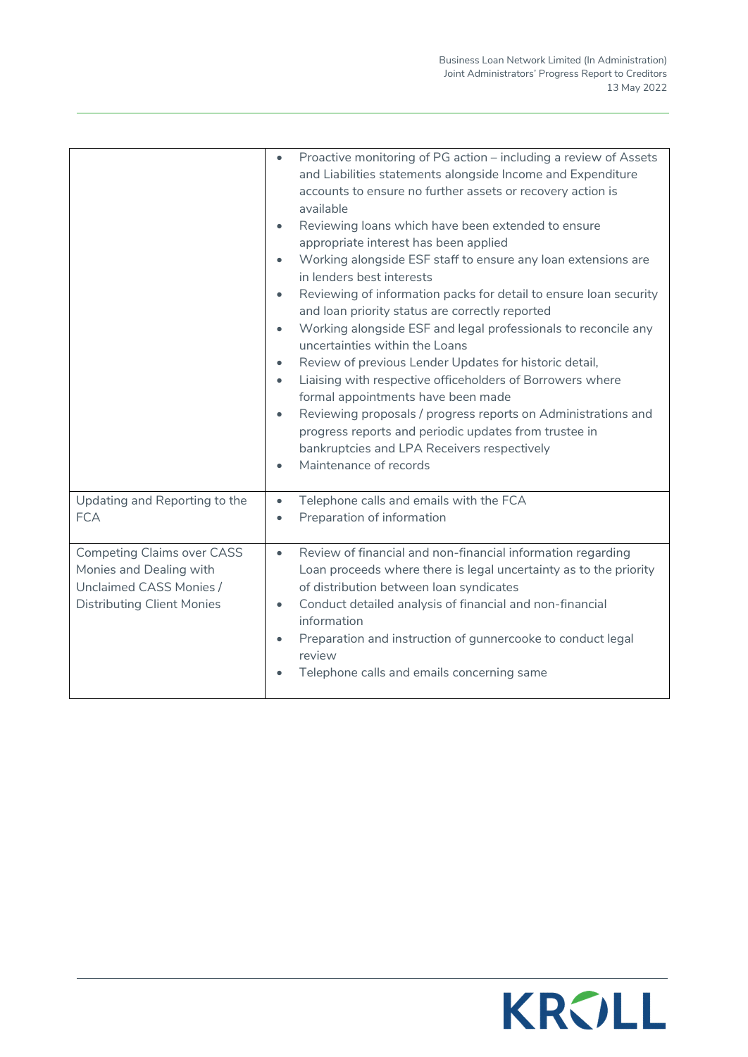| | |
|---|---|
| | • Proactive monitoring of PG action – including a review of Assets and Liabilities statements alongside Income and Expenditure accounts to ensure no further assets or recovery action is available<br>• Reviewing loans which have been extended to ensure appropriate interest has been applied<br>• Working alongside ESF staff to ensure any loan extensions are in lenders best interests<br>• Reviewing of information packs for detail to ensure loan security and loan priority status are correctly reported<br>• Working alongside ESF and legal professionals to reconcile any uncertainties within the Loans<br>• Review of previous Lender Updates for historic detail,<br>• Liaising with respective officeholders of Borrowers where formal appointments have been made<br>• Reviewing proposals / progress reports on Administrations and progress reports and periodic updates from trustee in bankruptcies and LPA Receivers respectively<br>• Maintenance of records |
| Updating and Reporting to the FCA | • Telephone calls and emails with the FCA<br>• Preparation of information |
| Competing Claims over CASS Monies and Dealing with Unclaimed CASS Monies / Distributing Client Monies | • Review of financial and non-financial information regarding Loan proceeds where there is legal uncertainty as to the priority of distribution between loan syndicates<br>• Conduct detailed analysis of financial and non-financial information<br>• Preparation and instruction of gunnercooke to conduct legal review<br>• Telephone calls and emails concerning same |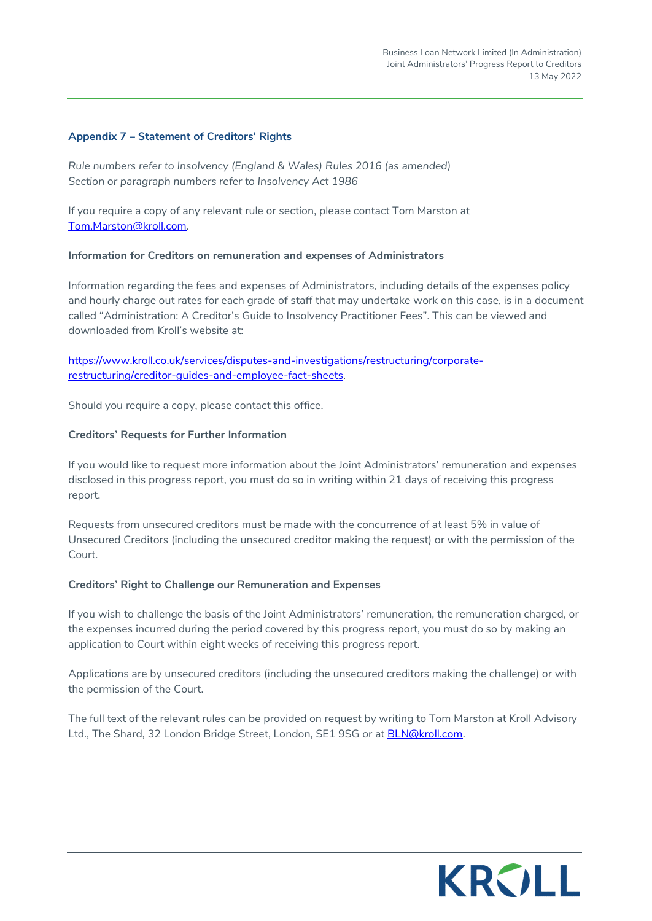## Appendix 7 – Statement of Creditors' Rights

*Rule numbers refer to Insolvency (England & Wales) Rules 2016 (as amended)*
*Section or paragraph numbers refer to Insolvency Act 1986*

If you require a copy of any relevant rule or section, please contact Tom Marston at Tom.Marston@kroll.com.

**Information for Creditors on remuneration and expenses of Administrators**

Information regarding the fees and expenses of Administrators, including details of the expenses policy and hourly charge out rates for each grade of staff that may undertake work on this case, is in a document called "Administration: A Creditor's Guide to Insolvency Practitioner Fees". This can be viewed and downloaded from Kroll's website at:

https://www.kroll.co.uk/services/disputes-and-investigations/restructuring/corporate-restructuring/creditor-guides-and-employee-fact-sheets.

Should you require a copy, please contact this office.

**Creditors' Requests for Further Information**

If you would like to request more information about the Joint Administrators' remuneration and expenses disclosed in this progress report, you must do so in writing within 21 days of receiving this progress report.

Requests from unsecured creditors must be made with the concurrence of at least 5% in value of Unsecured Creditors (including the unsecured creditor making the request) or with the permission of the Court.

**Creditors' Right to Challenge our Remuneration and Expenses**

If you wish to challenge the basis of the Joint Administrators' remuneration, the remuneration charged, or the expenses incurred during the period covered by this progress report, you must do so by making an application to Court within eight weeks of receiving this progress report.

Applications are by unsecured creditors (including the unsecured creditors making the challenge) or with the permission of the Court.

The full text of the relevant rules can be provided on request by writing to Tom Marston at Kroll Advisory Ltd., The Shard, 32 London Bridge Street, London, SE1 9SG or at BLN@kroll.com.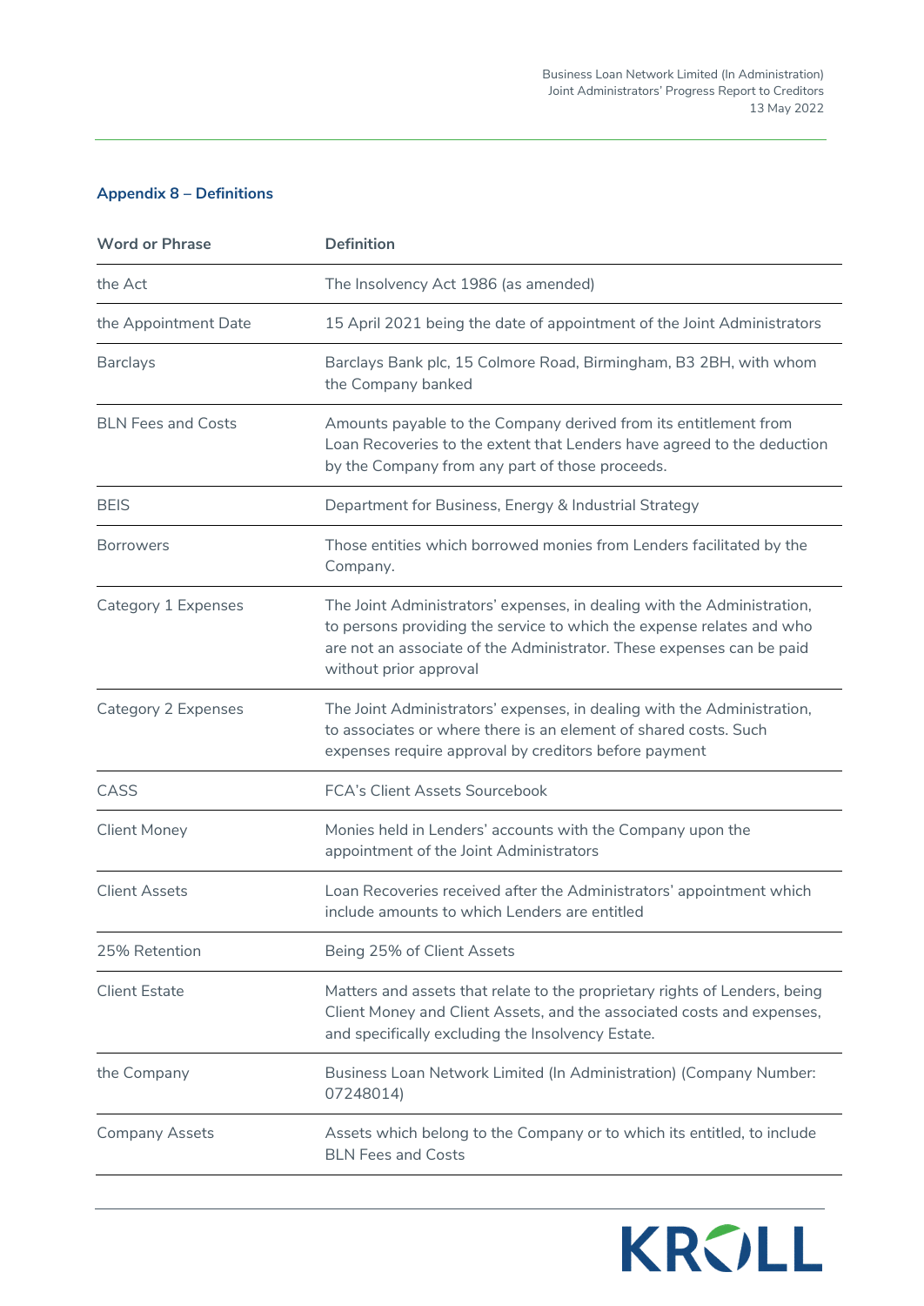## Appendix 8 – Definitions

| Word or Phrase | Definition |
|---|---|
| the Act | The Insolvency Act 1986 (as amended) |
| the Appointment Date | 15 April 2021 being the date of appointment of the Joint Administrators |
| Barclays | Barclays Bank plc, 15 Colmore Road, Birmingham, B3 2BH, with whom the Company banked |
| BLN Fees and Costs | Amounts payable to the Company derived from its entitlement from Loan Recoveries to the extent that Lenders have agreed to the deduction by the Company from any part of those proceeds. |
| BEIS | Department for Business, Energy & Industrial Strategy |
| Borrowers | Those entities which borrowed monies from Lenders facilitated by the Company. |
| Category 1 Expenses | The Joint Administrators' expenses, in dealing with the Administration, to persons providing the service to which the expense relates and who are not an associate of the Administrator. These expenses can be paid without prior approval |
| Category 2 Expenses | The Joint Administrators' expenses, in dealing with the Administration, to associates or where there is an element of shared costs. Such expenses require approval by creditors before payment |
| CASS | FCA's Client Assets Sourcebook |
| Client Money | Monies held in Lenders' accounts with the Company upon the appointment of the Joint Administrators |
| Client Assets | Loan Recoveries received after the Administrators' appointment which include amounts to which Lenders are entitled |
| 25% Retention | Being 25% of Client Assets |
| Client Estate | Matters and assets that relate to the proprietary rights of Lenders, being Client Money and Client Assets, and the associated costs and expenses, and specifically excluding the Insolvency Estate. |
| the Company | Business Loan Network Limited (In Administration) (Company Number: 07248014) |
| Company Assets | Assets which belong to the Company or to which its entitled, to include BLN Fees and Costs |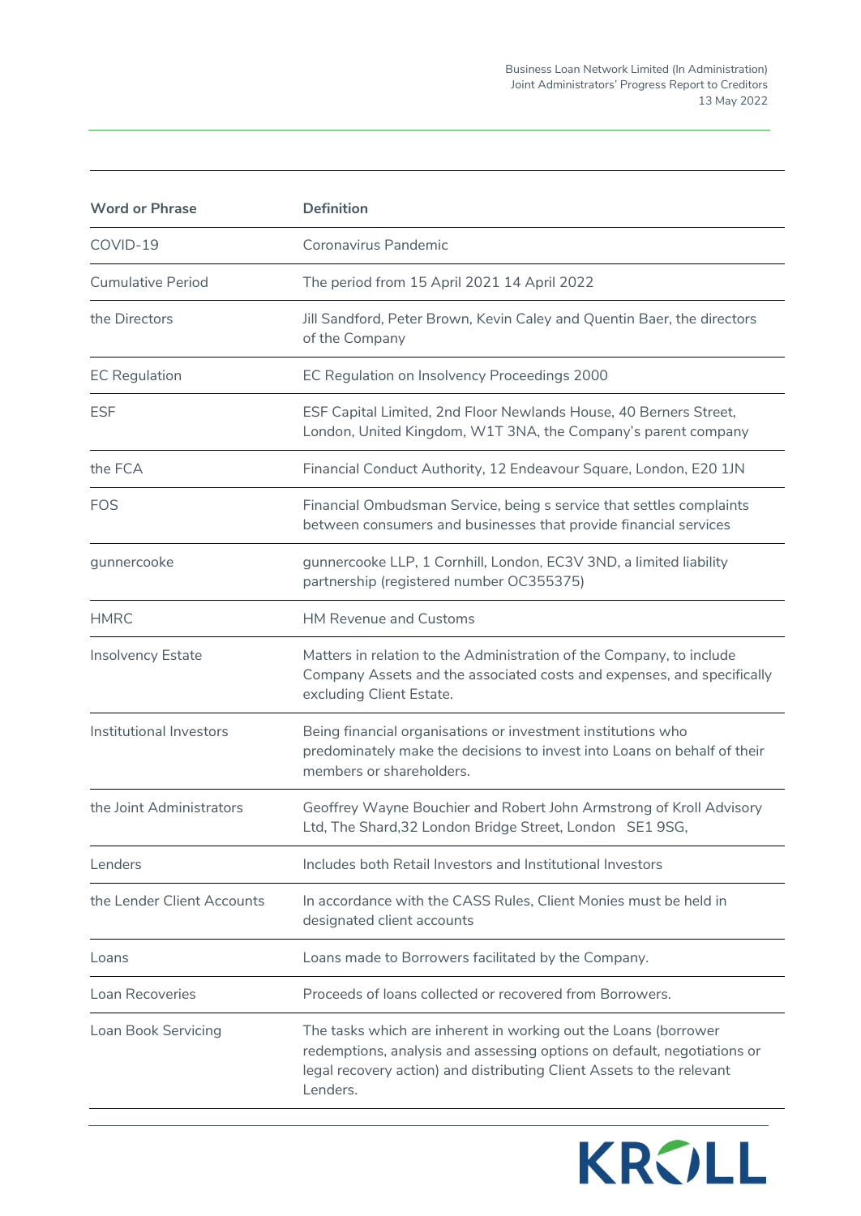| Word or Phrase | Definition |
|---|---|
| COVID-19 | Coronavirus Pandemic |
| Cumulative Period | The period from 15 April 2021 14 April 2022 |
| the Directors | Jill Sandford, Peter Brown, Kevin Caley and Quentin Baer, the directors of the Company |
| EC Regulation | EC Regulation on Insolvency Proceedings 2000 |
| ESF | ESF Capital Limited, 2nd Floor Newlands House, 40 Berners Street, London, United Kingdom, W1T 3NA, the Company's parent company |
| the FCA | Financial Conduct Authority, 12 Endeavour Square, London, E20 1JN |
| FOS | Financial Ombudsman Service, being s service that settles complaints between consumers and businesses that provide financial services |
| gunnercooke | gunnercooke LLP, 1 Cornhill, London, EC3V 3ND, a limited liability partnership (registered number OC355375) |
| HMRC | HM Revenue and Customs |
| Insolvency Estate | Matters in relation to the Administration of the Company, to include Company Assets and the associated costs and expenses, and specifically excluding Client Estate. |
| Institutional Investors | Being financial organisations or investment institutions who predominately make the decisions to invest into Loans on behalf of their members or shareholders. |
| the Joint Administrators | Geoffrey Wayne Bouchier and Robert John Armstrong of Kroll Advisory Ltd, The Shard,32 London Bridge Street, London SE1 9SG, |
| Lenders | Includes both Retail Investors and Institutional Investors |
| the Lender Client Accounts | In accordance with the CASS Rules, Client Monies must be held in designated client accounts |
| Loans | Loans made to Borrowers facilitated by the Company. |
| Loan Recoveries | Proceeds of loans collected or recovered from Borrowers. |
| Loan Book Servicing | The tasks which are inherent in working out the Loans (borrower redemptions, analysis and assessing options on default, negotiations or legal recovery action) and distributing Client Assets to the relevant Lenders. |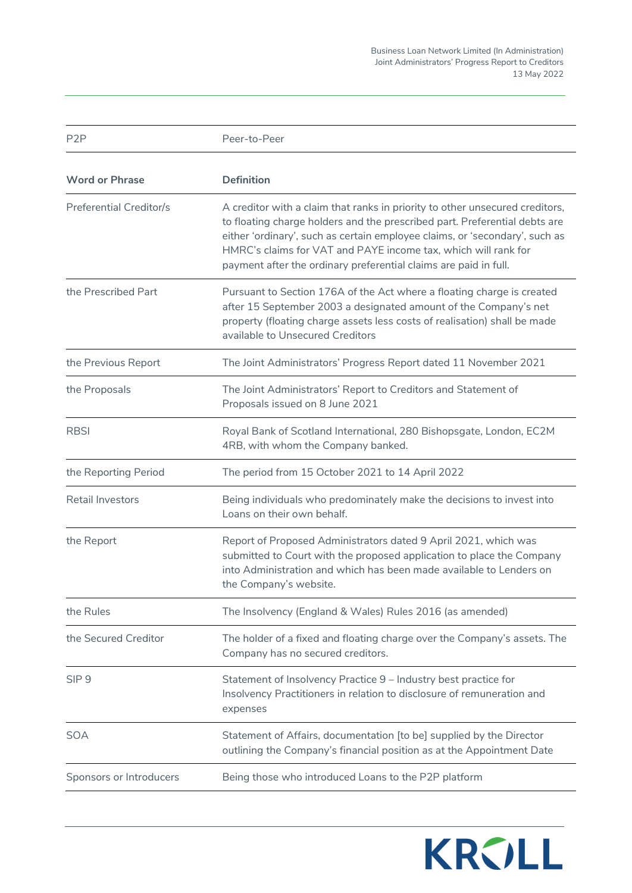| P2P | Peer-to-Peer |
|---|---|
| **Word or Phrase** | **Definition** |
| Preferential Creditor/s | A creditor with a claim that ranks in priority to other unsecured creditors, to floating charge holders and the prescribed part. Preferential debts are either 'ordinary', such as certain employee claims, or 'secondary', such as HMRC's claims for VAT and PAYE income tax, which will rank for payment after the ordinary preferential claims are paid in full. |
| the Prescribed Part | Pursuant to Section 176A of the Act where a floating charge is created after 15 September 2003 a designated amount of the Company's net property (floating charge assets less costs of realisation) shall be made available to Unsecured Creditors |
| the Previous Report | The Joint Administrators' Progress Report dated 11 November 2021 |
| the Proposals | The Joint Administrators' Report to Creditors and Statement of Proposals issued on 8 June 2021 |
| RBSI | Royal Bank of Scotland International, 280 Bishopsgate, London, EC2M 4RB, with whom the Company banked. |
| the Reporting Period | The period from 15 October 2021 to 14 April 2022 |
| Retail Investors | Being individuals who predominately make the decisions to invest into Loans on their own behalf. |
| the Report | Report of Proposed Administrators dated 9 April 2021, which was submitted to Court with the proposed application to place the Company into Administration and which has been made available to Lenders on the Company's website. |
| the Rules | The Insolvency (England & Wales) Rules 2016 (as amended) |
| the Secured Creditor | The holder of a fixed and floating charge over the Company's assets. The Company has no secured creditors. |
| SIP 9 | Statement of Insolvency Practice 9 – Industry best practice for Insolvency Practitioners in relation to disclosure of remuneration and expenses |
| SOA | Statement of Affairs, documentation [to be] supplied by the Director outlining the Company's financial position as at the Appointment Date |
| Sponsors or Introducers | Being those who introduced Loans to the P2P platform |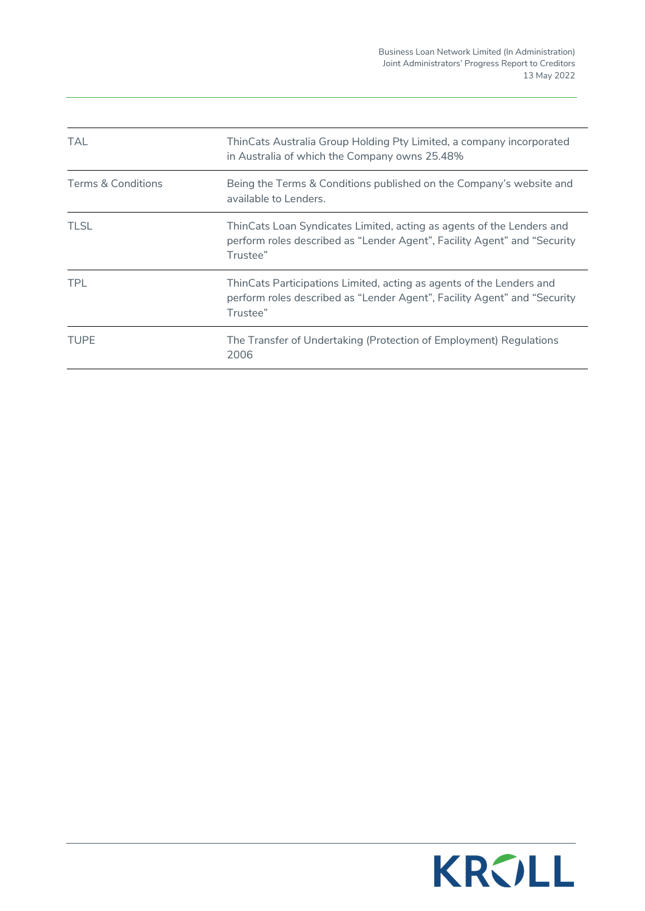| | |
|---|---|
| TAL | ThinCats Australia Group Holding Pty Limited, a company incorporated in Australia of which the Company owns 25.48% |
| Terms & Conditions | Being the Terms & Conditions published on the Company's website and available to Lenders. |
| TLSL | ThinCats Loan Syndicates Limited, acting as agents of the Lenders and perform roles described as "Lender Agent", Facility Agent" and "Security Trustee" |
| TPL | ThinCats Participations Limited, acting as agents of the Lenders and perform roles described as "Lender Agent", Facility Agent" and "Security Trustee" |
| TUPE | The Transfer of Undertaking (Protection of Employment) Regulations 2006 |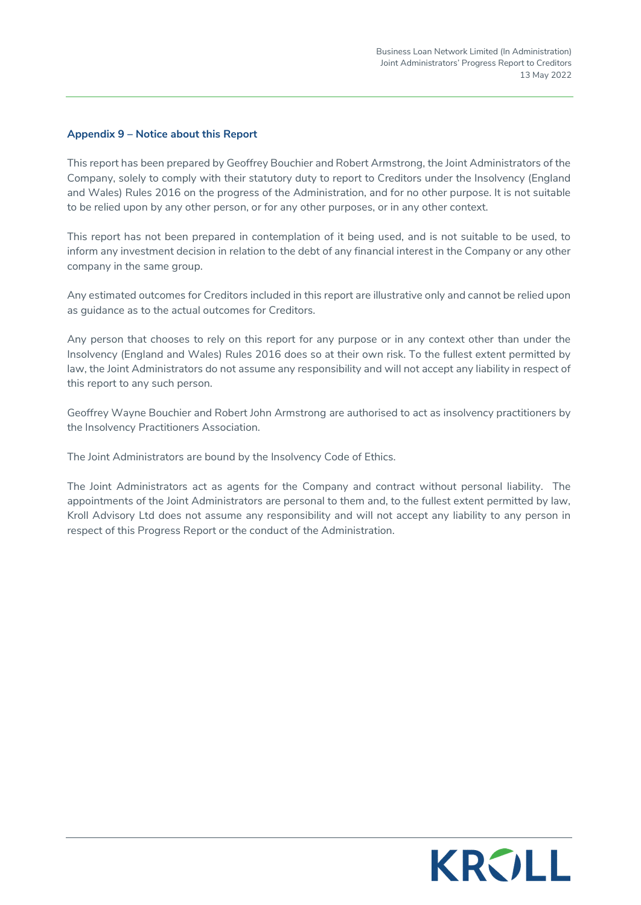### Appendix 9 – Notice about this Report

This report has been prepared by Geoffrey Bouchier and Robert Armstrong, the Joint Administrators of the Company, solely to comply with their statutory duty to report to Creditors under the Insolvency (England and Wales) Rules 2016 on the progress of the Administration, and for no other purpose. It is not suitable to be relied upon by any other person, or for any other purposes, or in any other context.

This report has not been prepared in contemplation of it being used, and is not suitable to be used, to inform any investment decision in relation to the debt of any financial interest in the Company or any other company in the same group.

Any estimated outcomes for Creditors included in this report are illustrative only and cannot be relied upon as guidance as to the actual outcomes for Creditors.

Any person that chooses to rely on this report for any purpose or in any context other than under the Insolvency (England and Wales) Rules 2016 does so at their own risk. To the fullest extent permitted by law, the Joint Administrators do not assume any responsibility and will not accept any liability in respect of this report to any such person.

Geoffrey Wayne Bouchier and Robert John Armstrong are authorised to act as insolvency practitioners by the Insolvency Practitioners Association.

The Joint Administrators are bound by the Insolvency Code of Ethics.

The Joint Administrators act as agents for the Company and contract without personal liability. The appointments of the Joint Administrators are personal to them and, to the fullest extent permitted by law, Kroll Advisory Ltd does not assume any responsibility and will not accept any liability to any person in respect of this Progress Report or the conduct of the Administration.